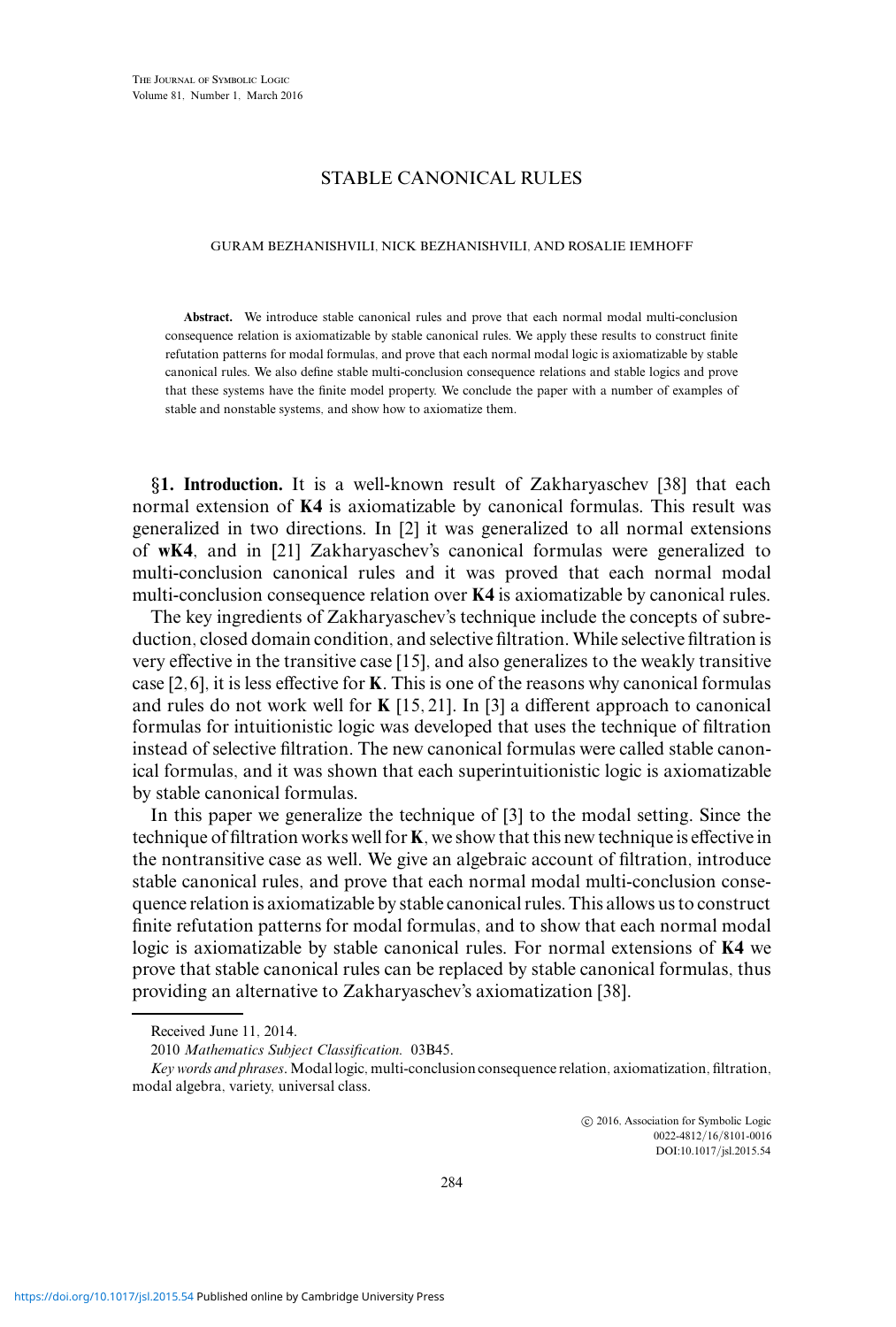# STABLE CANONICAL RULES

GURAM BEZHANISHVILI, NICK BEZHANISHVILI, AND ROSALIE IEMHOFF

**Abstract.** We introduce stable canonical rules and prove that each normal modal multi-conclusion consequence relation is axiomatizable by stable canonical rules. We apply these results to construct finite refutation patterns for modal formulas, and prove that each normal modal logic is axiomatizable by stable canonical rules. We also define stable multi-conclusion consequence relations and stable logics and prove that these systems have the finite model property. We conclude the paper with a number of examples of stable and nonstable systems, and show how to axiomatize them.

## §1. Introduction.

It is a well-known result of Zakharyaschev [38] that each normal extension of **K4** is axiomatizable by canonical formulas. This result was generalized in two directions. In [2] it was generalized to all normal extensions of **wK4**, and in [21] Zakharyaschev's canonical formulas were generalized to multi-conclusion canonical rules and it was proved that each normal modal multi-conclusion consequence relation over **K4** is axiomatizable by canonical rules.

The key ingredients of Zakharyaschev's technique include the concepts of subreduction, closed domain condition, and selective filtration. While selective filtration is very effective in the transitive case [15], and also generalizes to the weakly transitive case [2, 6], it is less effective for **K**. This is one of the reasons why canonical formulas and rules do not work well for **K** [15, 21]. In [3] a different approach to canonical formulas for intuitionistic logic was developed that uses the technique of filtration instead of selective filtration. The new canonical formulas were called stable canonical formulas, and it was shown that each superintuitionistic logic is axiomatizable by stable canonical formulas.

In this paper we generalize the technique of [3] to the modal setting. Since the technique of filtration works well for **K**, we show that this new technique is effective in the nontransitive case as well. We give an algebraic account of filtration, introduce stable canonical rules, and prove that each normal modal multi-conclusion consequence relation is axiomatizable by stable canonical rules. This allows us to construct finite refutation patterns for modal formulas, and to show that each normal modal logic is axiomatizable by stable canonical rules. For normal extensions of **K4** we prove that stable canonical rules can be replaced by stable canonical formulas, thus providing an alternative to Zakharyaschev's axiomatization [38].

Received June 11, 2014.

2010 *Mathematics Subject Classification.* 03B45.

*Key words and phrases*. Modal logic, multi-conclusion consequence relation, axiomatization, filtration, modal algebra, variety, universal class.

© 2016, Association for Symbolic Logic
0022-4812/16/8101-0016
DOI:10.1017/jsl.2015.54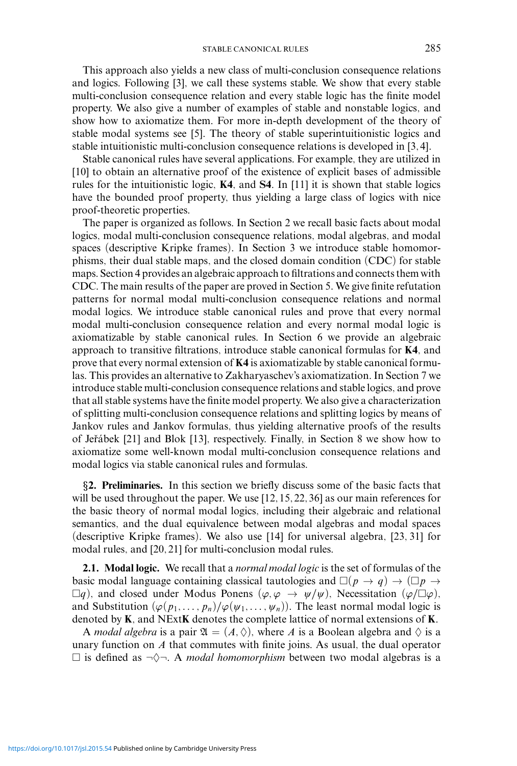This approach also yields a new class of multi-conclusion consequence relations and logics. Following [3], we call these systems stable. We show that every stable multi-conclusion consequence relation and every stable logic has the finite model property. We also give a number of examples of stable and nonstable logics, and show how to axiomatize them. For more in-depth development of the theory of stable modal systems see [5]. The theory of stable superintuitionistic logics and stable intuitionistic multi-conclusion consequence relations is developed in [3, 4].

Stable canonical rules have several applications. For example, they are utilized in [10] to obtain an alternative proof of the existence of explicit bases of admissible rules for the intuitionistic logic, **K4**, and **S4**. In [11] it is shown that stable logics have the bounded proof property, thus yielding a large class of logics with nice proof-theoretic properties.

The paper is organized as follows. In Section 2 we recall basic facts about modal logics, modal multi-conclusion consequence relations, modal algebras, and modal spaces (descriptive Kripke frames). In Section 3 we introduce stable homomorphisms, their dual stable maps, and the closed domain condition (CDC) for stable maps. Section 4 provides an algebraic approach to filtrations and connects them with CDC. The main results of the paper are proved in Section 5. We give finite refutation patterns for normal modal multi-conclusion consequence relations and normal modal logics. We introduce stable canonical rules and prove that every normal modal multi-conclusion consequence relation and every normal modal logic is axiomatizable by stable canonical rules. In Section 6 we provide an algebraic approach to transitive filtrations, introduce stable canonical formulas for **K4**, and prove that every normal extension of **K4** is axiomatizable by stable canonical formulas. This provides an alternative to Zakharyaschev's axiomatization. In Section 7 we introduce stable multi-conclusion consequence relations and stable logics, and prove that all stable systems have the finite model property. We also give a characterization of splitting multi-conclusion consequence relations and splitting logics by means of Jankov rules and Jankov formulas, thus yielding alternative proofs of the results of Jeřábek [21] and Blok [13], respectively. Finally, in Section 8 we show how to axiomatize some well-known modal multi-conclusion consequence relations and modal logics via stable canonical rules and formulas.

## §2. Preliminaries.

In this section we briefly discuss some of the basic facts that will be used throughout the paper. We use [12, 15, 22, 36] as our main references for the basic theory of normal modal logics, including their algebraic and relational semantics, and the dual equivalence between modal algebras and modal spaces (descriptive Kripke frames). We also use [14] for universal algebra, [23, 31] for modal rules, and [20, 21] for multi-conclusion modal rules.

**2.1. Modal logic.** We recall that a *normal modal logic* is the set of formulas of the basic modal language containing classical tautologies and $\Box(p \to q) \to (\Box p \to \Box q)$, and closed under Modus Ponens $(\varphi, \varphi \to \psi/\psi)$, Necessitation $(\varphi/\Box\varphi)$, and Substitution $(\varphi(p_1, \dots, p_n)/\varphi(\psi_1, \dots, \psi_n))$. The least normal modal logic is denoted by **K**, and NExt**K** denotes the complete lattice of normal extensions of **K**.

A *modal algebra* is a pair $\mathfrak{A} = (A, \Diamond)$, where $A$ is a Boolean algebra and $\Diamond$ is a unary function on $A$ that commutes with finite joins. As usual, the dual operator $\Box$ is defined as $\neg\Diamond\neg$. A *modal homomorphism* between two modal algebras is a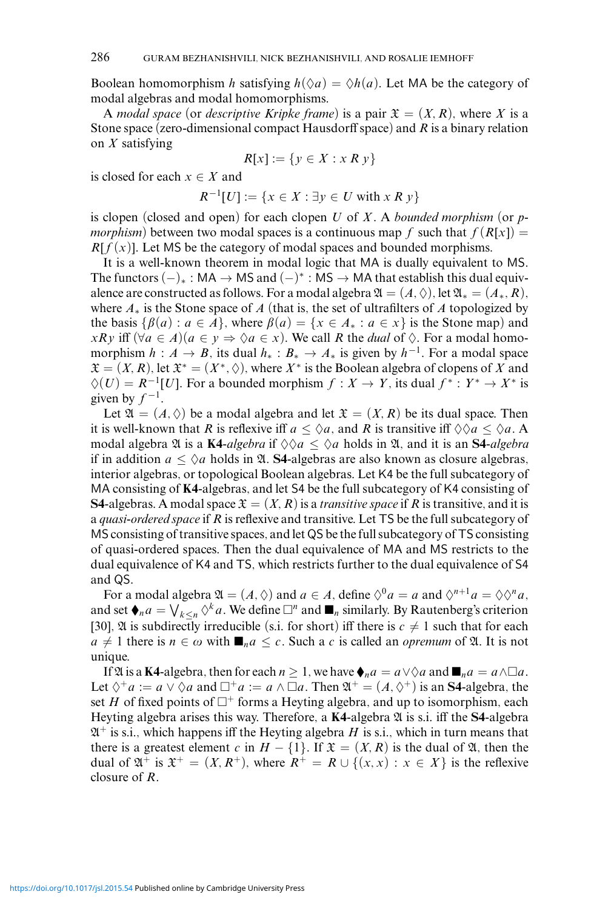Boolean homomorphism $h$ satisfying $h(\Diamond a) = \Diamond h(a)$. Let $\mathsf{MA}$ be the category of modal algebras and modal homomorphisms.

A *modal space* (or *descriptive Kripke frame*) is a pair $\mathfrak{X} = (X, R)$, where $X$ is a Stone space (zero-dimensional compact Hausdorff space) and $R$ is a binary relation on $X$ satisfying

$$R[x] := \{y \in X : x\, R\, y\}$$

is closed for each $x \in X$ and

$$R^{-1}[U] := \{x \in X : \exists y \in U \text{ with } x\, R\, y\}$$

is clopen (closed and open) for each clopen $U$ of $X$. A *bounded morphism* (or *p-morphism*) between two modal spaces is a continuous map $f$ such that $f(R[x]) = R[f(x)]$. Let $\mathsf{MS}$ be the category of modal spaces and bounded morphisms.

It is a well-known theorem in modal logic that $\mathsf{MA}$ is dually equivalent to $\mathsf{MS}$. The functors $(-)_* : \mathsf{MA} \to \mathsf{MS}$ and $(-)^* : \mathsf{MS} \to \mathsf{MA}$ that establish this dual equivalence are constructed as follows. For a modal algebra $\mathfrak{A} = (A, \Diamond)$, let $\mathfrak{A}_* = (A_*, R)$, where $A_*$ is the Stone space of $A$ (that is, the set of ultrafilters of $A$ topologized by the basis $\{\beta(a) : a \in A\}$, where $\beta(a) = \{x \in A_* : a \in x\}$ is the Stone map) and $xRy$ iff $(\forall a \in A)(a \in y \Rightarrow \Diamond a \in x)$. We call $R$ the *dual* of $\Diamond$. For a modal homomorphism $h : A \to B$, its dual $h_* : B_* \to A_*$ is given by $h^{-1}$. For a modal space $\mathfrak{X} = (X, R)$, let $\mathfrak{X}^* = (X^*, \Diamond)$, where $X^*$ is the Boolean algebra of clopens of $X$ and $\Diamond(U) = R^{-1}[U]$. For a bounded morphism $f : X \to Y$, its dual $f^* : Y^* \to X^*$ is given by $f^{-1}$.

Let $\mathfrak{A} = (A, \Diamond)$ be a modal algebra and let $\mathfrak{X} = (X, R)$ be its dual space. Then it is well-known that $R$ is reflexive iff $a \le \Diamond a$, and $R$ is transitive iff $\Diamond\Diamond a \le \Diamond a$. A modal algebra $\mathfrak{A}$ is a **K4**-*algebra* if $\Diamond\Diamond a \le \Diamond a$ holds in $\mathfrak{A}$, and it is an **S4**-*algebra* if in addition $a \le \Diamond a$ holds in $\mathfrak{A}$. **S4**-algebras are also known as closure algebras, interior algebras, or topological Boolean algebras. Let $\mathsf{K4}$ be the full subcategory of $\mathsf{MA}$ consisting of **K4**-algebras, and let $\mathsf{S4}$ be the full subcategory of $\mathsf{K4}$ consisting of **S4**-algebras. A modal space $\mathfrak{X} = (X, R)$ is a *transitive space* if $R$ is transitive, and it is a *quasi-ordered space* if $R$ is reflexive and transitive. Let $\mathsf{TS}$ be the full subcategory of $\mathsf{MS}$ consisting of transitive spaces, and let $\mathsf{QS}$ be the full subcategory of $\mathsf{TS}$ consisting of quasi-ordered spaces. Then the dual equivalence of $\mathsf{MA}$ and $\mathsf{MS}$ restricts to the dual equivalence of $\mathsf{K4}$ and $\mathsf{TS}$, which restricts further to the dual equivalence of $\mathsf{S4}$ and $\mathsf{QS}$.

For a modal algebra $\mathfrak{A} = (A, \Diamond)$ and $a \in A$, define $\Diamond^0 a = a$ and $\Diamond^{n+1} a = \Diamond\Diamond^n a$, and set $\blacklozenge_n a = \bigvee_{k \le n} \Diamond^k a$. We define $\Box^n$ and $\blacksquare_n$ similarly. By Rautenberg's criterion [30], $\mathfrak{A}$ is subdirectly irreducible (s.i. for short) iff there is $c \ne 1$ such that for each $a \ne 1$ there is $n \in \omega$ with $\blacksquare_n a \le c$. Such a $c$ is called an *opremum* of $\mathfrak{A}$. It is not unique.

If $\mathfrak{A}$ is a **K4**-algebra, then for each $n \ge 1$, we have $\blacklozenge_n a = a \vee \Diamond a$ and $\blacksquare_n a = a \wedge \Box a$. Let $\Diamond^+ a := a \vee \Diamond a$ and $\Box^+ a := a \wedge \Box a$. Then $\mathfrak{A}^+ = (A, \Diamond^+)$ is an **S4**-algebra, the set $H$ of fixed points of $\Box^+$ forms a Heyting algebra, and up to isomorphism, each Heyting algebra arises this way. Therefore, a **K4**-algebra $\mathfrak{A}$ is s.i. iff the **S4**-algebra $\mathfrak{A}^+$ is s.i., which happens iff the Heyting algebra $H$ is s.i., which in turn means that there is a greatest element $c$ in $H - \{1\}$. If $\mathfrak{X} = (X, R)$ is the dual of $\mathfrak{A}$, then the dual of $\mathfrak{A}^+$ is $\mathfrak{X}^+ = (X, R^+)$, where $R^+ = R \cup \{(x, x) : x \in X\}$ is the reflexive closure of $R$.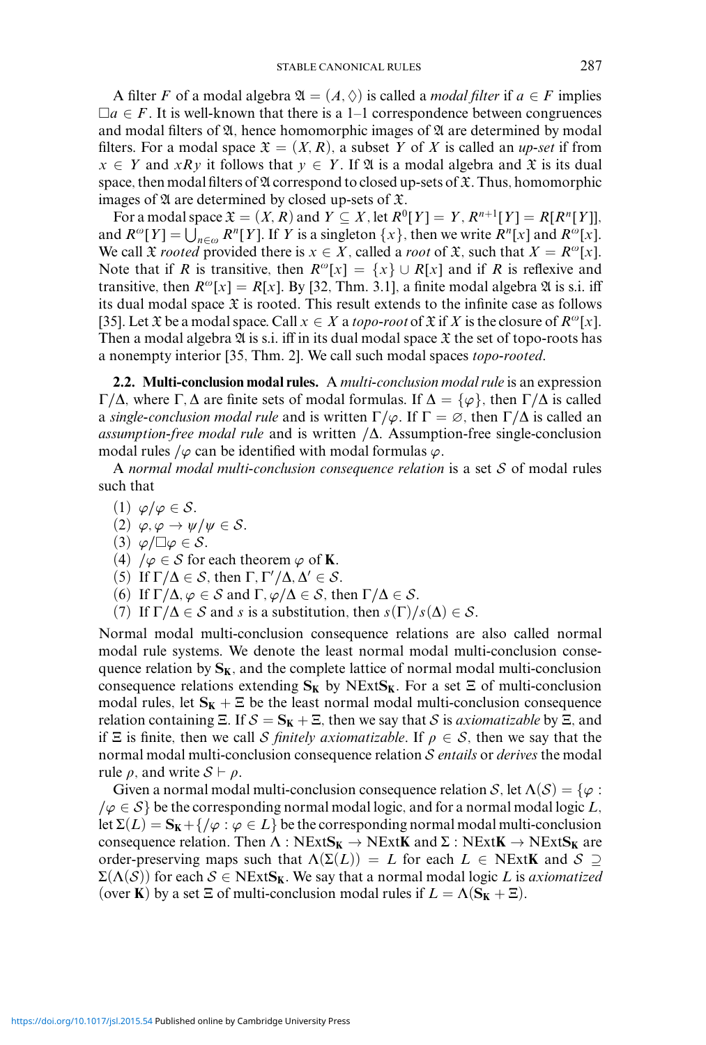A filter $F$ of a modal algebra $\mathfrak{A} = (A, \Diamond)$ is called a *modal filter* if $a \in F$ implies $\Box a \in F$. It is well-known that there is a 1–1 correspondence between congruences and modal filters of $\mathfrak{A}$, hence homomorphic images of $\mathfrak{A}$ are determined by modal filters. For a modal space $\mathfrak{X} = (X, R)$, a subset $Y$ of $X$ is called an *up-set* if from $x \in Y$ and $xRy$ it follows that $y \in Y$. If $\mathfrak{A}$ is a modal algebra and $\mathfrak{X}$ is its dual space, then modal filters of $\mathfrak{A}$ correspond to closed up-sets of $\mathfrak{X}$. Thus, homomorphic images of $\mathfrak{A}$ are determined by closed up-sets of $\mathfrak{X}$.

For a modal space $\mathfrak{X} = (X, R)$ and $Y \subseteq X$, let $R^0[Y] = Y$, $R^{n+1}[Y] = R[R^n[Y]]$, and $R^\omega[Y] = \bigcup_{n\in\omega} R^n[Y]$. If $Y$ is a singleton $\{x\}$, then we write $R^n[x]$ and $R^\omega[x]$. We call $\mathfrak{X}$ *rooted* provided there is $x \in X$, called a *root* of $\mathfrak{X}$, such that $X = R^\omega[x]$. Note that if $R$ is transitive, then $R^\omega[x] = \{x\} \cup R[x]$ and if $R$ is reflexive and transitive, then $R^\omega[x] = R[x]$. By [32, Thm. 3.1], a finite modal algebra $\mathfrak{A}$ is s.i. iff its dual modal space $\mathfrak{X}$ is rooted. This result extends to the infinite case as follows [35]. Let $\mathfrak{X}$ be a modal space. Call $x \in X$ a *topo-root* of $\mathfrak{X}$ if $X$ is the closure of $R^\omega[x]$. Then a modal algebra $\mathfrak{A}$ is s.i. iff in its dual modal space $\mathfrak{X}$ the set of topo-roots has a nonempty interior [35, Thm. 2]. We call such modal spaces *topo-rooted*.

**2.2. Multi-conclusion modal rules.** A *multi-conclusion modal rule* is an expression $\Gamma/\Delta$, where $\Gamma, \Delta$ are finite sets of modal formulas. If $\Delta = \{\varphi\}$, then $\Gamma/\Delta$ is called a *single-conclusion modal rule* and is written $\Gamma/\varphi$. If $\Gamma = \varnothing$, then $\Gamma/\Delta$ is called an *assumption-free modal rule* and is written $/\Delta$. Assumption-free single-conclusion modal rules $/\varphi$ can be identified with modal formulas $\varphi$.

A *normal modal multi-conclusion consequence relation* is a set $\mathcal{S}$ of modal rules such that

(1) $\varphi/\varphi \in \mathcal{S}$.
(2) $\varphi, \varphi \to \psi/\psi \in \mathcal{S}$.
(3) $\varphi/\Box\varphi \in \mathcal{S}$.
(4) $/\varphi \in \mathcal{S}$ for each theorem $\varphi$ of $\mathbf{K}$.
(5) If $\Gamma/\Delta \in \mathcal{S}$, then $\Gamma, \Gamma'/\Delta, \Delta' \in \mathcal{S}$.
(6) If $\Gamma/\Delta, \varphi \in \mathcal{S}$ and $\Gamma, \varphi/\Delta \in \mathcal{S}$, then $\Gamma/\Delta \in \mathcal{S}$.
(7) If $\Gamma/\Delta \in \mathcal{S}$ and $s$ is a substitution, then $s(\Gamma)/s(\Delta) \in \mathcal{S}$.

Normal modal multi-conclusion consequence relations are also called normal modal rule systems. We denote the least normal modal multi-conclusion consequence relation by $\mathbf{S_K}$, and the complete lattice of normal modal multi-conclusion consequence relations extending $\mathbf{S_K}$ by $\mathrm{NExt}\mathbf{S_K}$. For a set $\Xi$ of multi-conclusion modal rules, let $\mathbf{S_K} + \Xi$ be the least normal modal multi-conclusion consequence relation containing $\Xi$. If $\mathcal{S} = \mathbf{S_K} + \Xi$, then we say that $\mathcal{S}$ is *axiomatizable* by $\Xi$, and if $\Xi$ is finite, then we call $\mathcal{S}$ *finitely axiomatizable*. If $\rho \in \mathcal{S}$, then we say that the normal modal multi-conclusion consequence relation $\mathcal{S}$ *entails* or *derives* the modal rule $\rho$, and write $\mathcal{S} \vdash \rho$.

Given a normal modal multi-conclusion consequence relation $\mathcal{S}$, let $\Lambda(\mathcal{S}) = \{\varphi : /\varphi \in \mathcal{S}\}$ be the corresponding normal modal logic, and for a normal modal logic $L$, let $\Sigma(L) = \mathbf{S_K} + \{/\varphi : \varphi \in L\}$ be the corresponding normal modal multi-conclusion consequence relation. Then $\Lambda : \mathrm{NExt}\mathbf{S_K} \to \mathrm{NExt}\mathbf{K}$ and $\Sigma : \mathrm{NExt}\mathbf{K} \to \mathrm{NExt}\mathbf{S_K}$ are order-preserving maps such that $\Lambda(\Sigma(L)) = L$ for each $L \in \mathrm{NExt}\mathbf{K}$ and $\mathcal{S} \supseteq \Sigma(\Lambda(\mathcal{S}))$ for each $\mathcal{S} \in \mathrm{NExt}\mathbf{S_K}$. We say that a normal modal logic $L$ is *axiomatized* (over $\mathbf{K}$) by a set $\Xi$ of multi-conclusion modal rules if $L = \Lambda(\mathbf{S_K} + \Xi)$.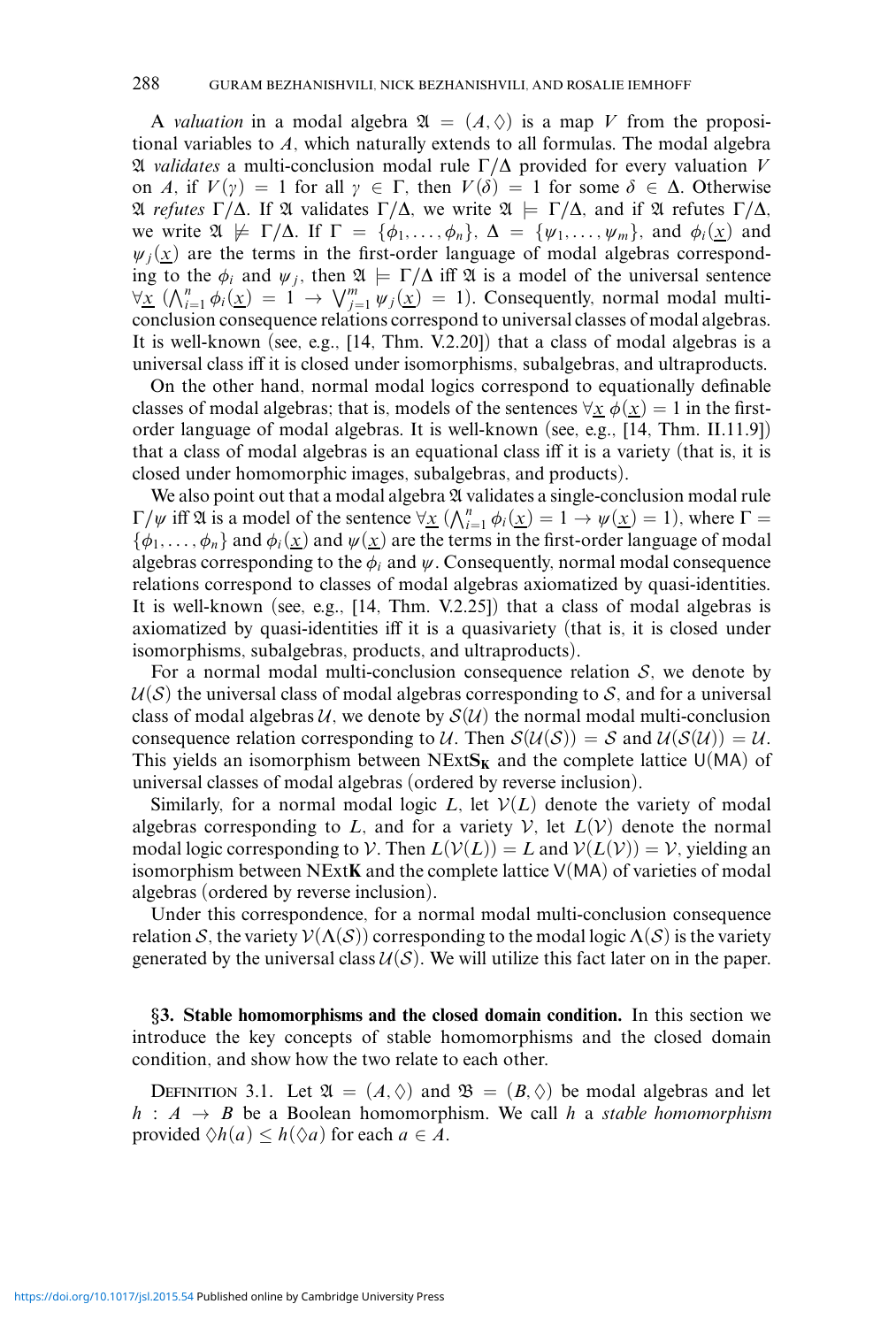A *valuation* in a modal algebra $\mathfrak{A} = (A, \Diamond)$ is a map $V$ from the propositional variables to $A$, which naturally extends to all formulas. The modal algebra $\mathfrak{A}$ *validates* a multi-conclusion modal rule $\Gamma/\Delta$ provided for every valuation $V$ on $A$, if $V(\gamma) = 1$ for all $\gamma \in \Gamma$, then $V(\delta) = 1$ for some $\delta \in \Delta$. Otherwise $\mathfrak{A}$ *refutes* $\Gamma/\Delta$. If $\mathfrak{A}$ validates $\Gamma/\Delta$, we write $\mathfrak{A} \models \Gamma/\Delta$, and if $\mathfrak{A}$ refutes $\Gamma/\Delta$, we write $\mathfrak{A} \not\models \Gamma/\Delta$. If $\Gamma = \{\phi_1, \ldots, \phi_n\}$, $\Delta = \{\psi_1, \ldots, \psi_m\}$, and $\phi_i(\underline{x})$ and $\psi_j(\underline{x})$ are the terms in the first-order language of modal algebras corresponding to the $\phi_i$ and $\psi_j$, then $\mathfrak{A} \models \Gamma/\Delta$ iff $\mathfrak{A}$ is a model of the universal sentence $\forall \underline{x}\ (\bigwedge_{i=1}^{n} \phi_i(\underline{x}) = 1 \rightarrow \bigvee_{j=1}^{m} \psi_j(\underline{x}) = 1)$. Consequently, normal modal multi-conclusion consequence relations correspond to universal classes of modal algebras. It is well-known (see, e.g., [14, Thm. V.2.20]) that a class of modal algebras is a universal class iff it is closed under isomorphisms, subalgebras, and ultraproducts.

On the other hand, normal modal logics correspond to equationally definable classes of modal algebras; that is, models of the sentences $\forall \underline{x}\ \phi(\underline{x}) = 1$ in the first-order language of modal algebras. It is well-known (see, e.g., [14, Thm. II.11.9]) that a class of modal algebras is an equational class iff it is a variety (that is, it is closed under homomorphic images, subalgebras, and products).

We also point out that a modal algebra $\mathfrak{A}$ validates a single-conclusion modal rule $\Gamma/\psi$ iff $\mathfrak{A}$ is a model of the sentence $\forall \underline{x}\ (\bigwedge_{i=1}^{n} \phi_i(\underline{x}) = 1 \rightarrow \psi(\underline{x}) = 1)$, where $\Gamma = \{\phi_1, \ldots, \phi_n\}$ and $\phi_i(\underline{x})$ and $\psi(\underline{x})$ are the terms in the first-order language of modal algebras corresponding to the $\phi_i$ and $\psi$. Consequently, normal modal consequence relations correspond to classes of modal algebras axiomatized by quasi-identities. It is well-known (see, e.g., [14, Thm. V.2.25]) that a class of modal algebras is axiomatized by quasi-identities iff it is a quasivariety (that is, it is closed under isomorphisms, subalgebras, products, and ultraproducts).

For a normal modal multi-conclusion consequence relation $\mathcal{S}$, we denote by $\mathcal{U}(\mathcal{S})$ the universal class of modal algebras corresponding to $\mathcal{S}$, and for a universal class of modal algebras $\mathcal{U}$, we denote by $\mathcal{S}(\mathcal{U})$ the normal modal multi-conclusion consequence relation corresponding to $\mathcal{U}$. Then $\mathcal{S}(\mathcal{U}(\mathcal{S})) = \mathcal{S}$ and $\mathcal{U}(\mathcal{S}(\mathcal{U})) = \mathcal{U}$. This yields an isomorphism between $\mathrm{NExt}\mathbf{S_K}$ and the complete lattice $\mathsf{U}(\mathsf{MA})$ of universal classes of modal algebras (ordered by reverse inclusion).

Similarly, for a normal modal logic $L$, let $\mathcal{V}(L)$ denote the variety of modal algebras corresponding to $L$, and for a variety $\mathcal{V}$, let $L(\mathcal{V})$ denote the normal modal logic corresponding to $\mathcal{V}$. Then $L(\mathcal{V}(L)) = L$ and $\mathcal{V}(L(\mathcal{V})) = \mathcal{V}$, yielding an isomorphism between $\mathrm{NExt}\mathbf{K}$ and the complete lattice $\mathsf{V}(\mathsf{MA})$ of varieties of modal algebras (ordered by reverse inclusion).

Under this correspondence, for a normal modal multi-conclusion consequence relation $\mathcal{S}$, the variety $\mathcal{V}(\Lambda(\mathcal{S}))$ corresponding to the modal logic $\Lambda(\mathcal{S})$ is the variety generated by the universal class $\mathcal{U}(\mathcal{S})$. We will utilize this fact later on in the paper.

## §3. Stable homomorphisms and the closed domain condition.

In this section we introduce the key concepts of stable homomorphisms and the closed domain condition, and show how the two relate to each other.

Definition 3.1. Let $\mathfrak{A} = (A, \Diamond)$ and $\mathfrak{B} = (B, \Diamond)$ be modal algebras and let $h : A \to B$ be a Boolean homomorphism. We call $h$ a *stable homomorphism* provided $\Diamond h(a) \leq h(\Diamond a)$ for each $a \in A$.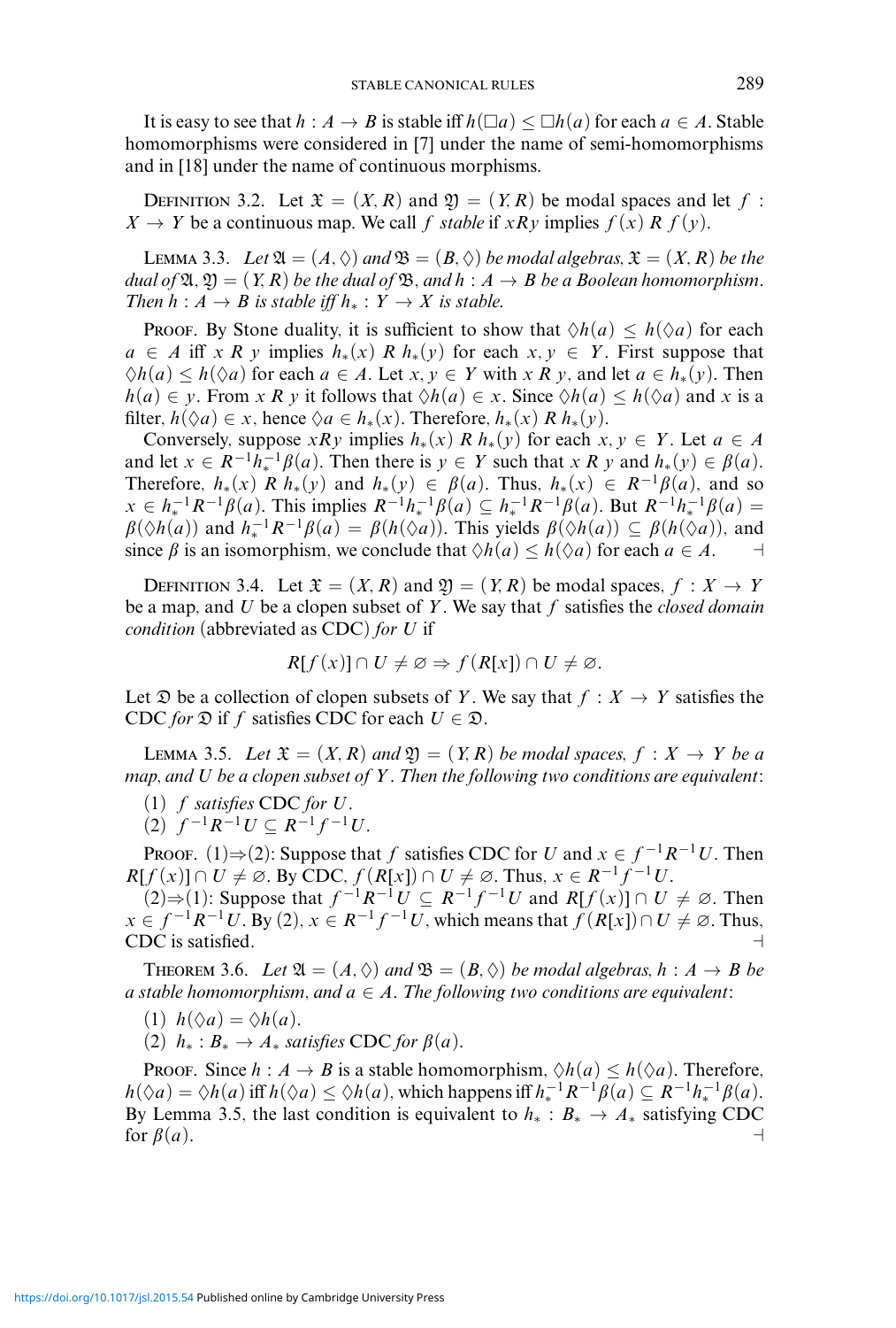It is easy to see that $h : A \to B$ is stable iff $h(\Box a) \leq \Box h(a)$ for each $a \in A$. Stable homomorphisms were considered in [7] under the name of semi-homomorphisms and in [18] under the name of continuous morphisms.

Definition 3.2. Let $\mathfrak{X} = (X, R)$ and $\mathfrak{Y} = (Y, R)$ be modal spaces and let $f : X \to Y$ be a continuous map. We call $f$ *stable* if $xRy$ implies $f(x)\ R\ f(y)$.

Lemma 3.3. *Let $\mathfrak{A} = (A, \Diamond)$ and $\mathfrak{B} = (B, \Diamond)$ be modal algebras, $\mathfrak{X} = (X, R)$ be the dual of $\mathfrak{A}$, $\mathfrak{Y} = (Y, R)$ be the dual of $\mathfrak{B}$, and $h : A \to B$ be a Boolean homomorphism. Then $h : A \to B$ is stable iff $h_* : Y \to X$ is stable.*

Proof. By Stone duality, it is sufficient to show that $\Diamond h(a) \leq h(\Diamond a)$ for each $a \in A$ iff $x\ R\ y$ implies $h_*(x)\ R\ h_*(y)$ for each $x, y \in Y$. First suppose that $\Diamond h(a) \leq h(\Diamond a)$ for each $a \in A$. Let $x, y \in Y$ with $x\ R\ y$, and let $a \in h_*(y)$. Then $h(a) \in y$. From $x\ R\ y$ it follows that $\Diamond h(a) \in x$. Since $\Diamond h(a) \leq h(\Diamond a)$ and $x$ is a filter, $h(\Diamond a) \in x$, hence $\Diamond a \in h_*(x)$. Therefore, $h_*(x)\ R\ h_*(y)$.

Conversely, suppose $xRy$ implies $h_*(x)\ R\ h_*(y)$ for each $x, y \in Y$. Let $a \in A$ and let $x \in R^{-1}h_*^{-1}\beta(a)$. Then there is $y \in Y$ such that $x\ R\ y$ and $h_*(y) \in \beta(a)$. Therefore, $h_*(x)\ R\ h_*(y)$ and $h_*(y) \in \beta(a)$. Thus, $h_*(x) \in R^{-1}\beta(a)$, and so $x \in h_*^{-1}R^{-1}\beta(a)$. This implies $R^{-1}h_*^{-1}\beta(a) \subseteq h_*^{-1}R^{-1}\beta(a)$. But $R^{-1}h_*^{-1}\beta(a) = \beta(\Diamond h(a))$ and $h_*^{-1}R^{-1}\beta(a) = \beta(h(\Diamond a))$. This yields $\beta(\Diamond h(a)) \subseteq \beta(h(\Diamond a))$, and since $\beta$ is an isomorphism, we conclude that $\Diamond h(a) \leq h(\Diamond a)$ for each $a \in A$. ⊣

Definition 3.4. Let $\mathfrak{X} = (X, R)$ and $\mathfrak{Y} = (Y, R)$ be modal spaces, $f : X \to Y$ be a map, and $U$ be a clopen subset of $Y$. We say that $f$ satisfies the *closed domain condition* (abbreviated as CDC) *for* $U$ if

$$R[f(x)] \cap U \neq \varnothing \Rightarrow f(R[x]) \cap U \neq \varnothing.$$

Let $\mathfrak{D}$ be a collection of clopen subsets of $Y$. We say that $f : X \to Y$ satisfies the CDC *for* $\mathfrak{D}$ if $f$ satisfies CDC for each $U \in \mathfrak{D}$.

Lemma 3.5. *Let $\mathfrak{X} = (X, R)$ and $\mathfrak{Y} = (Y, R)$ be modal spaces, $f : X \to Y$ be a map, and $U$ be a clopen subset of $Y$. Then the following two conditions are equivalent*:

(1) *$f$ satisfies* CDC *for $U$*.
(2) *$f^{-1}R^{-1}U \subseteq R^{-1}f^{-1}U$*.

Proof. (1)⇒(2): Suppose that $f$ satisfies CDC for $U$ and $x \in f^{-1}R^{-1}U$. Then $R[f(x)] \cap U \neq \varnothing$. By CDC, $f(R[x]) \cap U \neq \varnothing$. Thus, $x \in R^{-1}f^{-1}U$.

(2)⇒(1): Suppose that $f^{-1}R^{-1}U \subseteq R^{-1}f^{-1}U$ and $R[f(x)] \cap U \neq \varnothing$. Then $x \in f^{-1}R^{-1}U$. By (2), $x \in R^{-1}f^{-1}U$, which means that $f(R[x]) \cap U \neq \varnothing$. Thus, CDC is satisfied. ⊣

Theorem 3.6. *Let $\mathfrak{A} = (A, \Diamond)$ and $\mathfrak{B} = (B, \Diamond)$ be modal algebras, $h : A \to B$ be a stable homomorphism, and $a \in A$. The following two conditions are equivalent*:

(1) *$h(\Diamond a) = \Diamond h(a)$*.
(2) *$h_* : B_* \to A_*$ satisfies* CDC *for $\beta(a)$*.

Proof. Since $h : A \to B$ is a stable homomorphism, $\Diamond h(a) \leq h(\Diamond a)$. Therefore, $h(\Diamond a) = \Diamond h(a)$ iff $h(\Diamond a) \leq \Diamond h(a)$, which happens iff $h_*^{-1}R^{-1}\beta(a) \subseteq R^{-1}h_*^{-1}\beta(a)$. By Lemma 3.5, the last condition is equivalent to $h_* : B_* \to A_*$ satisfying CDC for $\beta(a)$. ⊣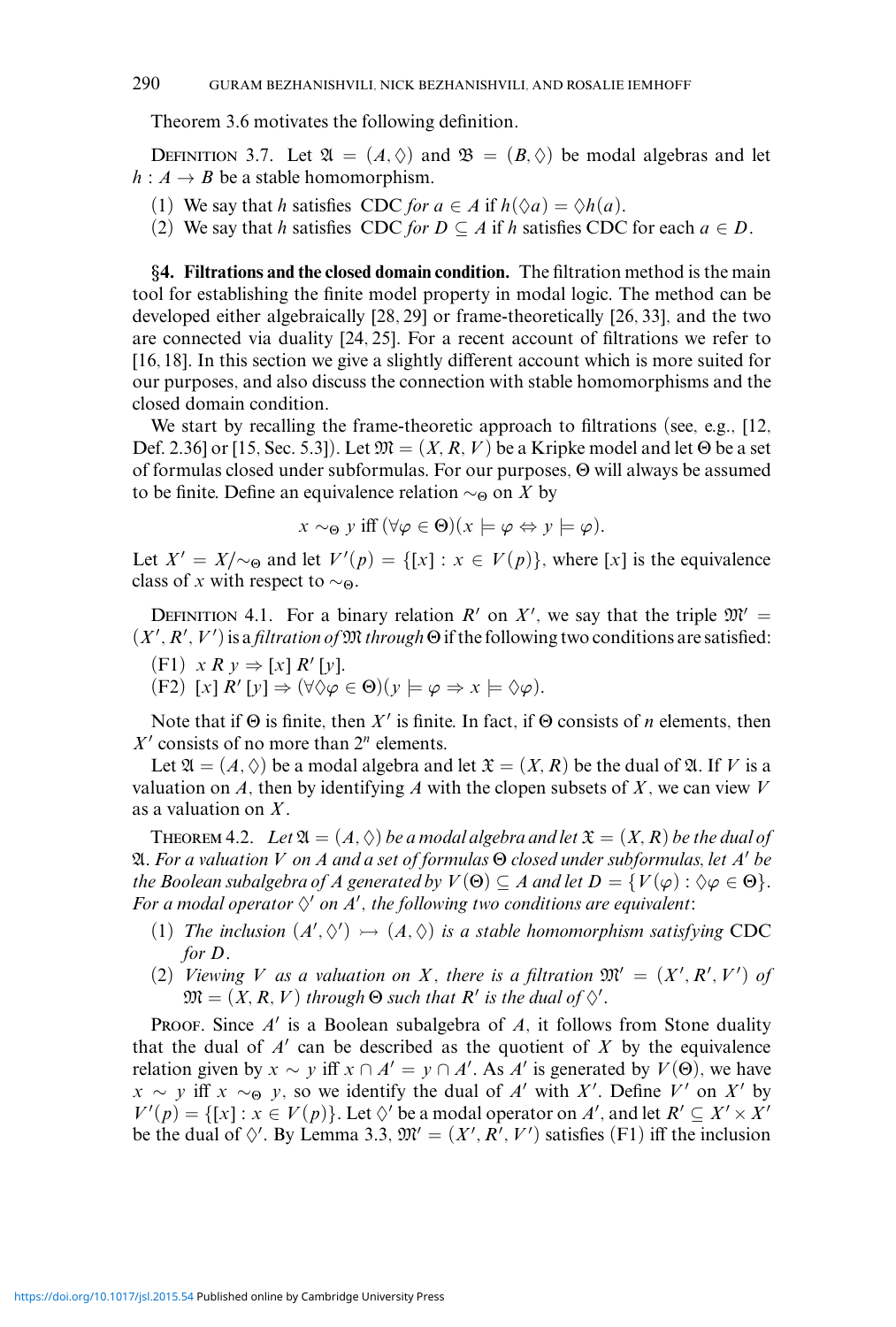Theorem 3.6 motivates the following definition.

Definition 3.7. Let $\mathfrak{A} = (A, \Diamond)$ and $\mathfrak{B} = (B, \Diamond)$ be modal algebras and let $h : A \to B$ be a stable homomorphism.

(1) We say that $h$ satisfies CDC *for* $a \in A$ if $h(\Diamond a) = \Diamond h(a)$.
(2) We say that $h$ satisfies CDC *for* $D \subseteq A$ if $h$ satisfies CDC for each $a \in D$.

## §4. Filtrations and the closed domain condition.

The filtration method is the main tool for establishing the finite model property in modal logic. The method can be developed either algebraically [28, 29] or frame-theoretically [26, 33], and the two are connected via duality [24, 25]. For a recent account of filtrations we refer to [16, 18]. In this section we give a slightly different account which is more suited for our purposes, and also discuss the connection with stable homomorphisms and the closed domain condition.

We start by recalling the frame-theoretic approach to filtrations (see, e.g., [12, Def. 2.36] or [15, Sec. 5.3]). Let $\mathfrak{M} = (X, R, V)$ be a Kripke model and let $\Theta$ be a set of formulas closed under subformulas. For our purposes, $\Theta$ will always be assumed to be finite. Define an equivalence relation $\sim_\Theta$ on $X$ by

$$x \sim_\Theta y \text{ iff } (\forall \varphi \in \Theta)(x \models \varphi \Leftrightarrow y \models \varphi).$$

Let $X' = X/{\sim_\Theta}$ and let $V'(p) = \{[x] : x \in V(p)\}$, where $[x]$ is the equivalence class of $x$ with respect to $\sim_\Theta$.

Definition 4.1. For a binary relation $R'$ on $X'$, we say that the triple $\mathfrak{M}' = (X', R', V')$ is a *filtration of* $\mathfrak{M}$ *through* $\Theta$ if the following two conditions are satisfied:

(F1) $x \, R \, y \Rightarrow [x] \, R' \, [y]$.
(F2) $[x] \, R' \, [y] \Rightarrow (\forall \Diamond\varphi \in \Theta)(y \models \varphi \Rightarrow x \models \Diamond\varphi)$.

Note that if $\Theta$ is finite, then $X'$ is finite. In fact, if $\Theta$ consists of $n$ elements, then $X'$ consists of no more than $2^n$ elements.

Let $\mathfrak{A} = (A, \Diamond)$ be a modal algebra and let $\mathfrak{X} = (X, R)$ be the dual of $\mathfrak{A}$. If $V$ is a valuation on $A$, then by identifying $A$ with the clopen subsets of $X$, we can view $V$ as a valuation on $X$.

Theorem 4.2. *Let $\mathfrak{A} = (A, \Diamond)$ be a modal algebra and let $\mathfrak{X} = (X, R)$ be the dual of $\mathfrak{A}$. For a valuation $V$ on $A$ and a set of formulas $\Theta$ closed under subformulas, let $A'$ be the Boolean subalgebra of $A$ generated by $V(\Theta) \subseteq A$ and let $D = \{V(\varphi) : \Diamond\varphi \in \Theta\}$. For a modal operator $\Diamond'$ on $A'$, the following two conditions are equivalent*:

(1) *The inclusion $(A', \Diamond') \rightarrowtail (A, \Diamond)$ is a stable homomorphism satisfying* CDC *for $D$.*
(2) *Viewing $V$ as a valuation on $X$, there is a filtration $\mathfrak{M}' = (X', R', V')$ of $\mathfrak{M} = (X, R, V)$ through $\Theta$ such that $R'$ is the dual of $\Diamond'$.*

Proof. Since $A'$ is a Boolean subalgebra of $A$, it follows from Stone duality that the dual of $A'$ can be described as the quotient of $X$ by the equivalence relation given by $x \sim y$ iff $x \cap A' = y \cap A'$. As $A'$ is generated by $V(\Theta)$, we have $x \sim y$ iff $x \sim_\Theta y$, so we identify the dual of $A'$ with $X'$. Define $V'$ on $X'$ by $V'(p) = \{[x] : x \in V(p)\}$. Let $\Diamond'$ be a modal operator on $A'$, and let $R' \subseteq X' \times X'$ be the dual of $\Diamond'$. By Lemma 3.3, $\mathfrak{M}' = (X', R', V')$ satisfies (F1) iff the inclusion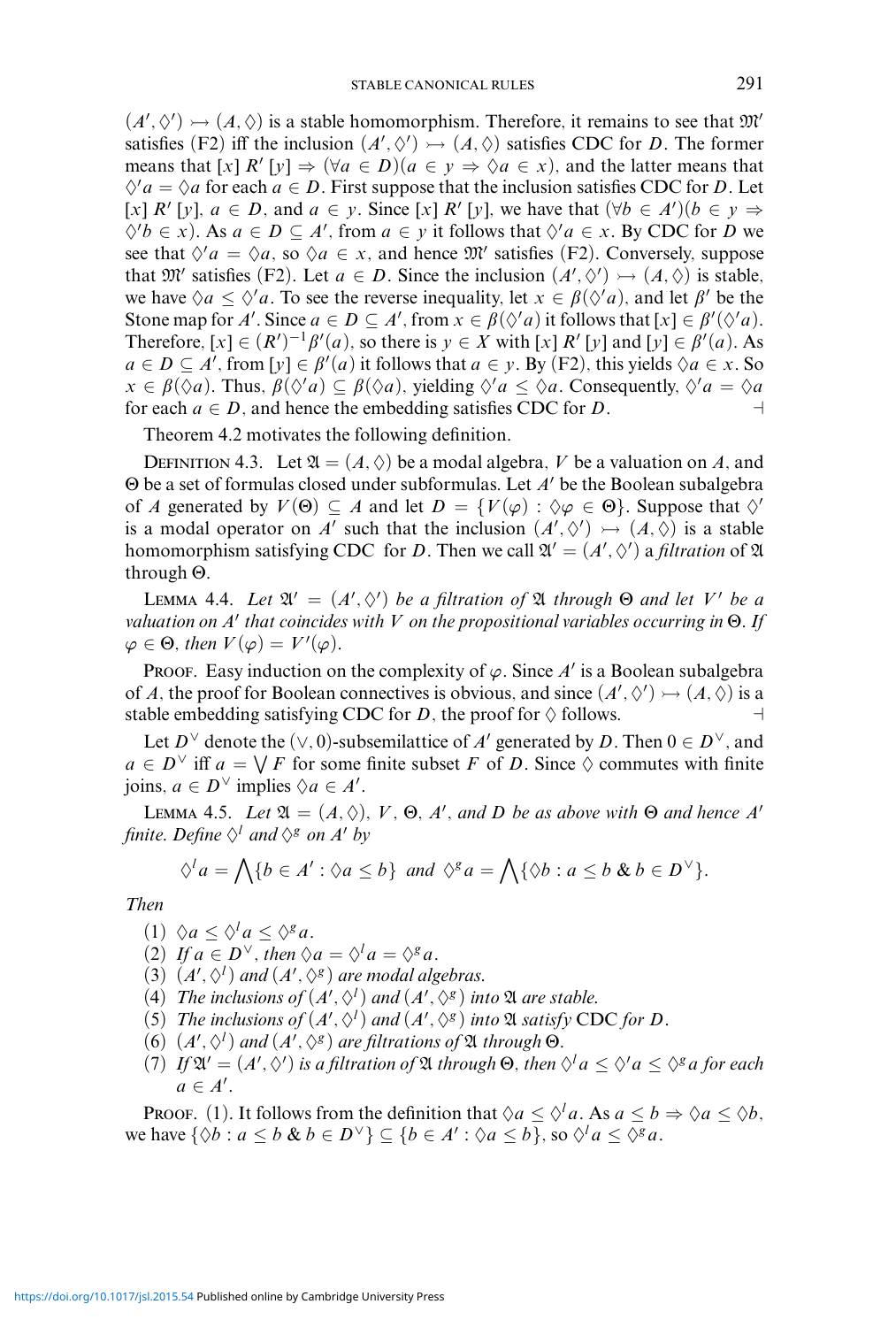$(A', \Diamond') \rightarrowtail (A, \Diamond)$ is a stable homomorphism. Therefore, it remains to see that $\mathfrak{M}'$ satisfies (F2) iff the inclusion $(A', \Diamond') \rightarrowtail (A, \Diamond)$ satisfies CDC for $D$. The former means that $[x]\ R'\ [y] \Rightarrow (\forall a \in D)(a \in y \Rightarrow \Diamond a \in x)$, and the latter means that $\Diamond' a = \Diamond a$ for each $a \in D$. First suppose that the inclusion satisfies CDC for $D$. Let $[x]\ R'\ [y]$, $a \in D$, and $a \in y$. Since $[x]\ R'\ [y]$, we have that $(\forall b \in A')(b \in y \Rightarrow \Diamond' b \in x)$. As $a \in D \subseteq A'$, from $a \in y$ it follows that $\Diamond' a \in x$. By CDC for $D$ we see that $\Diamond' a = \Diamond a$, so $\Diamond a \in x$, and hence $\mathfrak{M}'$ satisfies (F2). Conversely, suppose that $\mathfrak{M}'$ satisfies (F2). Let $a \in D$. Since the inclusion $(A', \Diamond') \rightarrowtail (A, \Diamond)$ is stable, we have $\Diamond a \leq \Diamond' a$. To see the reverse inequality, let $x \in \beta(\Diamond' a)$, and let $\beta'$ be the Stone map for $A'$. Since $a \in D \subseteq A'$, from $x \in \beta(\Diamond' a)$ it follows that $[x] \in \beta'(\Diamond' a)$. Therefore, $[x] \in (R')^{-1}\beta'(a)$, so there is $y \in X$ with $[x]\ R'\ [y]$ and $[y] \in \beta'(a)$. As $a \in D \subseteq A'$, from $[y] \in \beta'(a)$ it follows that $a \in y$. By (F2), this yields $\Diamond a \in x$. So $x \in \beta(\Diamond a)$. Thus, $\beta(\Diamond' a) \subseteq \beta(\Diamond a)$, yielding $\Diamond' a \leq \Diamond a$. Consequently, $\Diamond' a = \Diamond a$ for each $a \in D$, and hence the embedding satisfies CDC for $D$. ⊣

Theorem 4.2 motivates the following definition.

Definition 4.3. Let $\mathfrak{A} = (A, \Diamond)$ be a modal algebra, $V$ be a valuation on $A$, and $\Theta$ be a set of formulas closed under subformulas. Let $A'$ be the Boolean subalgebra of $A$ generated by $V(\Theta) \subseteq A$ and let $D = \{V(\varphi) : \Diamond\varphi \in \Theta\}$. Suppose that $\Diamond'$ is a modal operator on $A'$ such that the inclusion $(A', \Diamond') \rightarrowtail (A, \Diamond)$ is a stable homomorphism satisfying CDC for $D$. Then we call $\mathfrak{A}' = (A', \Diamond')$ a *filtration* of $\mathfrak{A}$ through $\Theta$.

Lemma 4.4. *Let $\mathfrak{A}' = (A', \Diamond')$ be a filtration of $\mathfrak{A}$ through $\Theta$ and let $V'$ be a valuation on $A'$ that coincides with $V$ on the propositional variables occurring in $\Theta$. If $\varphi \in \Theta$, then $V(\varphi) = V'(\varphi)$.*

Proof. Easy induction on the complexity of $\varphi$. Since $A'$ is a Boolean subalgebra of $A$, the proof for Boolean connectives is obvious, and since $(A', \Diamond') \rightarrowtail (A, \Diamond)$ is a stable embedding satisfying CDC for $D$, the proof for $\Diamond$ follows. ⊣

Let $D^\vee$ denote the $(\vee, 0)$-subsemilattice of $A'$ generated by $D$. Then $0 \in D^\vee$, and $a \in D^\vee$ iff $a = \bigvee F$ for some finite subset $F$ of $D$. Since $\Diamond$ commutes with finite joins, $a \in D^\vee$ implies $\Diamond a \in A'$.

Lemma 4.5. *Let $\mathfrak{A} = (A, \Diamond)$, $V$, $\Theta$, $A'$, and $D$ be as above with $\Theta$ and hence $A'$ finite. Define $\Diamond^l$ and $\Diamond^g$ on $A'$ by*

$$\Diamond^l a = \bigwedge\{b \in A' : \Diamond a \leq b\} \text{ and } \Diamond^g a = \bigwedge\{\Diamond b : a \leq b \;\&\; b \in D^\vee\}.$$

*Then*

1. $\Diamond a \leq \Diamond^l a \leq \Diamond^g a$.
2. *If $a \in D^\vee$, then $\Diamond a = \Diamond^l a = \Diamond^g a$.*
3. *$(A', \Diamond^l)$ and $(A', \Diamond^g)$ are modal algebras.*
4. *The inclusions of $(A', \Diamond^l)$ and $(A', \Diamond^g)$ into $\mathfrak{A}$ are stable.*
5. *The inclusions of $(A', \Diamond^l)$ and $(A', \Diamond^g)$ into $\mathfrak{A}$ satisfy* CDC *for $D$.*
6. *$(A', \Diamond^l)$ and $(A', \Diamond^g)$ are filtrations of $\mathfrak{A}$ through $\Theta$.*
7. *If $\mathfrak{A}' = (A', \Diamond')$ is a filtration of $\mathfrak{A}$ through $\Theta$, then $\Diamond^l a \leq \Diamond' a \leq \Diamond^g a$ for each $a \in A'$.*

Proof. (1). It follows from the definition that $\Diamond a \leq \Diamond^l a$. As $a \leq b \Rightarrow \Diamond a \leq \Diamond b$, we have $\{\Diamond b : a \leq b \;\&\; b \in D^\vee\} \subseteq \{b \in A' : \Diamond a \leq b\}$, so $\Diamond^l a \leq \Diamond^g a$.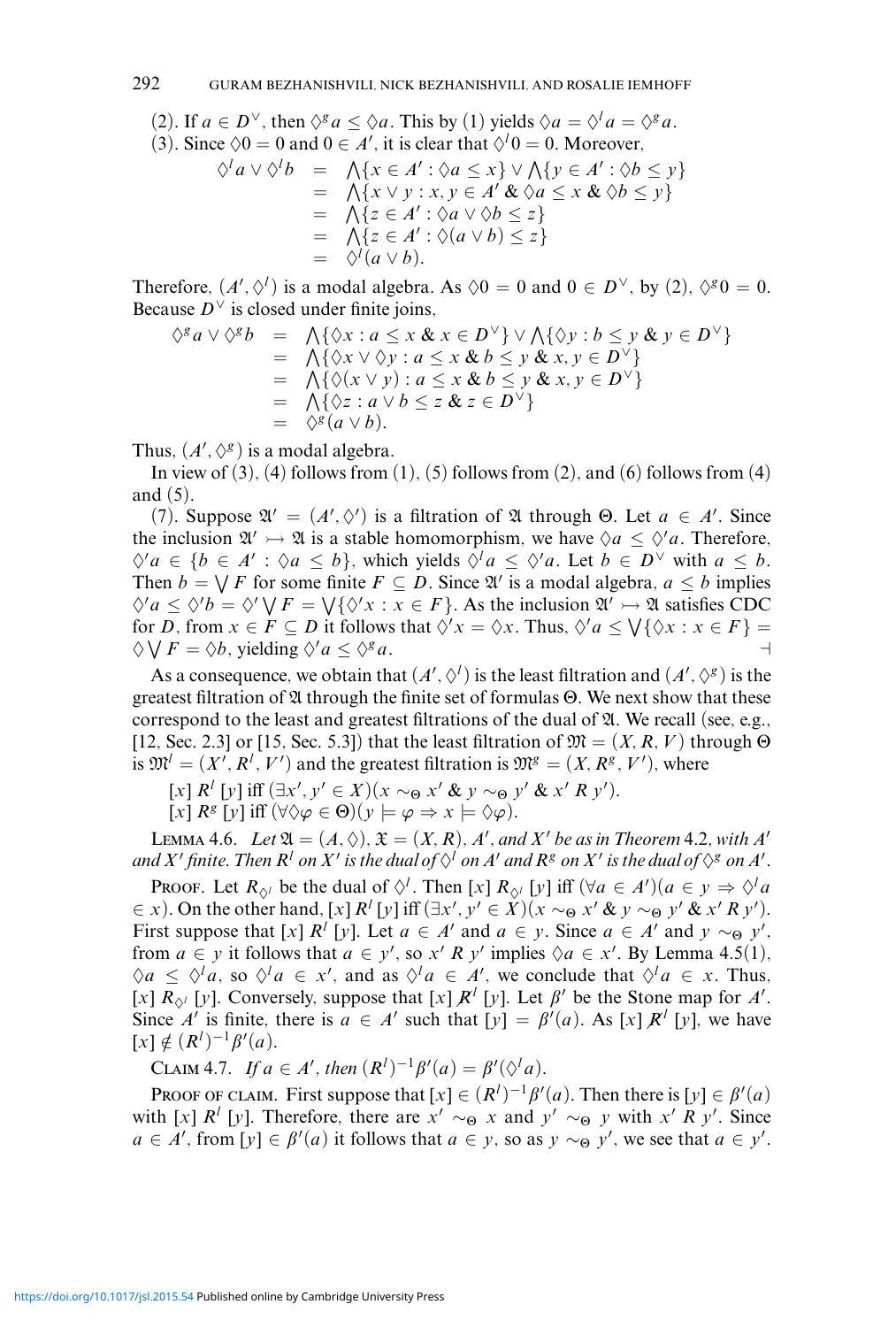(2). If $a \in D^\vee$, then $\Diamond^g a \le \Diamond a$. This by (1) yields $\Diamond a = \Diamond^l a = \Diamond^g a$.

(3). Since $\Diamond 0 = 0$ and $0 \in A'$, it is clear that $\Diamond^l 0 = 0$. Moreover,

$$
\begin{aligned}
\Diamond^l a \vee \Diamond^l b &= \bigwedge\{x \in A' : \Diamond a \le x\} \vee \bigwedge\{y \in A' : \Diamond b \le y\} \\
&= \bigwedge\{x \vee y : x, y \in A' \;\&\; \Diamond a \le x \;\&\; \Diamond b \le y\} \\
&= \bigwedge\{z \in A' : \Diamond a \vee \Diamond b \le z\} \\
&= \bigwedge\{z \in A' : \Diamond(a \vee b) \le z\} \\
&= \Diamond^l(a \vee b).
\end{aligned}
$$

Therefore, $(A', \Diamond^l)$ is a modal algebra. As $\Diamond 0 = 0$ and $0 \in D^\vee$, by (2), $\Diamond^g 0 = 0$. Because $D^\vee$ is closed under finite joins,

$$
\begin{aligned}
\Diamond^g a \vee \Diamond^g b &= \bigwedge\{\Diamond x : a \le x \;\&\; x \in D^\vee\} \vee \bigwedge\{\Diamond y : b \le y \;\&\; y \in D^\vee\} \\
&= \bigwedge\{\Diamond x \vee \Diamond y : a \le x \;\&\; b \le y \;\&\; x, y \in D^\vee\} \\
&= \bigwedge\{\Diamond(x \vee y) : a \le x \;\&\; b \le y \;\&\; x, y \in D^\vee\} \\
&= \bigwedge\{\Diamond z : a \vee b \le z \;\&\; z \in D^\vee\} \\
&= \Diamond^g(a \vee b).
\end{aligned}
$$

Thus, $(A', \Diamond^g)$ is a modal algebra.

In view of (3), (4) follows from (1), (5) follows from (2), and (6) follows from (4) and (5).

(7). Suppose $\mathfrak{A}' = (A', \Diamond')$ is a filtration of $\mathfrak{A}$ through $\Theta$. Let $a \in A'$. Since the inclusion $\mathfrak{A}' \rightarrowtail \mathfrak{A}$ is a stable homomorphism, we have $\Diamond a \le \Diamond' a$. Therefore, $\Diamond' a \in \{b \in A' : \Diamond a \le b\}$, which yields $\Diamond^l a \le \Diamond' a$. Let $b \in D^\vee$ with $a \le b$. Then $b = \bigvee F$ for some finite $F \subseteq D$. Since $\mathfrak{A}'$ is a modal algebra, $a \le b$ implies $\Diamond' a \le \Diamond' b = \Diamond' \bigvee F = \bigvee\{\Diamond' x : x \in F\}$. As the inclusion $\mathfrak{A}' \rightarrowtail \mathfrak{A}$ satisfies CDC for $D$, from $x \in F \subseteq D$ it follows that $\Diamond' x = \Diamond x$. Thus, $\Diamond' a \le \bigvee\{\Diamond x : x \in F\} = \Diamond \bigvee F = \Diamond b$, yielding $\Diamond' a \le \Diamond^g a$. ⊣

As a consequence, we obtain that $(A', \Diamond^l)$ is the least filtration and $(A', \Diamond^g)$ is the greatest filtration of $\mathfrak{A}$ through the finite set of formulas $\Theta$. We next show that these correspond to the least and greatest filtrations of the dual of $\mathfrak{A}$. We recall (see, e.g., [12, Sec. 2.3] or [15, Sec. 5.3]) that the least filtration of $\mathfrak{M} = (X, R, V)$ through $\Theta$ is $\mathfrak{M}^l = (X', R^l, V')$ and the greatest filtration is $\mathfrak{M}^g = (X, R^g, V')$, where

$[x]\, R^l\, [y]$ iff $(\exists x', y' \in X)(x \sim_\Theta x' \;\&\; y \sim_\Theta y' \;\&\; x' \,R\, y')$.

$[x]\, R^g\, [y]$ iff $(\forall \Diamond\varphi \in \Theta)(y \models \varphi \Rightarrow x \models \Diamond\varphi)$.

**Lemma 4.6.** *Let $\mathfrak{A} = (A, \Diamond)$, $\mathfrak{X} = (X, R)$, $A'$, and $X'$ be as in Theorem 4.2, with $A'$ and $X'$ finite. Then $R^l$ on $X'$ is the dual of $\Diamond^l$ on $A'$ and $R^g$ on $X'$ is the dual of $\Diamond^g$ on $A'$.*

Proof. Let $R_{\Diamond^l}$ be the dual of $\Diamond^l$. Then $[x]\, R_{\Diamond^l}\, [y]$ iff $(\forall a \in A')(a \in y \Rightarrow \Diamond^l a \in x)$. On the other hand, $[x]\, R^l\, [y]$ iff $(\exists x', y' \in X)(x \sim_\Theta x' \;\&\; y \sim_\Theta y' \;\&\; x' \,R\, y')$. First suppose that $[x]\, R^l\, [y]$. Let $a \in A'$ and $a \in y$. Since $a \in A'$ and $y \sim_\Theta y'$, from $a \in y$ it follows that $a \in y'$, so $x' \,R\, y'$ implies $\Diamond a \in x'$. By Lemma 4.5(1), $\Diamond a \le \Diamond^l a$, so $\Diamond^l a \in x'$, and as $\Diamond^l a \in A'$, we conclude that $\Diamond^l a \in x$. Thus, $[x]\, R_{\Diamond^l}\, [y]$. Conversely, suppose that $[x]\, \not\!R^l\, [y]$. Let $\beta'$ be the Stone map for $A'$. Since $A'$ is finite, there is $a \in A'$ such that $[y] = \beta'(a)$. As $[x]\, \not\!R^l\, [y]$, we have $[x] \notin (R^l)^{-1}\beta'(a)$.

**Claim 4.7.** *If $a \in A'$, then $(R^l)^{-1}\beta'(a) = \beta'(\Diamond^l a)$.*

Proof of claim. First suppose that $[x] \in (R^l)^{-1}\beta'(a)$. Then there is $[y] \in \beta'(a)$ with $[x]\, R^l\, [y]$. Therefore, there are $x' \sim_\Theta x$ and $y' \sim_\Theta y$ with $x' \,R\, y'$. Since $a \in A'$, from $[y] \in \beta'(a)$ it follows that $a \in y$, so as $y \sim_\Theta y'$, we see that $a \in y'$.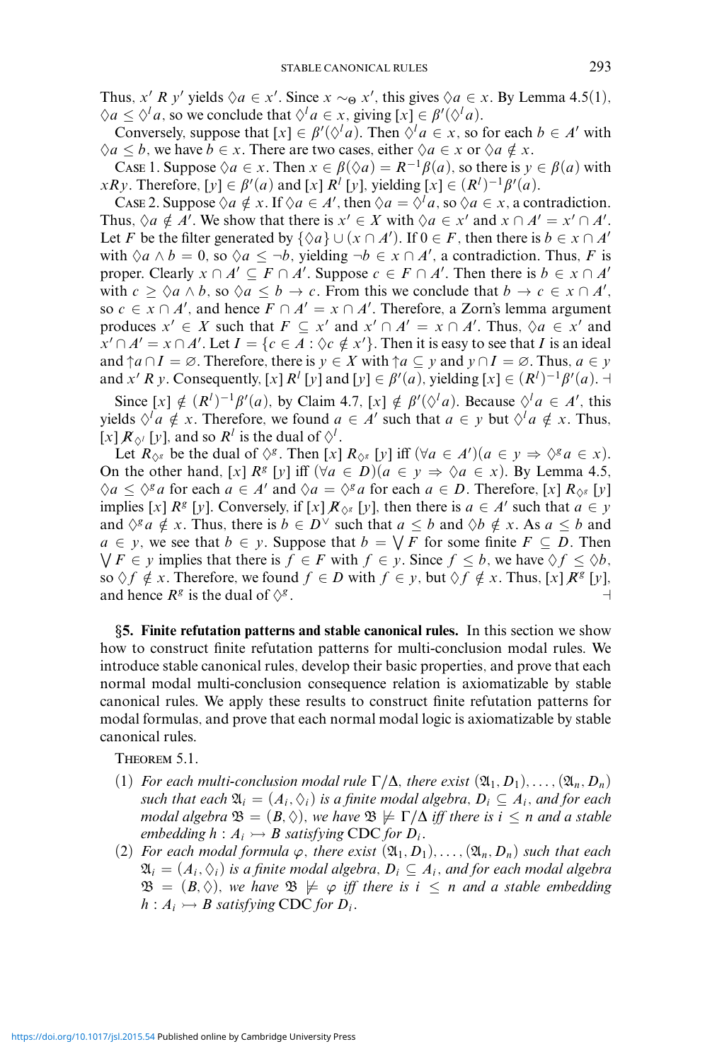Thus, $x' \mathrel{R} y'$ yields $\Diamond a \in x'$. Since $x \sim_\Theta x'$, this gives $\Diamond a \in x$. By Lemma 4.5(1), $\Diamond a \leq \Diamond^l a$, so we conclude that $\Diamond^l a \in x$, giving $[x] \in \beta'(\Diamond^l a)$.

Conversely, suppose that $[x] \in \beta'(\Diamond^l a)$. Then $\Diamond^l a \in x$, so for each $b \in A'$ with $\Diamond a \leq b$, we have $b \in x$. There are two cases, either $\Diamond a \in x$ or $\Diamond a \notin x$.

Case 1. Suppose $\Diamond a \in x$. Then $x \in \beta(\Diamond a) = R^{-1}\beta(a)$, so there is $y \in \beta(a)$ with $xRy$. Therefore, $[y] \in \beta'(a)$ and $[x] \mathrel{R^l} [y]$, yielding $[x] \in (R^l)^{-1}\beta'(a)$.

Case 2. Suppose $\Diamond a \notin x$. If $\Diamond a \in A'$, then $\Diamond a = \Diamond^l a$, so $\Diamond a \in x$, a contradiction. Thus, $\Diamond a \notin A'$. We show that there is $x' \in X$ with $\Diamond a \in x'$ and $x \cap A' = x' \cap A'$. Let $F$ be the filter generated by $\{\Diamond a\} \cup (x \cap A')$. If $0 \in F$, then there is $b \in x \cap A'$ with $\Diamond a \wedge b = 0$, so $\Diamond a \leq \neg b$, yielding $\neg b \in x \cap A'$, a contradiction. Thus, $F$ is proper. Clearly $x \cap A' \subseteq F \cap A'$. Suppose $c \in F \cap A'$. Then there is $b \in x \cap A'$ with $c \geq \Diamond a \wedge b$, so $\Diamond a \leq b \to c$. From this we conclude that $b \to c \in x \cap A'$, so $c \in x \cap A'$, and hence $F \cap A' = x \cap A'$. Therefore, a Zorn's lemma argument produces $x' \in X$ such that $F \subseteq x'$ and $x' \cap A' = x \cap A'$. Thus, $\Diamond a \in x'$ and $x' \cap A' = x \cap A'$. Let $I = \{c \in A : \Diamond c \notin x'\}$. Then it is easy to see that $I$ is an ideal and ${\uparrow} a \cap I = \varnothing$. Therefore, there is $y \in X$ with ${\uparrow} a \subseteq y$ and $y \cap I = \varnothing$. Thus, $a \in y$ and $x' \mathrel{R} y$. Consequently, $[x] \mathrel{R^l} [y]$ and $[y] \in \beta'(a)$, yielding $[x] \in (R^l)^{-1}\beta'(a)$. ⊣

Since $[x] \notin (R^l)^{-1}\beta'(a)$, by Claim 4.7, $[x] \notin \beta'(\Diamond^l a)$. Because $\Diamond^l a \in A'$, this yields $\Diamond^l a \notin x$. Therefore, we found $a \in A'$ such that $a \in y$ but $\Diamond^l a \notin x$. Thus, $[x] \not\mathrel{R}_{\Diamond^l} [y]$, and so $R^l$ is the dual of $\Diamond^l$.

Let $R_{\Diamond^g}$ be the dual of $\Diamond^g$. Then $[x] \mathrel{R_{\Diamond^g}} [y]$ iff $(\forall a \in A')(a \in y \Rightarrow \Diamond^g a \in x)$. On the other hand, $[x] \mathrel{R^g} [y]$ iff $(\forall a \in D)(a \in y \Rightarrow \Diamond a \in x)$. By Lemma 4.5, $\Diamond a \leq \Diamond^g a$ for each $a \in A'$ and $\Diamond a = \Diamond^g a$ for each $a \in D$. Therefore, $[x] \mathrel{R_{\Diamond^g}} [y]$ implies $[x] \mathrel{R^g} [y]$. Conversely, if $[x] \not\mathrel{R}_{\Diamond^g} [y]$, then there is $a \in A'$ such that $a \in y$ and $\Diamond^g a \notin x$. Thus, there is $b \in D^\vee$ such that $a \leq b$ and $\Diamond b \notin x$. As $a \leq b$ and $a \in y$, we see that $b \in y$. Suppose that $b = \bigvee F$ for some finite $F \subseteq D$. Then $\bigvee F \in y$ implies that there is $f \in F$ with $f \in y$. Since $f \leq b$, we have $\Diamond f \leq \Diamond b$, so $\Diamond f \notin x$. Therefore, we found $f \in D$ with $f \in y$, but $\Diamond f \notin x$. Thus, $[x] \not\mathrel{R}^g [y]$, and hence $R^g$ is the dual of $\Diamond^g$. ⊣

## §5. Finite refutation patterns and stable canonical rules.

In this section we show how to construct finite refutation patterns for multi-conclusion modal rules. We introduce stable canonical rules, develop their basic properties, and prove that each normal modal multi-conclusion consequence relation is axiomatizable by stable canonical rules. We apply these results to construct finite refutation patterns for modal formulas, and prove that each normal modal logic is axiomatizable by stable canonical rules.

Theorem 5.1.

1. *For each multi-conclusion modal rule $\Gamma/\Delta$, there exist $(\mathfrak{A}_1, D_1), \dots, (\mathfrak{A}_n, D_n)$ such that each $\mathfrak{A}_i = (A_i, \Diamond_i)$ is a finite modal algebra, $D_i \subseteq A_i$, and for each modal algebra $\mathfrak{B} = (B, \Diamond)$, we have $\mathfrak{B} \not\models \Gamma/\Delta$ iff there is $i \leq n$ and a stable embedding $h : A_i \rightarrowtail B$ satisfying* CDC *for $D_i$.*
2. *For each modal formula $\varphi$, there exist $(\mathfrak{A}_1, D_1), \dots, (\mathfrak{A}_n, D_n)$ such that each $\mathfrak{A}_i = (A_i, \Diamond_i)$ is a finite modal algebra, $D_i \subseteq A_i$, and for each modal algebra $\mathfrak{B} = (B, \Diamond)$, we have $\mathfrak{B} \not\models \varphi$ iff there is $i \leq n$ and a stable embedding $h : A_i \rightarrowtail B$ satisfying* CDC *for $D_i$.*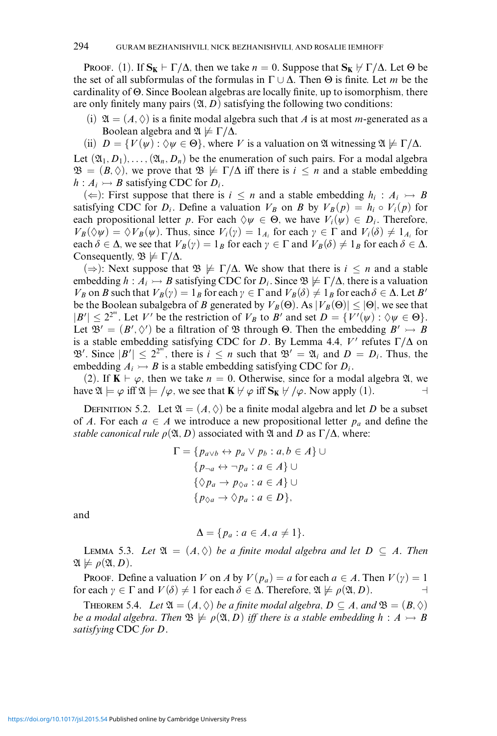PROOF. (1). If $\mathbf{S_K} \vdash \Gamma/\Delta$, then we take $n = 0$. Suppose that $\mathbf{S_K} \nvdash \Gamma/\Delta$. Let $\Theta$ be the set of all subformulas of the formulas in $\Gamma \cup \Delta$. Then $\Theta$ is finite. Let $m$ be the cardinality of $\Theta$. Since Boolean algebras are locally finite, up to isomorphism, there are only finitely many pairs $(\mathfrak{A}, D)$ satisfying the following two conditions:

(i) $\mathfrak{A} = (A, \Diamond)$ is a finite modal algebra such that $A$ is at most $m$-generated as a Boolean algebra and $\mathfrak{A} \not\models \Gamma/\Delta$.

(ii) $D = \{V(\psi) : \Diamond\psi \in \Theta\}$, where $V$ is a valuation on $\mathfrak{A}$ witnessing $\mathfrak{A} \not\models \Gamma/\Delta$.

Let $(\mathfrak{A}_1, D_1), \ldots, (\mathfrak{A}_n, D_n)$ be the enumeration of such pairs. For a modal algebra $\mathfrak{B} = (B, \Diamond)$, we prove that $\mathfrak{B} \not\models \Gamma/\Delta$ iff there is $i \leq n$ and a stable embedding $h : A_i \rightarrowtail B$ satisfying CDC for $D_i$.

($\Leftarrow$): First suppose that there is $i \leq n$ and a stable embedding $h_i : A_i \rightarrowtail B$ satisfying CDC for $D_i$. Define a valuation $V_B$ on $B$ by $V_B(p) = h_i \circ V_i(p)$ for each propositional letter $p$. For each $\Diamond\psi \in \Theta$, we have $V_i(\psi) \in D_i$. Therefore, $V_B(\Diamond\psi) = \Diamond V_B(\psi)$. Thus, since $V_i(\gamma) = 1_{A_i}$ for each $\gamma \in \Gamma$ and $V_i(\delta) \neq 1_{A_i}$ for each $\delta \in \Delta$, we see that $V_B(\gamma) = 1_B$ for each $\gamma \in \Gamma$ and $V_B(\delta) \neq 1_B$ for each $\delta \in \Delta$. Consequently, $\mathfrak{B} \not\models \Gamma/\Delta$.

($\Rightarrow$): Next suppose that $\mathfrak{B} \not\models \Gamma/\Delta$. We show that there is $i \leq n$ and a stable embedding $h : A_i \rightarrowtail B$ satisfying CDC for $D_i$. Since $\mathfrak{B} \not\models \Gamma/\Delta$, there is a valuation $V_B$ on $B$ such that $V_B(\gamma) = 1_B$ for each $\gamma \in \Gamma$ and $V_B(\delta) \neq 1_B$ for each $\delta \in \Delta$. Let $B'$ be the Boolean subalgebra of $B$ generated by $V_B(\Theta)$. As $|V_B(\Theta)| \leq |\Theta|$, we see that $|B'| \leq 2^{2^m}$. Let $V'$ be the restriction of $V_B$ to $B'$ and set $D = \{V'(\psi) : \Diamond\psi \in \Theta\}$. Let $\mathfrak{B}' = (B', \Diamond')$ be a filtration of $\mathfrak{B}$ through $\Theta$. Then the embedding $B' \rightarrowtail B$ is a stable embedding satisfying CDC for $D$. By Lemma 4.4, $V'$ refutes $\Gamma/\Delta$ on $\mathfrak{B}'$. Since $|B'| \leq 2^{2^m}$, there is $i \leq n$ such that $\mathfrak{B}' = \mathfrak{A}_i$ and $D = D_i$. Thus, the embedding $A_i \rightarrowtail B$ is a stable embedding satisfying CDC for $D_i$.

(2). If $\mathbf{K} \vdash \varphi$, then we take $n = 0$. Otherwise, since for a modal algebra $\mathfrak{A}$, we have $\mathfrak{A} \models \varphi$ iff $\mathfrak{A} \models /\varphi$, we see that $\mathbf{K} \nvdash \varphi$ iff $\mathbf{S_K} \nvdash /\varphi$. Now apply (1). $\dashv$

DEFINITION 5.2. Let $\mathfrak{A} = (A, \Diamond)$ be a finite modal algebra and let $D$ be a subset of $A$. For each $a \in A$ we introduce a new propositional letter $p_a$ and define the *stable canonical rule* $\rho(\mathfrak{A}, D)$ associated with $\mathfrak{A}$ and $D$ as $\Gamma/\Delta$, where:

$$\begin{aligned}
\Gamma = \; & \{p_{a\vee b} \leftrightarrow p_a \vee p_b : a, b \in A\} \cup \\
& \{p_{\neg a} \leftrightarrow \neg p_a : a \in A\} \cup \\
& \{\Diamond p_a \rightarrow p_{\Diamond a} : a \in A\} \cup \\
& \{p_{\Diamond a} \rightarrow \Diamond p_a : a \in D\},
\end{aligned}$$

and

$$\Delta = \{p_a : a \in A, a \neq 1\}.$$

LEMMA 5.3. *Let $\mathfrak{A} = (A, \Diamond)$ be a finite modal algebra and let $D \subseteq A$. Then $\mathfrak{A} \not\models \rho(\mathfrak{A}, D)$.*

PROOF. Define a valuation $V$ on $A$ by $V(p_a) = a$ for each $a \in A$. Then $V(\gamma) = 1$ for each $\gamma \in \Gamma$ and $V(\delta) \neq 1$ for each $\delta \in \Delta$. Therefore, $\mathfrak{A} \not\models \rho(\mathfrak{A}, D)$. $\dashv$

THEOREM 5.4. *Let $\mathfrak{A} = (A, \Diamond)$ be a finite modal algebra, $D \subseteq A$, and $\mathfrak{B} = (B, \Diamond)$ be a modal algebra. Then $\mathfrak{B} \not\models \rho(\mathfrak{A}, D)$ iff there is a stable embedding $h : A \rightarrowtail B$ satisfying* CDC *for $D$.*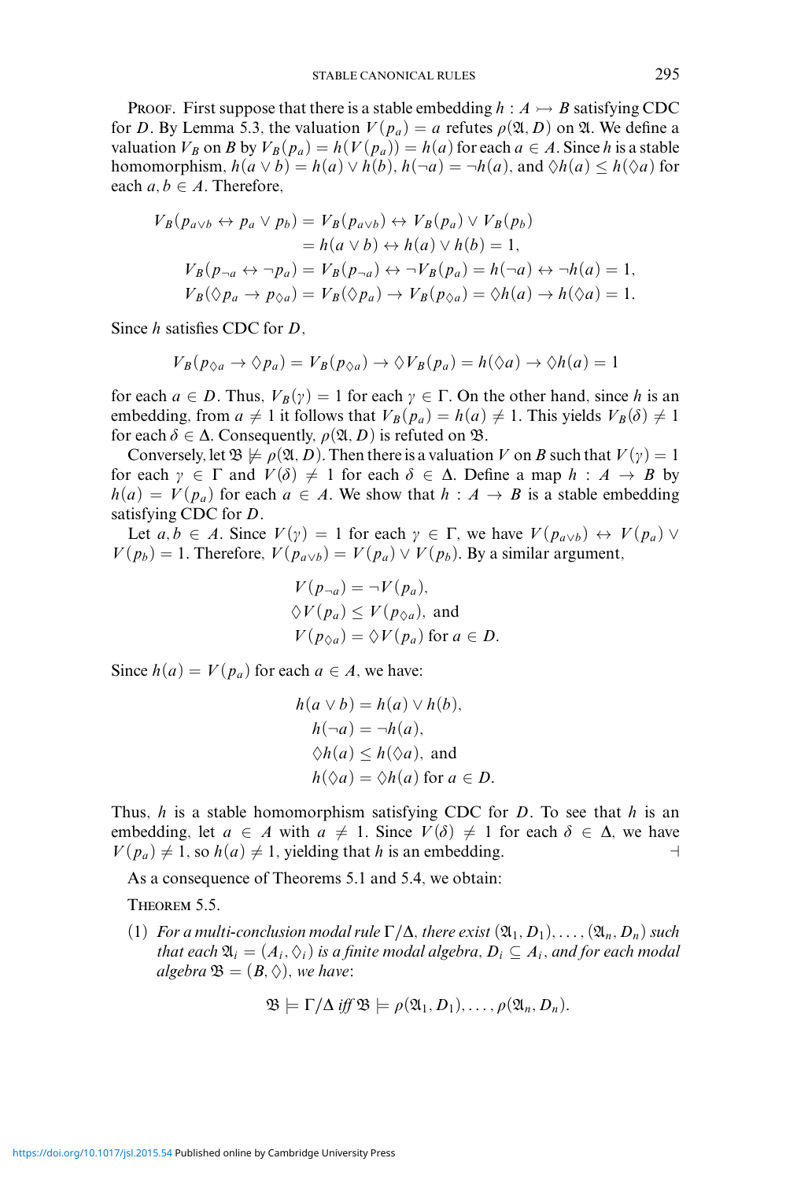PROOF. First suppose that there is a stable embedding $h : A \rightarrowtail B$ satisfying CDC for $D$. By Lemma 5.3, the valuation $V(p_a) = a$ refutes $\rho(\mathfrak{A}, D)$ on $\mathfrak{A}$. We define a valuation $V_B$ on $B$ by $V_B(p_a) = h(V(p_a)) = h(a)$ for each $a \in A$. Since $h$ is a stable homomorphism, $h(a \vee b) = h(a) \vee h(b)$, $h(\neg a) = \neg h(a)$, and $\Diamond h(a) \leq h(\Diamond a)$ for each $a, b \in A$. Therefore,

$$
\begin{aligned}
V_B(p_{a\vee b} \leftrightarrow p_a \vee p_b) &= V_B(p_{a\vee b}) \leftrightarrow V_B(p_a) \vee V_B(p_b) \\
&= h(a \vee b) \leftrightarrow h(a) \vee h(b) = 1, \\
V_B(p_{\neg a} \leftrightarrow \neg p_a) &= V_B(p_{\neg a}) \leftrightarrow \neg V_B(p_a) = h(\neg a) \leftrightarrow \neg h(a) = 1, \\
V_B(\Diamond p_a \to p_{\Diamond a}) &= V_B(\Diamond p_a) \to V_B(p_{\Diamond a}) = \Diamond h(a) \to h(\Diamond a) = 1.
\end{aligned}
$$

Since $h$ satisfies CDC for $D$,

$$
V_B(p_{\Diamond a} \to \Diamond p_a) = V_B(p_{\Diamond a}) \to \Diamond V_B(p_a) = h(\Diamond a) \to \Diamond h(a) = 1
$$

for each $a \in D$. Thus, $V_B(\gamma) = 1$ for each $\gamma \in \Gamma$. On the other hand, since $h$ is an embedding, from $a \neq 1$ it follows that $V_B(p_a) = h(a) \neq 1$. This yields $V_B(\delta) \neq 1$ for each $\delta \in \Delta$. Consequently, $\rho(\mathfrak{A}, D)$ is refuted on $\mathfrak{B}$.

Conversely, let $\mathfrak{B} \not\models \rho(\mathfrak{A}, D)$. Then there is a valuation $V$ on $B$ such that $V(\gamma) = 1$ for each $\gamma \in \Gamma$ and $V(\delta) \neq 1$ for each $\delta \in \Delta$. Define a map $h : A \to B$ by $h(a) = V(p_a)$ for each $a \in A$. We show that $h : A \to B$ is a stable embedding satisfying CDC for $D$.

Let $a, b \in A$. Since $V(\gamma) = 1$ for each $\gamma \in \Gamma$, we have $V(p_{a\vee b}) \leftrightarrow V(p_a) \vee V(p_b) = 1$. Therefore, $V(p_{a\vee b}) = V(p_a) \vee V(p_b)$. By a similar argument,

$$
\begin{aligned}
&V(p_{\neg a}) = \neg V(p_a), \\
&\Diamond V(p_a) \leq V(p_{\Diamond a}), \text{ and} \\
&V(p_{\Diamond a}) = \Diamond V(p_a) \text{ for } a \in D.
\end{aligned}
$$

Since $h(a) = V(p_a)$ for each $a \in A$, we have:

$$
\begin{aligned}
&h(a \vee b) = h(a) \vee h(b), \\
&h(\neg a) = \neg h(a), \\
&\Diamond h(a) \leq h(\Diamond a), \text{ and} \\
&h(\Diamond a) = \Diamond h(a) \text{ for } a \in D.
\end{aligned}
$$

Thus, $h$ is a stable homomorphism satisfying CDC for $D$. To see that $h$ is an embedding, let $a \in A$ with $a \neq 1$. Since $V(\delta) \neq 1$ for each $\delta \in \Delta$, we have $V(p_a) \neq 1$, so $h(a) \neq 1$, yielding that $h$ is an embedding. ⊣

As a consequence of Theorems 5.1 and 5.4, we obtain:

THEOREM 5.5.

(1) *For a multi-conclusion modal rule $\Gamma/\Delta$, there exist $(\mathfrak{A}_1, D_1), \ldots, (\mathfrak{A}_n, D_n)$ such that each $\mathfrak{A}_i = (A_i, \Diamond_i)$ is a finite modal algebra, $D_i \subseteq A_i$, and for each modal algebra $\mathfrak{B} = (B, \Diamond)$, we have*:

$$
\mathfrak{B} \models \Gamma/\Delta \textit{ iff } \mathfrak{B} \models \rho(\mathfrak{A}_1, D_1), \ldots, \rho(\mathfrak{A}_n, D_n).
$$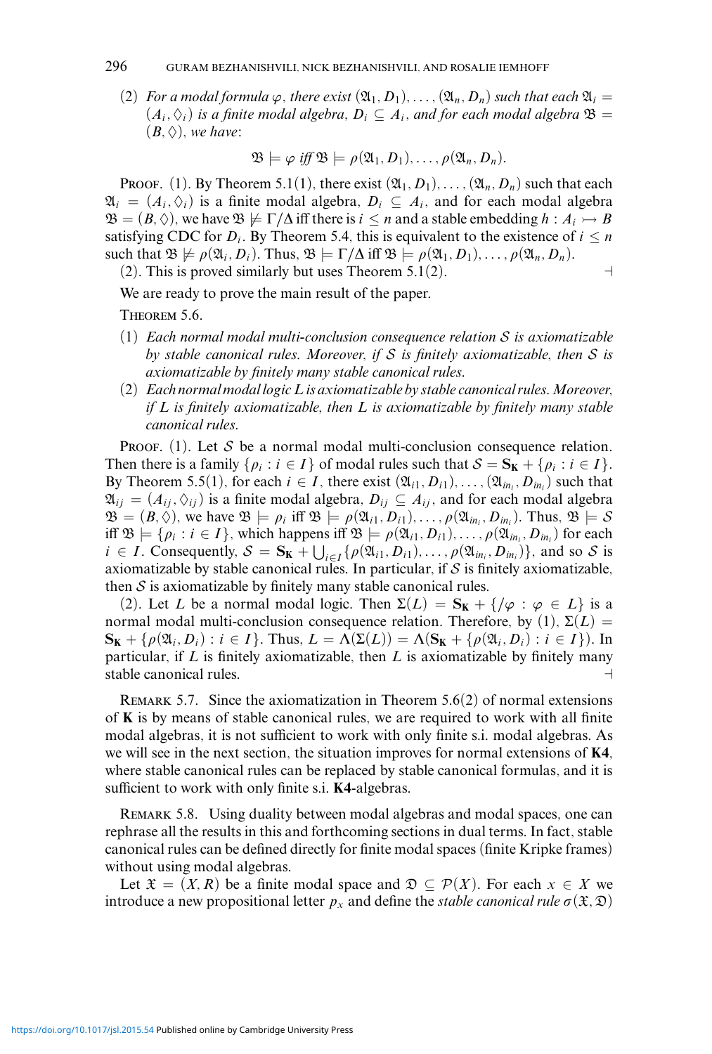(2) *For a modal formula $\varphi$, there exist $(\mathfrak{A}_1, D_1), \ldots, (\mathfrak{A}_n, D_n)$ such that each $\mathfrak{A}_i = (A_i, \Diamond_i)$ is a finite modal algebra, $D_i \subseteq A_i$, and for each modal algebra $\mathfrak{B} = (B, \Diamond)$, we have*:

$$\mathfrak{B} \models \varphi \text{ iff } \mathfrak{B} \models \rho(\mathfrak{A}_1, D_1), \ldots, \rho(\mathfrak{A}_n, D_n).$$

PROOF. (1). By Theorem 5.1(1), there exist $(\mathfrak{A}_1, D_1), \ldots, (\mathfrak{A}_n, D_n)$ such that each $\mathfrak{A}_i = (A_i, \Diamond_i)$ is a finite modal algebra, $D_i \subseteq A_i$, and for each modal algebra $\mathfrak{B} = (B, \Diamond)$, we have $\mathfrak{B} \not\models \Gamma/\Delta$ iff there is $i \leq n$ and a stable embedding $h : A_i \rightarrowtail B$ satisfying CDC for $D_i$. By Theorem 5.4, this is equivalent to the existence of $i \leq n$ such that $\mathfrak{B} \not\models \rho(\mathfrak{A}_i, D_i)$. Thus, $\mathfrak{B} \models \Gamma/\Delta$ iff $\mathfrak{B} \models \rho(\mathfrak{A}_1, D_1), \ldots, \rho(\mathfrak{A}_n, D_n)$.

(2). This is proved similarly but uses Theorem 5.1(2). ⊣

We are ready to prove the main result of the paper.

THEOREM 5.6.

(1) *Each normal modal multi-conclusion consequence relation $\mathcal{S}$ is axiomatizable by stable canonical rules. Moreover, if $\mathcal{S}$ is finitely axiomatizable, then $\mathcal{S}$ is axiomatizable by finitely many stable canonical rules.*

(2) *Each normal modal logic $L$ is axiomatizable by stable canonical rules. Moreover, if $L$ is finitely axiomatizable, then $L$ is axiomatizable by finitely many stable canonical rules.*

PROOF. (1). Let $\mathcal{S}$ be a normal modal multi-conclusion consequence relation. Then there is a family $\{\rho_i : i \in I\}$ of modal rules such that $\mathcal{S} = \mathbf{S_K} + \{\rho_i : i \in I\}$. By Theorem 5.5(1), for each $i \in I$, there exist $(\mathfrak{A}_{i1}, D_{i1}), \ldots, (\mathfrak{A}_{in_i}, D_{in_i})$ such that $\mathfrak{A}_{ij} = (A_{ij}, \Diamond_{ij})$ is a finite modal algebra, $D_{ij} \subseteq A_{ij}$, and for each modal algebra $\mathfrak{B} = (B, \Diamond)$, we have $\mathfrak{B} \models \rho_i$ iff $\mathfrak{B} \models \rho(\mathfrak{A}_{i1}, D_{i1}), \ldots, \rho(\mathfrak{A}_{in_i}, D_{in_i})$. Thus, $\mathfrak{B} \models \mathcal{S}$ iff $\mathfrak{B} \models \{\rho_i : i \in I\}$, which happens iff $\mathfrak{B} \models \rho(\mathfrak{A}_{i1}, D_{i1}), \ldots, \rho(\mathfrak{A}_{in_i}, D_{in_i})$ for each $i \in I$. Consequently, $\mathcal{S} = \mathbf{S_K} + \bigcup_{i \in I}\{\rho(\mathfrak{A}_{i1}, D_{i1}), \ldots, \rho(\mathfrak{A}_{in_i}, D_{in_i})\}$, and so $\mathcal{S}$ is axiomatizable by stable canonical rules. In particular, if $\mathcal{S}$ is finitely axiomatizable, then $\mathcal{S}$ is axiomatizable by finitely many stable canonical rules.

(2). Let $L$ be a normal modal logic. Then $\Sigma(L) = \mathbf{S_K} + \{/\varphi : \varphi \in L\}$ is a normal modal multi-conclusion consequence relation. Therefore, by (1), $\Sigma(L) = \mathbf{S_K} + \{\rho(\mathfrak{A}_i, D_i) : i \in I\}$. Thus, $L = \Lambda(\Sigma(L)) = \Lambda(\mathbf{S_K} + \{\rho(\mathfrak{A}_i, D_i) : i \in I\})$. In particular, if $L$ is finitely axiomatizable, then $L$ is axiomatizable by finitely many stable canonical rules. ⊣

REMARK 5.7. Since the axiomatization in Theorem 5.6(2) of normal extensions of $\mathbf{K}$ is by means of stable canonical rules, we are required to work with all finite modal algebras, it is not sufficient to work with only finite s.i. modal algebras. As we will see in the next section, the situation improves for normal extensions of $\mathbf{K4}$, where stable canonical rules can be replaced by stable canonical formulas, and it is sufficient to work with only finite s.i. $\mathbf{K4}$-algebras.

REMARK 5.8. Using duality between modal algebras and modal spaces, one can rephrase all the results in this and forthcoming sections in dual terms. In fact, stable canonical rules can be defined directly for finite modal spaces (finite Kripke frames) without using modal algebras.

Let $\mathfrak{X} = (X, R)$ be a finite modal space and $\mathfrak{D} \subseteq \mathcal{P}(X)$. For each $x \in X$ we introduce a new propositional letter $p_x$ and define the *stable canonical rule* $\sigma(\mathfrak{X}, \mathfrak{D})$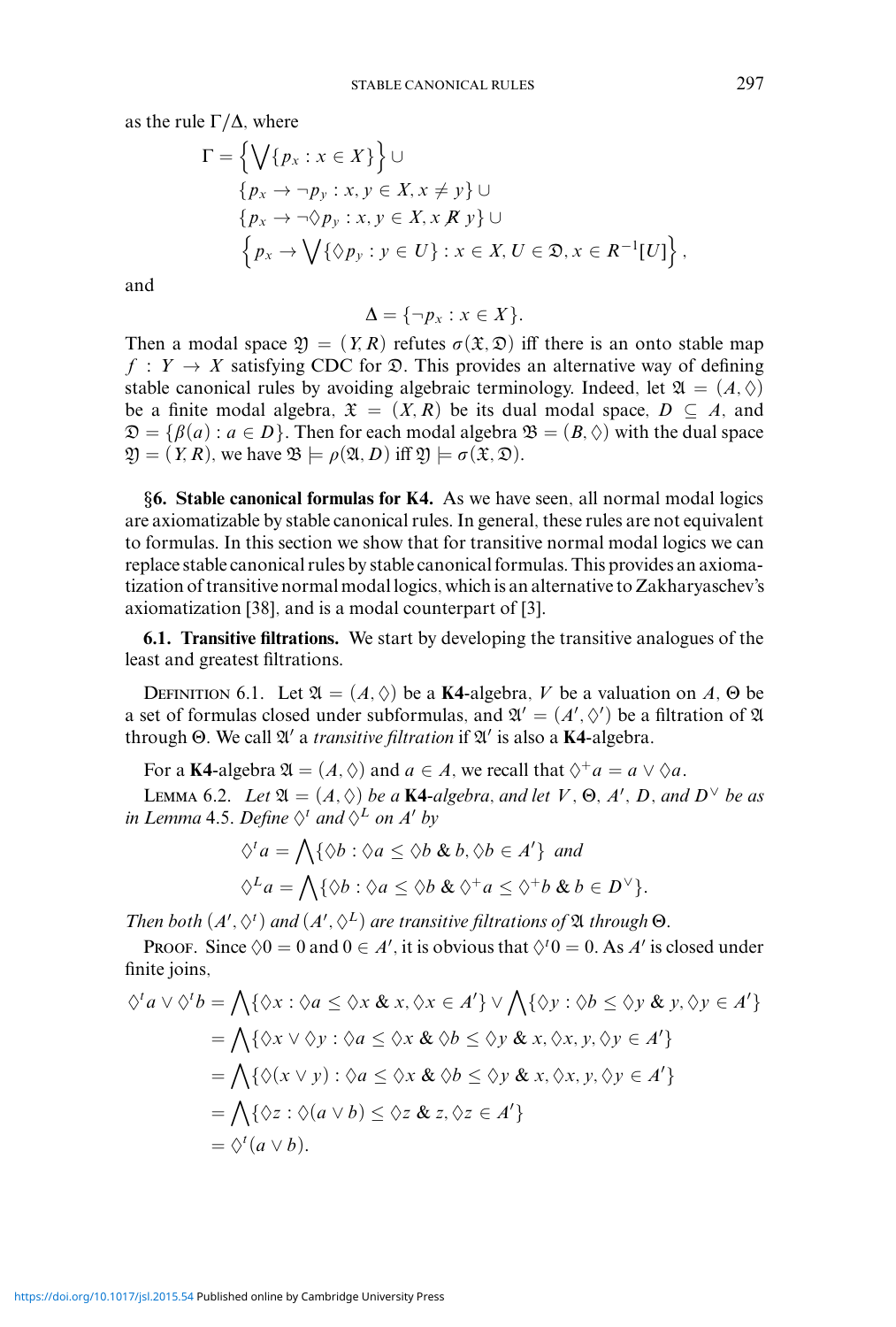as the rule $\Gamma/\Delta$, where

$$
\begin{aligned}
\Gamma = &\left\{\bigvee\{p_x : x \in X\}\right\} \cup \\
&\{p_x \to \neg p_y : x, y \in X, x \neq y\} \cup \\
&\{p_x \to \neg\Diamond p_y : x, y \in X, x \not R\, y\} \cup \\
&\left\{p_x \to \bigvee\{\Diamond p_y : y \in U\} : x \in X, U \in \mathfrak{D}, x \in R^{-1}[U]\right\},
\end{aligned}
$$

and

$$\Delta = \{\neg p_x : x \in X\}.$$

Then a modal space $\mathfrak{Y} = (Y, R)$ refutes $\sigma(\mathfrak{X}, \mathfrak{D})$ iff there is an onto stable map $f : Y \to X$ satisfying CDC for $\mathfrak{D}$. This provides an alternative way of defining stable canonical rules by avoiding algebraic terminology. Indeed, let $\mathfrak{A} = (A, \Diamond)$ be a finite modal algebra, $\mathfrak{X} = (X, R)$ be its dual modal space, $D \subseteq A$, and $\mathfrak{D} = \{\beta(a) : a \in D\}$. Then for each modal algebra $\mathfrak{B} = (B, \Diamond)$ with the dual space $\mathfrak{Y} = (Y, R)$, we have $\mathfrak{B} \models \rho(\mathfrak{A}, D)$ iff $\mathfrak{Y} \models \sigma(\mathfrak{X}, \mathfrak{D})$.

**§6. Stable canonical formulas for K4.** As we have seen, all normal modal logics are axiomatizable by stable canonical rules. In general, these rules are not equivalent to formulas. In this section we show that for transitive normal modal logics we can replace stable canonical rules by stable canonical formulas. This provides an axiomatization of transitive normal modal logics, which is an alternative to Zakharyaschev's axiomatization [38], and is a modal counterpart of [3].

**6.1. Transitive filtrations.** We start by developing the transitive analogues of the least and greatest filtrations.

Definition 6.1. Let $\mathfrak{A} = (A, \Diamond)$ be a **K4**-algebra, $V$ be a valuation on $A$, $\Theta$ be a set of formulas closed under subformulas, and $\mathfrak{A}' = (A', \Diamond')$ be a filtration of $\mathfrak{A}$ through $\Theta$. We call $\mathfrak{A}'$ a *transitive filtration* if $\mathfrak{A}'$ is also a **K4**-algebra.

For a **K4**-algebra $\mathfrak{A} = (A, \Diamond)$ and $a \in A$, we recall that $\Diamond^+ a = a \vee \Diamond a$.

Lemma 6.2. *Let $\mathfrak{A} = (A, \Diamond)$ be a **K4**-algebra, and let $V$, $\Theta$, $A'$, $D$, and $D^\vee$ be as in Lemma 4.5. Define $\Diamond^t$ and $\Diamond^L$ on $A'$ by*

$$\Diamond^t a = \bigwedge\{\Diamond b : \Diamond a \leq \Diamond b \;\&\; b, \Diamond b \in A'\} \text{ and}$$

$$\Diamond^L a = \bigwedge\{\Diamond b : \Diamond a \leq \Diamond b \;\&\; \Diamond^+ a \leq \Diamond^+ b \;\&\; b \in D^\vee\}.$$

*Then both $(A', \Diamond^t)$ and $(A', \Diamond^L)$ are transitive filtrations of $\mathfrak{A}$ through $\Theta$.*

Proof. Since $\Diamond 0 = 0$ and $0 \in A'$, it is obvious that $\Diamond^t 0 = 0$. As $A'$ is closed under finite joins,

$$
\begin{aligned}
\Diamond^t a \vee \Diamond^t b &= \bigwedge\{\Diamond x : \Diamond a \leq \Diamond x \;\&\; x, \Diamond x \in A'\} \vee \bigwedge\{\Diamond y : \Diamond b \leq \Diamond y \;\&\; y, \Diamond y \in A'\} \\
&= \bigwedge\{\Diamond x \vee \Diamond y : \Diamond a \leq \Diamond x \;\&\; \Diamond b \leq \Diamond y \;\&\; x, \Diamond x, y, \Diamond y \in A'\} \\
&= \bigwedge\{\Diamond(x \vee y) : \Diamond a \leq \Diamond x \;\&\; \Diamond b \leq \Diamond y \;\&\; x, \Diamond x, y, \Diamond y \in A'\} \\
&= \bigwedge\{\Diamond z : \Diamond(a \vee b) \leq \Diamond z \;\&\; z, \Diamond z \in A'\} \\
&= \Diamond^t(a \vee b).
\end{aligned}
$$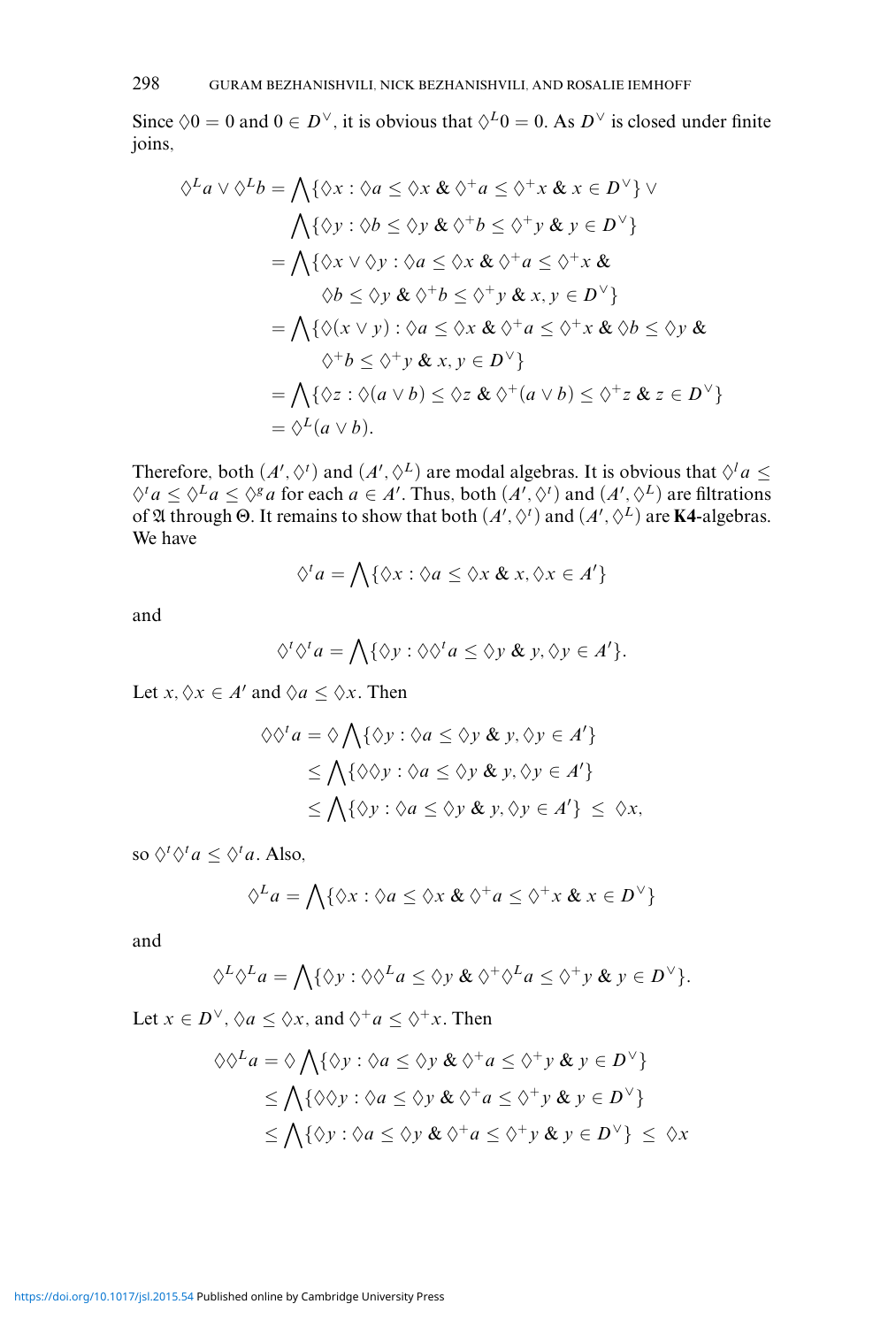Since $\Diamond 0 = 0$ and $0 \in D^\vee$, it is obvious that $\Diamond^L 0 = 0$. As $D^\vee$ is closed under finite joins,

$$\begin{aligned}
\Diamond^L a \vee \Diamond^L b &= \bigwedge\{\Diamond x : \Diamond a \le \Diamond x \ \&\ \Diamond^+ a \le \Diamond^+ x \ \&\ x \in D^\vee\} \vee \\
&\quad \bigwedge\{\Diamond y : \Diamond b \le \Diamond y \ \&\ \Diamond^+ b \le \Diamond^+ y \ \&\ y \in D^\vee\} \\
&= \bigwedge\{\Diamond x \vee \Diamond y : \Diamond a \le \Diamond x \ \&\ \Diamond^+ a \le \Diamond^+ x \ \&\ \\
&\qquad \Diamond b \le \Diamond y \ \&\ \Diamond^+ b \le \Diamond^+ y \ \&\ x, y \in D^\vee\} \\
&= \bigwedge\{\Diamond (x \vee y) : \Diamond a \le \Diamond x \ \&\ \Diamond^+ a \le \Diamond^+ x \ \&\ \Diamond b \le \Diamond y \ \&\ \\
&\qquad \Diamond^+ b \le \Diamond^+ y \ \&\ x, y \in D^\vee\} \\
&= \bigwedge\{\Diamond z : \Diamond (a \vee b) \le \Diamond z \ \&\ \Diamond^+ (a \vee b) \le \Diamond^+ z \ \&\ z \in D^\vee\} \\
&= \Diamond^L (a \vee b).
\end{aligned}$$

Therefore, both $(A', \Diamond^t)$ and $(A', \Diamond^L)$ are modal algebras. It is obvious that $\Diamond^l a \le \Diamond^t a \le \Diamond^L a \le \Diamond^g a$ for each $a \in A'$. Thus, both $(A', \Diamond^t)$ and $(A', \Diamond^L)$ are filtrations of $\mathfrak{A}$ through $\Theta$. It remains to show that both $(A', \Diamond^t)$ and $(A', \Diamond^L)$ are **K4**-algebras. We have

$$\Diamond^t a = \bigwedge\{\Diamond x : \Diamond a \le \Diamond x \ \&\ x, \Diamond x \in A'\}$$

and

$$\Diamond^t \Diamond^t a = \bigwedge\{\Diamond y : \Diamond \Diamond^t a \le \Diamond y \ \&\ y, \Diamond y \in A'\}.$$

Let $x, \Diamond x \in A'$ and $\Diamond a \le \Diamond x$. Then

$$\begin{aligned}
\Diamond \Diamond^t a &= \Diamond \bigwedge\{\Diamond y : \Diamond a \le \Diamond y \ \&\ y, \Diamond y \in A'\} \\
&\le \bigwedge\{\Diamond \Diamond y : \Diamond a \le \Diamond y \ \&\ y, \Diamond y \in A'\} \\
&\le \bigwedge\{\Diamond y : \Diamond a \le \Diamond y \ \&\ y, \Diamond y \in A'\} \ \le\ \Diamond x,
\end{aligned}$$

so $\Diamond^t \Diamond^t a \le \Diamond^t a$. Also,

$$\Diamond^L a = \bigwedge\{\Diamond x : \Diamond a \le \Diamond x \ \&\ \Diamond^+ a \le \Diamond^+ x \ \&\ x \in D^\vee\}$$

and

$$\Diamond^L \Diamond^L a = \bigwedge\{\Diamond y : \Diamond \Diamond^L a \le \Diamond y \ \&\ \Diamond^+ \Diamond^L a \le \Diamond^+ y \ \&\ y \in D^\vee\}.$$

Let $x \in D^\vee$, $\Diamond a \le \Diamond x$, and $\Diamond^+ a \le \Diamond^+ x$. Then

$$\begin{aligned}
\Diamond \Diamond^L a &= \Diamond \bigwedge\{\Diamond y : \Diamond a \le \Diamond y \ \&\ \Diamond^+ a \le \Diamond^+ y \ \&\ y \in D^\vee\} \\
&\le \bigwedge\{\Diamond \Diamond y : \Diamond a \le \Diamond y \ \&\ \Diamond^+ a \le \Diamond^+ y \ \&\ y \in D^\vee\} \\
&\le \bigwedge\{\Diamond y : \Diamond a \le \Diamond y \ \&\ \Diamond^+ a \le \Diamond^+ y \ \&\ y \in D^\vee\} \ \le\ \Diamond x
\end{aligned}$$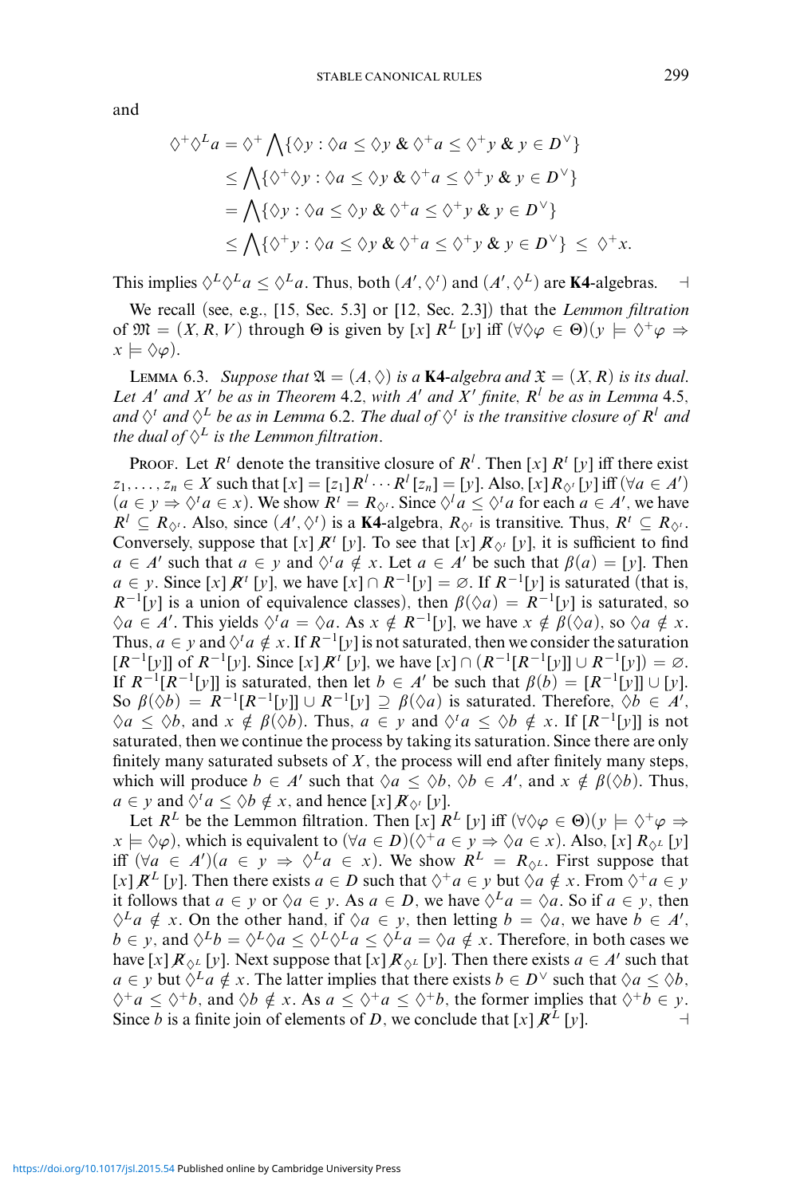and

$$\begin{aligned}
\Diamond^+\Diamond^L a &= \Diamond^+ \bigwedge\{\Diamond y : \Diamond a \le \Diamond y \ \&\ \Diamond^+ a \le \Diamond^+ y \ \&\ y \in D^\vee\} \\
&\le \bigwedge\{\Diamond^+\Diamond y : \Diamond a \le \Diamond y \ \&\ \Diamond^+ a \le \Diamond^+ y \ \&\ y \in D^\vee\} \\
&= \bigwedge\{\Diamond y : \Diamond a \le \Diamond y \ \&\ \Diamond^+ a \le \Diamond^+ y \ \&\ y \in D^\vee\} \\
&\le \bigwedge\{\Diamond^+ y : \Diamond a \le \Diamond y \ \&\ \Diamond^+ a \le \Diamond^+ y \ \&\ y \in D^\vee\} \ \le\ \Diamond^+ x.
\end{aligned}$$

This implies $\Diamond^L\Diamond^L a \le \Diamond^L a$. Thus, both $(A', \Diamond^t)$ and $(A', \Diamond^L)$ are **K4**-algebras. ⊣

We recall (see, e.g., [15, Sec. 5.3] or [12, Sec. 2.3]) that the *Lemmon filtration* of $\mathfrak{M} = (X, R, V)$ through $\Theta$ is given by $[x]\ R^L\ [y]$ iff $(\forall \Diamond\varphi \in \Theta)(y \models \Diamond^+\varphi \Rightarrow x \models \Diamond\varphi)$.

Lemma 6.3. *Suppose that $\mathfrak{A} = (A, \Diamond)$ is a* **K4**-*algebra and $\mathfrak{X} = (X, R)$ is its dual. Let $A'$ and $X'$ be as in Theorem 4.2, with $A'$ and $X'$ finite, $R^l$ be as in Lemma 4.5, and $\Diamond^t$ and $\Diamond^L$ be as in Lemma 6.2. The dual of $\Diamond^t$ is the transitive closure of $R^l$ and the dual of $\Diamond^L$ is the Lemmon filtration.*

Proof. Let $R^t$ denote the transitive closure of $R^l$. Then $[x]\ R^t\ [y]$ iff there exist $z_1, \ldots, z_n \in X$ such that $[x] = [z_1] R^l \cdots R^l [z_n] = [y]$. Also, $[x]\ R_{\Diamond^t}\ [y]$ iff $(\forall a \in A')$ $(a \in y \Rightarrow \Diamond^t a \in x)$. We show $R^t = R_{\Diamond^t}$. Since $\Diamond^l a \le \Diamond^t a$ for each $a \in A'$, we have $R^l \subseteq R_{\Diamond^t}$. Also, since $(A', \Diamond^t)$ is a **K4**-algebra, $R_{\Diamond^t}$ is transitive. Thus, $R^t \subseteq R_{\Diamond^t}$. Conversely, suppose that $[x]\ \not R^t\ [y]$. To see that $[x]\ \not R_{\Diamond^t}\ [y]$, it is sufficient to find $a \in A'$ such that $a \in y$ and $\Diamond^t a \notin x$. Let $a \in A'$ be such that $\beta(a) = [y]$. Then $a \in y$. Since $[x]\ \not R^t\ [y]$, we have $[x] \cap R^{-1}[y] = \varnothing$. If $R^{-1}[y]$ is saturated (that is, $R^{-1}[y]$ is a union of equivalence classes), then $\beta(\Diamond a) = R^{-1}[y]$ is saturated, so $\Diamond a \in A'$. This yields $\Diamond^t a = \Diamond a$. As $x \notin R^{-1}[y]$, we have $x \notin \beta(\Diamond a)$, so $\Diamond a \notin x$. Thus, $a \in y$ and $\Diamond^t a \notin x$. If $R^{-1}[y]$ is not saturated, then we consider the saturation $[R^{-1}[y]]$ of $R^{-1}[y]$. Since $[x]\ \not R^t\ [y]$, we have $[x] \cap (R^{-1}[R^{-1}[y]] \cup R^{-1}[y]) = \varnothing$. If $R^{-1}[R^{-1}[y]]$ is saturated, then let $b \in A'$ be such that $\beta(b) = [R^{-1}[y]] \cup [y]$. So $\beta(\Diamond b) = R^{-1}[R^{-1}[y]] \cup R^{-1}[y] \supseteq \beta(\Diamond a)$ is saturated. Therefore, $\Diamond b \in A'$, $\Diamond a \le \Diamond b$, and $x \notin \beta(\Diamond b)$. Thus, $a \in y$ and $\Diamond^t a \le \Diamond b \notin x$. If $[R^{-1}[y]]$ is not saturated, then we continue the process by taking its saturation. Since there are only finitely many saturated subsets of $X$, the process will end after finitely many steps, which will produce $b \in A'$ such that $\Diamond a \le \Diamond b$, $\Diamond b \in A'$, and $x \notin \beta(\Diamond b)$. Thus, $a \in y$ and $\Diamond^t a \le \Diamond b \notin x$, and hence $[x]\ \not R_{\Diamond^t}\ [y]$.

Let $R^L$ be the Lemmon filtration. Then $[x]\ R^L\ [y]$ iff $(\forall \Diamond\varphi \in \Theta)(y \models \Diamond^+\varphi \Rightarrow x \models \Diamond\varphi)$, which is equivalent to $(\forall a \in D)(\Diamond^+ a \in y \Rightarrow \Diamond a \in x)$. Also, $[x]\ R_{\Diamond^L}\ [y]$ iff $(\forall a \in A')(a \in y \Rightarrow \Diamond^L a \in x)$. We show $R^L = R_{\Diamond^L}$. First suppose that $[x]\ \not R^L\ [y]$. Then there exists $a \in D$ such that $\Diamond^+ a \in y$ but $\Diamond a \notin x$. From $\Diamond^+ a \in y$ it follows that $a \in y$ or $\Diamond a \in y$. As $a \in D$, we have $\Diamond^L a = \Diamond a$. So if $a \in y$, then $\Diamond^L a \notin x$. On the other hand, if $\Diamond a \in y$, then letting $b = \Diamond a$, we have $b \in A'$, $b \in y$, and $\Diamond^L b = \Diamond^L \Diamond a \le \Diamond^L \Diamond^L a \le \Diamond^L a = \Diamond a \notin x$. Therefore, in both cases we have $[x]\ \not R_{\Diamond^L}\ [y]$. Next suppose that $[x]\ \not R_{\Diamond^L}\ [y]$. Then there exists $a \in A'$ such that $a \in y$ but $\Diamond^L a \notin x$. The latter implies that there exists $b \in D^\vee$ such that $\Diamond a \le \Diamond b$, $\Diamond^+ a \le \Diamond^+ b$, and $\Diamond b \notin x$. As $a \le \Diamond^+ a \le \Diamond^+ b$, the former implies that $\Diamond^+ b \in y$. Since $b$ is a finite join of elements of $D$, we conclude that $[x]\ \not R^L\ [y]$. ⊣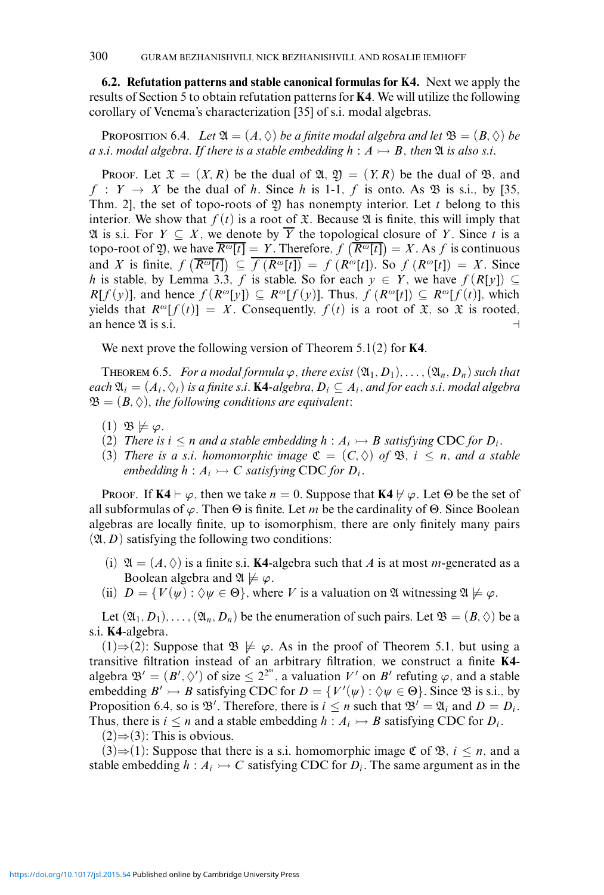**6.2. Refutation patterns and stable canonical formulas for K4.** Next we apply the results of Section 5 to obtain refutation patterns for **K4**. We will utilize the following corollary of Venema's characterization [35] of s.i. modal algebras.

Proposition 6.4. *Let $\mathfrak{A} = (A, \Diamond)$ be a finite modal algebra and let $\mathfrak{B} = (B, \Diamond)$ be a s.i. modal algebra. If there is a stable embedding $h : A \rightarrowtail B$, then $\mathfrak{A}$ is also s.i.*

Proof. Let $\mathfrak{X} = (X, R)$ be the dual of $\mathfrak{A}$, $\mathfrak{Y} = (Y, R)$ be the dual of $\mathfrak{B}$, and $f : Y \to X$ be the dual of $h$. Since $h$ is 1-1, $f$ is onto. As $\mathfrak{B}$ is s.i., by [35, Thm. 2], the set of topo-roots of $\mathfrak{Y}$ has nonempty interior. Let $t$ belong to this interior. We show that $f(t)$ is a root of $\mathfrak{X}$. Because $\mathfrak{A}$ is finite, this will imply that $\mathfrak{A}$ is s.i. For $Y \subseteq X$, we denote by $\overline{Y}$ the topological closure of $Y$. Since $t$ is a topo-root of $\mathfrak{Y}$, we have $\overline{R^{\omega}[t]} = Y$. Therefore, $f\left(\overline{R^{\omega}[t]}\right) = X$. As $f$ is continuous and $X$ is finite, $f\left(\overline{R^{\omega}[t]}\right) \subseteq \overline{f\left(R^{\omega}[t]\right)} = f\left(R^{\omega}[t]\right)$. So $f\left(R^{\omega}[t]\right) = X$. Since $h$ is stable, by Lemma 3.3, $f$ is stable. So for each $y \in Y$, we have $f(R[y]) \subseteq R[f(y)]$, and hence $f(R^{\omega}[y]) \subseteq R^{\omega}[f(y)]$. Thus, $f\left(R^{\omega}[t]\right) \subseteq R^{\omega}[f(t)]$, which yields that $R^{\omega}[f(t)] = X$. Consequently, $f(t)$ is a root of $\mathfrak{X}$, so $\mathfrak{X}$ is rooted, an hence $\mathfrak{A}$ is s.i. ⊣

We next prove the following version of Theorem 5.1(2) for **K4**.

Theorem 6.5. *For a modal formula $\varphi$, there exist $(\mathfrak{A}_1, D_1), \dots, (\mathfrak{A}_n, D_n)$ such that each $\mathfrak{A}_i = (A_i, \Diamond_i)$ is a finite s.i.* **K4***-algebra, $D_i \subseteq A_i$, and for each s.i. modal algebra $\mathfrak{B} = (B, \Diamond)$, the following conditions are equivalent*:

(1) $\mathfrak{B} \not\models \varphi$.
(2) *There is $i \leq n$ and a stable embedding $h : A_i \rightarrowtail B$ satisfying* CDC *for $D_i$.*
(3) *There is a s.i. homomorphic image $\mathfrak{C} = (C, \Diamond)$ of $\mathfrak{B}$, $i \leq n$, and a stable embedding $h : A_i \rightarrowtail C$ satisfying* CDC *for $D_i$.*

Proof. If $\mathbf{K4} \vdash \varphi$, then we take $n = 0$. Suppose that $\mathbf{K4} \nvdash \varphi$. Let $\Theta$ be the set of all subformulas of $\varphi$. Then $\Theta$ is finite. Let $m$ be the cardinality of $\Theta$. Since Boolean algebras are locally finite, up to isomorphism, there are only finitely many pairs $(\mathfrak{A}, D)$ satisfying the following two conditions:

(i) $\mathfrak{A} = (A, \Diamond)$ is a finite s.i. **K4**-algebra such that $A$ is at most $m$-generated as a Boolean algebra and $\mathfrak{A} \not\models \varphi$.
(ii) $D = \{V(\psi) : \Diamond\psi \in \Theta\}$, where $V$ is a valuation on $\mathfrak{A}$ witnessing $\mathfrak{A} \not\models \varphi$.

Let $(\mathfrak{A}_1, D_1), \dots, (\mathfrak{A}_n, D_n)$ be the enumeration of such pairs. Let $\mathfrak{B} = (B, \Diamond)$ be a s.i. **K4**-algebra.

(1)⇒(2): Suppose that $\mathfrak{B} \not\models \varphi$. As in the proof of Theorem 5.1, but using a transitive filtration instead of an arbitrary filtration, we construct a finite **K4**-algebra $\mathfrak{B}' = (B', \Diamond')$ of size $\leq 2^{2^m}$, a valuation $V'$ on $B'$ refuting $\varphi$, and a stable embedding $B' \rightarrowtail B$ satisfying CDC for $D = \{V'(\psi) : \Diamond\psi \in \Theta\}$. Since $\mathfrak{B}$ is s.i., by Proposition 6.4, so is $\mathfrak{B}'$. Therefore, there is $i \leq n$ such that $\mathfrak{B}' = \mathfrak{A}_i$ and $D = D_i$. Thus, there is $i \leq n$ and a stable embedding $h : A_i \rightarrowtail B$ satisfying CDC for $D_i$.

(2)⇒(3): This is obvious.

(3)⇒(1): Suppose that there is a s.i. homomorphic image $\mathfrak{C}$ of $\mathfrak{B}$, $i \leq n$, and a stable embedding $h : A_i \rightarrowtail C$ satisfying CDC for $D_i$. The same argument as in the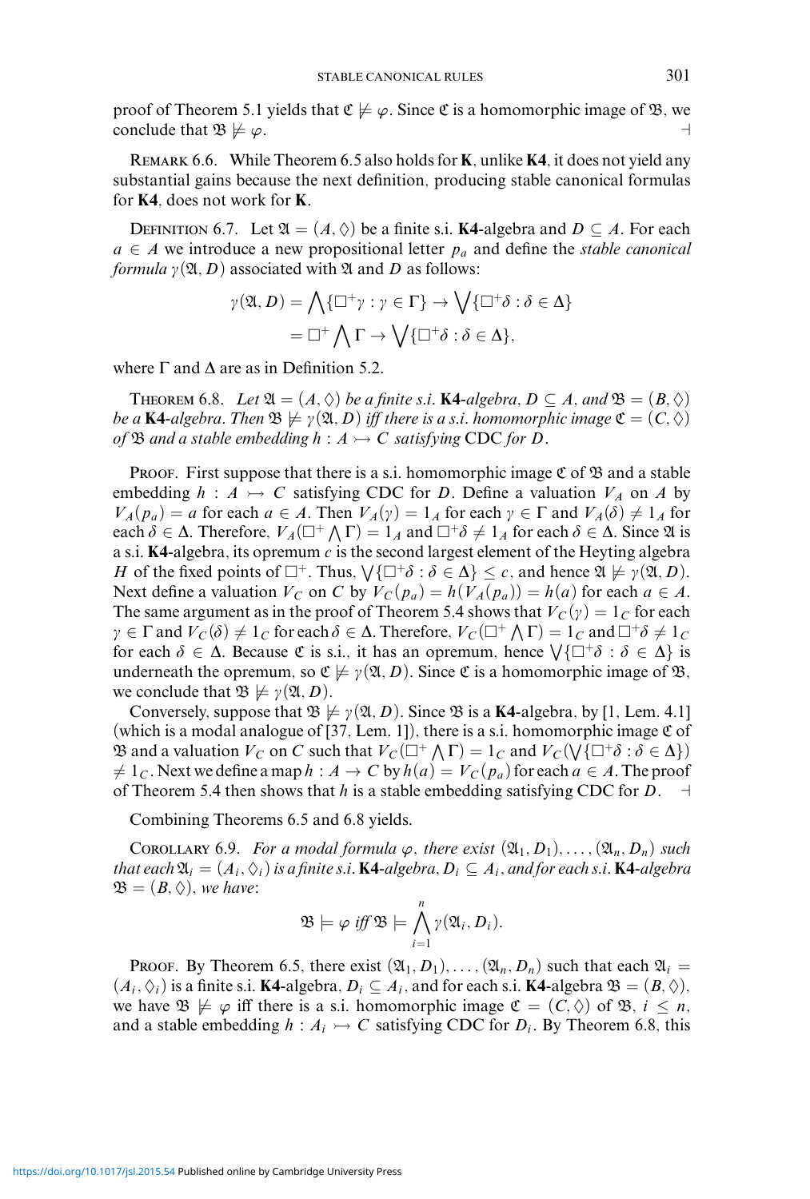proof of Theorem 5.1 yields that $\mathfrak{C} \not\models \varphi$. Since $\mathfrak{C}$ is a homomorphic image of $\mathfrak{B}$, we conclude that $\mathfrak{B} \not\models \varphi$. ⊣

Remark 6.6. While Theorem 6.5 also holds for **K**, unlike **K4**, it does not yield any substantial gains because the next definition, producing stable canonical formulas for **K4**, does not work for **K**.

Definition 6.7. Let $\mathfrak{A} = (A, \Diamond)$ be a finite s.i. **K4**-algebra and $D \subseteq A$. For each $a \in A$ we introduce a new propositional letter $p_a$ and define the *stable canonical formula* $\gamma(\mathfrak{A}, D)$ associated with $\mathfrak{A}$ and $D$ as follows:

$$\begin{aligned}\gamma(\mathfrak{A}, D) &= \bigwedge\{\Box^+\gamma : \gamma \in \Gamma\} \to \bigvee\{\Box^+\delta : \delta \in \Delta\} \\ &= \Box^+ \bigwedge \Gamma \to \bigvee\{\Box^+\delta : \delta \in \Delta\},\end{aligned}$$

where $\Gamma$ and $\Delta$ are as in Definition 5.2.

Theorem 6.8. *Let $\mathfrak{A} = (A, \Diamond)$ be a finite s.i.* **K4***-algebra, $D \subseteq A$, and $\mathfrak{B} = (B, \Diamond)$ be a* **K4***-algebra. Then $\mathfrak{B} \not\models \gamma(\mathfrak{A}, D)$ iff there is a s.i. homomorphic image $\mathfrak{C} = (C, \Diamond)$ of $\mathfrak{B}$ and a stable embedding $h : A \rightarrowtail C$ satisfying* CDC *for $D$.*

Proof. First suppose that there is a s.i. homomorphic image $\mathfrak{C}$ of $\mathfrak{B}$ and a stable embedding $h : A \rightarrowtail C$ satisfying CDC for $D$. Define a valuation $V_A$ on $A$ by $V_A(p_a) = a$ for each $a \in A$. Then $V_A(\gamma) = 1_A$ for each $\gamma \in \Gamma$ and $V_A(\delta) \neq 1_A$ for each $\delta \in \Delta$. Therefore, $V_A(\Box^+ \bigwedge \Gamma) = 1_A$ and $\Box^+\delta \neq 1_A$ for each $\delta \in \Delta$. Since $\mathfrak{A}$ is a s.i. **K4**-algebra, its opremum $c$ is the second largest element of the Heyting algebra $H$ of the fixed points of $\Box^+$. Thus, $\bigvee\{\Box^+\delta : \delta \in \Delta\} \leq c$, and hence $\mathfrak{A} \not\models \gamma(\mathfrak{A}, D)$. Next define a valuation $V_C$ on $C$ by $V_C(p_a) = h(V_A(p_a)) = h(a)$ for each $a \in A$. The same argument as in the proof of Theorem 5.4 shows that $V_C(\gamma) = 1_C$ for each $\gamma \in \Gamma$ and $V_C(\delta) \neq 1_C$ for each $\delta \in \Delta$. Therefore, $V_C(\Box^+ \bigwedge \Gamma) = 1_C$ and $\Box^+\delta \neq 1_C$ for each $\delta \in \Delta$. Because $\mathfrak{C}$ is s.i., it has an opremum, hence $\bigvee\{\Box^+\delta : \delta \in \Delta\}$ is underneath the opremum, so $\mathfrak{C} \not\models \gamma(\mathfrak{A}, D)$. Since $\mathfrak{C}$ is a homomorphic image of $\mathfrak{B}$, we conclude that $\mathfrak{B} \not\models \gamma(\mathfrak{A}, D)$.

Conversely, suppose that $\mathfrak{B} \not\models \gamma(\mathfrak{A}, D)$. Since $\mathfrak{B}$ is a **K4**-algebra, by [1, Lem. 4.1] (which is a modal analogue of [37, Lem. 1]), there is a s.i. homomorphic image $\mathfrak{C}$ of $\mathfrak{B}$ and a valuation $V_C$ on $C$ such that $V_C(\Box^+ \bigwedge \Gamma) = 1_C$ and $V_C(\bigvee\{\Box^+\delta : \delta \in \Delta\}) \neq 1_C$. Next we define a map $h : A \to C$ by $h(a) = V_C(p_a)$ for each $a \in A$. The proof of Theorem 5.4 then shows that $h$ is a stable embedding satisfying CDC for $D$. ⊣

Combining Theorems 6.5 and 6.8 yields.

Corollary 6.9. *For a modal formula $\varphi$, there exist $(\mathfrak{A}_1, D_1), \ldots, (\mathfrak{A}_n, D_n)$ such that each $\mathfrak{A}_i = (A_i, \Diamond_i)$ is a finite s.i.* **K4***-algebra, $D_i \subseteq A_i$, and for each s.i.* **K4***-algebra $\mathfrak{B} = (B, \Diamond)$, we have*:

$$\mathfrak{B} \models \varphi \textit{ iff } \mathfrak{B} \models \bigwedge_{i=1}^{n} \gamma(\mathfrak{A}_i, D_i).$$

Proof. By Theorem 6.5, there exist $(\mathfrak{A}_1, D_1), \ldots, (\mathfrak{A}_n, D_n)$ such that each $\mathfrak{A}_i = (A_i, \Diamond_i)$ is a finite s.i. **K4**-algebra, $D_i \subseteq A_i$, and for each s.i. **K4**-algebra $\mathfrak{B} = (B, \Diamond)$, we have $\mathfrak{B} \not\models \varphi$ iff there is a s.i. homomorphic image $\mathfrak{C} = (C, \Diamond)$ of $\mathfrak{B}$, $i \leq n$, and a stable embedding $h : A_i \rightarrowtail C$ satisfying CDC for $D_i$. By Theorem 6.8, this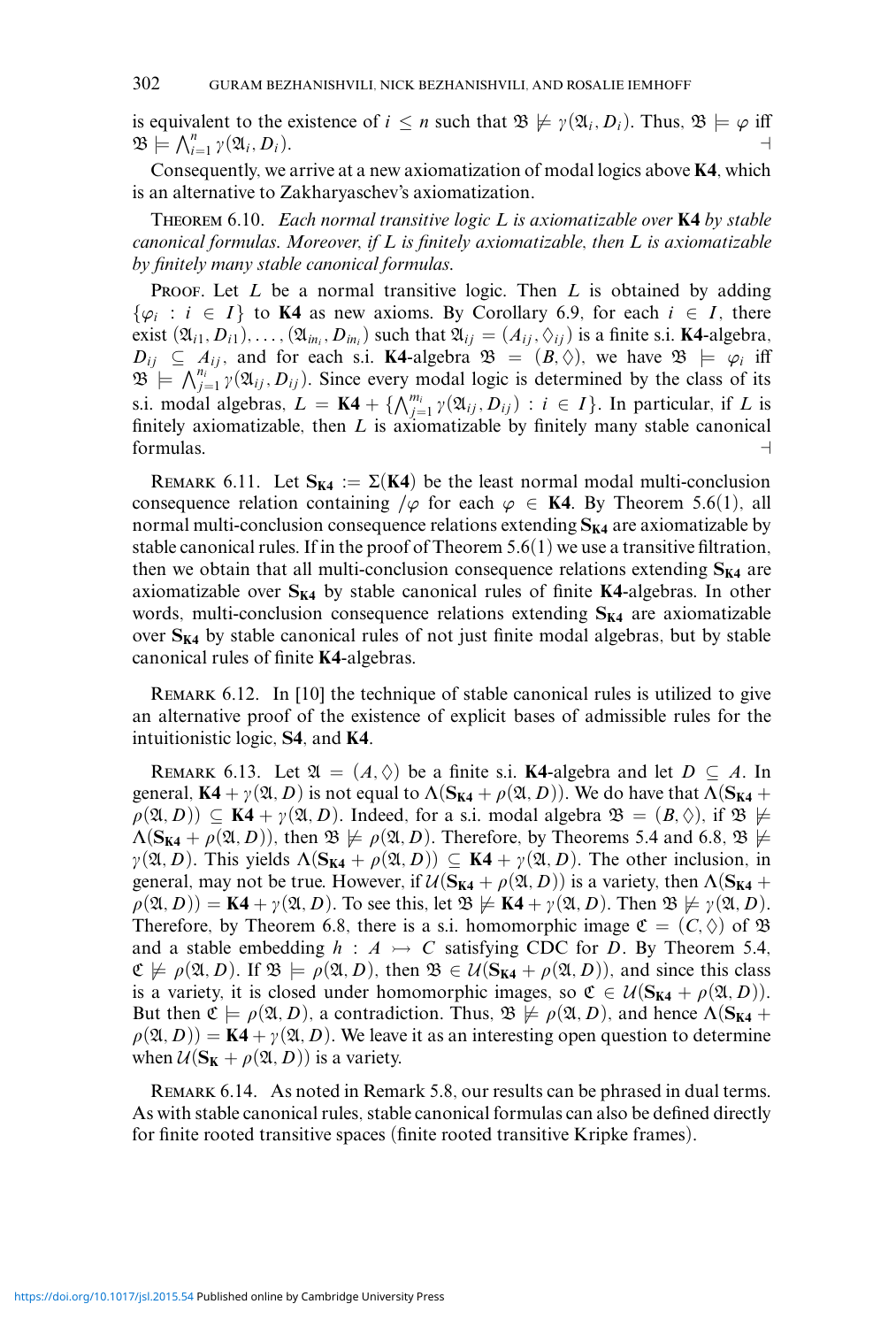is equivalent to the existence of $i \leq n$ such that $\mathfrak{B} \not\models \gamma(\mathfrak{A}_i, D_i)$. Thus, $\mathfrak{B} \models \varphi$ iff $\mathfrak{B} \models \bigwedge_{i=1}^{n} \gamma(\mathfrak{A}_i, D_i)$. ⊣

Consequently, we arrive at a new axiomatization of modal logics above **K4**, which is an alternative to Zakharyaschev's axiomatization.

THEOREM 6.10. *Each normal transitive logic $L$ is axiomatizable over* **K4** *by stable canonical formulas. Moreover, if $L$ is finitely axiomatizable, then $L$ is axiomatizable by finitely many stable canonical formulas.*

PROOF. Let $L$ be a normal transitive logic. Then $L$ is obtained by adding $\{\varphi_i : i \in I\}$ to **K4** as new axioms. By Corollary 6.9, for each $i \in I$, there exist $(\mathfrak{A}_{i1}, D_{i1}), \dots, (\mathfrak{A}_{in_i}, D_{in_i})$ such that $\mathfrak{A}_{ij} = (A_{ij}, \Diamond_{ij})$ is a finite s.i. **K4**-algebra, $D_{ij} \subseteq A_{ij}$, and for each s.i. **K4**-algebra $\mathfrak{B} = (B, \Diamond)$, we have $\mathfrak{B} \models \varphi_i$ iff $\mathfrak{B} \models \bigwedge_{j=1}^{n_i} \gamma(\mathfrak{A}_{ij}, D_{ij})$. Since every modal logic is determined by the class of its s.i. modal algebras, $L = \mathbf{K4} + \{\bigwedge_{j=1}^{m_i} \gamma(\mathfrak{A}_{ij}, D_{ij}) : i \in I\}$. In particular, if $L$ is finitely axiomatizable, then $L$ is axiomatizable by finitely many stable canonical formulas. ⊣

REMARK 6.11. Let $\mathbf{S_{K4}} := \Sigma(\mathbf{K4})$ be the least normal modal multi-conclusion consequence relation containing $/\varphi$ for each $\varphi \in \mathbf{K4}$. By Theorem 5.6(1), all normal multi-conclusion consequence relations extending $\mathbf{S_{K4}}$ are axiomatizable by stable canonical rules. If in the proof of Theorem 5.6(1) we use a transitive filtration, then we obtain that all multi-conclusion consequence relations extending $\mathbf{S_{K4}}$ are axiomatizable over $\mathbf{S_{K4}}$ by stable canonical rules of finite **K4**-algebras. In other words, multi-conclusion consequence relations extending $\mathbf{S_{K4}}$ are axiomatizable over $\mathbf{S_{K4}}$ by stable canonical rules of not just finite modal algebras, but by stable canonical rules of finite **K4**-algebras.

REMARK 6.12. In [10] the technique of stable canonical rules is utilized to give an alternative proof of the existence of explicit bases of admissible rules for the intuitionistic logic, **S4**, and **K4**.

REMARK 6.13. Let $\mathfrak{A} = (A, \Diamond)$ be a finite s.i. **K4**-algebra and let $D \subseteq A$. In general, $\mathbf{K4} + \gamma(\mathfrak{A}, D)$ is not equal to $\Lambda(\mathbf{S_{K4}} + \rho(\mathfrak{A}, D))$. We do have that $\Lambda(\mathbf{S_{K4}} + \rho(\mathfrak{A}, D)) \subseteq \mathbf{K4} + \gamma(\mathfrak{A}, D)$. Indeed, for a s.i. modal algebra $\mathfrak{B} = (B, \Diamond)$, if $\mathfrak{B} \not\models \Lambda(\mathbf{S_{K4}} + \rho(\mathfrak{A}, D))$, then $\mathfrak{B} \not\models \rho(\mathfrak{A}, D)$. Therefore, by Theorems 5.4 and 6.8, $\mathfrak{B} \not\models \gamma(\mathfrak{A}, D)$. This yields $\Lambda(\mathbf{S_{K4}} + \rho(\mathfrak{A}, D)) \subseteq \mathbf{K4} + \gamma(\mathfrak{A}, D)$. The other inclusion, in general, may not be true. However, if $\mathcal{U}(\mathbf{S_{K4}} + \rho(\mathfrak{A}, D))$ is a variety, then $\Lambda(\mathbf{S_{K4}} + \rho(\mathfrak{A}, D)) = \mathbf{K4} + \gamma(\mathfrak{A}, D)$. To see this, let $\mathfrak{B} \not\models \mathbf{K4} + \gamma(\mathfrak{A}, D)$. Then $\mathfrak{B} \not\models \gamma(\mathfrak{A}, D)$. Therefore, by Theorem 6.8, there is a s.i. homomorphic image $\mathfrak{C} = (C, \Diamond)$ of $\mathfrak{B}$ and a stable embedding $h : A \rightarrowtail C$ satisfying CDC for $D$. By Theorem 5.4, $\mathfrak{C} \not\models \rho(\mathfrak{A}, D)$. If $\mathfrak{B} \models \rho(\mathfrak{A}, D)$, then $\mathfrak{B} \in \mathcal{U}(\mathbf{S_{K4}} + \rho(\mathfrak{A}, D))$, and since this class is a variety, it is closed under homomorphic images, so $\mathfrak{C} \in \mathcal{U}(\mathbf{S_{K4}} + \rho(\mathfrak{A}, D))$. But then $\mathfrak{C} \models \rho(\mathfrak{A}, D)$, a contradiction. Thus, $\mathfrak{B} \not\models \rho(\mathfrak{A}, D)$, and hence $\Lambda(\mathbf{S_{K4}} + \rho(\mathfrak{A}, D)) = \mathbf{K4} + \gamma(\mathfrak{A}, D)$. We leave it as an interesting open question to determine when $\mathcal{U}(\mathbf{S_K} + \rho(\mathfrak{A}, D))$ is a variety.

REMARK 6.14. As noted in Remark 5.8, our results can be phrased in dual terms. As with stable canonical rules, stable canonical formulas can also be defined directly for finite rooted transitive spaces (finite rooted transitive Kripke frames).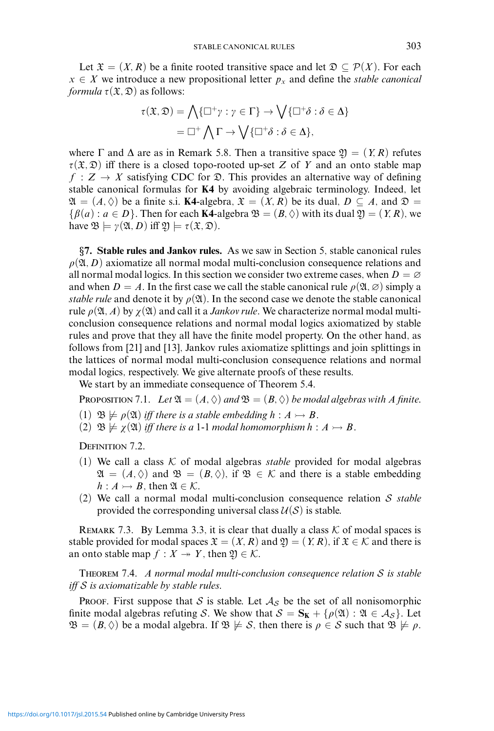Let $\mathfrak{X} = (X, R)$ be a finite rooted transitive space and let $\mathfrak{D} \subseteq \mathcal{P}(X)$. For each $x \in X$ we introduce a new propositional letter $p_x$ and define the *stable canonical formula* $\tau(\mathfrak{X}, \mathfrak{D})$ as follows:

$$\tau(\mathfrak{X}, \mathfrak{D}) = \bigwedge\{\Box^+\gamma : \gamma \in \Gamma\} \to \bigvee\{\Box^+\delta : \delta \in \Delta\}$$
$$= \Box^+ \bigwedge \Gamma \to \bigvee\{\Box^+\delta : \delta \in \Delta\},$$

where $\Gamma$ and $\Delta$ are as in Remark 5.8. Then a transitive space $\mathfrak{Y} = (Y, R)$ refutes $\tau(\mathfrak{X}, \mathfrak{D})$ iff there is a closed topo-rooted up-set $Z$ of $Y$ and an onto stable map $f : Z \to X$ satisfying CDC for $\mathfrak{D}$. This provides an alternative way of defining stable canonical formulas for **K4** by avoiding algebraic terminology. Indeed, let $\mathfrak{A} = (A, \Diamond)$ be a finite s.i. **K4**-algebra, $\mathfrak{X} = (X, R)$ be its dual, $D \subseteq A$, and $\mathfrak{D} = \{\beta(a) : a \in D\}$. Then for each **K4**-algebra $\mathfrak{B} = (B, \Diamond)$ with its dual $\mathfrak{Y} = (Y, R)$, we have $\mathfrak{B} \models \gamma(\mathfrak{A}, D)$ iff $\mathfrak{Y} \models \tau(\mathfrak{X}, \mathfrak{D})$.

## §7. Stable rules and Jankov rules.

As we saw in Section 5, stable canonical rules $\rho(\mathfrak{A}, D)$ axiomatize all normal modal multi-conclusion consequence relations and all normal modal logics. In this section we consider two extreme cases, when $D = \varnothing$ and when $D = A$. In the first case we call the stable canonical rule $\rho(\mathfrak{A}, \varnothing)$ simply a *stable rule* and denote it by $\rho(\mathfrak{A})$. In the second case we denote the stable canonical rule $\rho(\mathfrak{A}, A)$ by $\chi(\mathfrak{A})$ and call it a *Jankov rule*. We characterize normal modal multi-conclusion consequence relations and normal modal logics axiomatized by stable rules and prove that they all have the finite model property. On the other hand, as follows from [21] and [13], Jankov rules axiomatize splittings and join splittings in the lattices of normal modal multi-conclusion consequence relations and normal modal logics, respectively. We give alternate proofs of these results.

We start by an immediate consequence of Theorem 5.4.

Proposition 7.1. *Let $\mathfrak{A} = (A, \Diamond)$ and $\mathfrak{B} = (B, \Diamond)$ be modal algebras with $A$ finite.*

(1) *$\mathfrak{B} \not\models \rho(\mathfrak{A})$ iff there is a stable embedding $h : A \rightarrowtail B$.*
(2) *$\mathfrak{B} \not\models \chi(\mathfrak{A})$ iff there is a* 1-1 *modal homomorphism $h : A \rightarrowtail B$.*

Definition 7.2.

(1) We call a class $\mathcal{K}$ of modal algebras *stable* provided for modal algebras $\mathfrak{A} = (A, \Diamond)$ and $\mathfrak{B} = (B, \Diamond)$, if $\mathfrak{B} \in \mathcal{K}$ and there is a stable embedding $h : A \rightarrowtail B$, then $\mathfrak{A} \in \mathcal{K}$.
(2) We call a normal modal multi-conclusion consequence relation $\mathcal{S}$ *stable* provided the corresponding universal class $\mathcal{U}(\mathcal{S})$ is stable.

Remark 7.3. By Lemma 3.3, it is clear that dually a class $\mathcal{K}$ of modal spaces is stable provided for modal spaces $\mathfrak{X} = (X, R)$ and $\mathfrak{Y} = (Y, R)$, if $\mathfrak{X} \in \mathcal{K}$ and there is an onto stable map $f : X \twoheadrightarrow Y$, then $\mathfrak{Y} \in \mathcal{K}$.

Theorem 7.4. *A normal modal multi-conclusion consequence relation $\mathcal{S}$ is stable iff $\mathcal{S}$ is axiomatizable by stable rules.*

Proof. First suppose that $\mathcal{S}$ is stable. Let $\mathcal{A}_{\mathcal{S}}$ be the set of all nonisomorphic finite modal algebras refuting $\mathcal{S}$. We show that $\mathcal{S} = \mathbf{S_K} + \{\rho(\mathfrak{A}) : \mathfrak{A} \in \mathcal{A}_{\mathcal{S}}\}$. Let $\mathfrak{B} = (B, \Diamond)$ be a modal algebra. If $\mathfrak{B} \not\models \mathcal{S}$, then there is $\rho \in \mathcal{S}$ such that $\mathfrak{B} \not\models \rho$.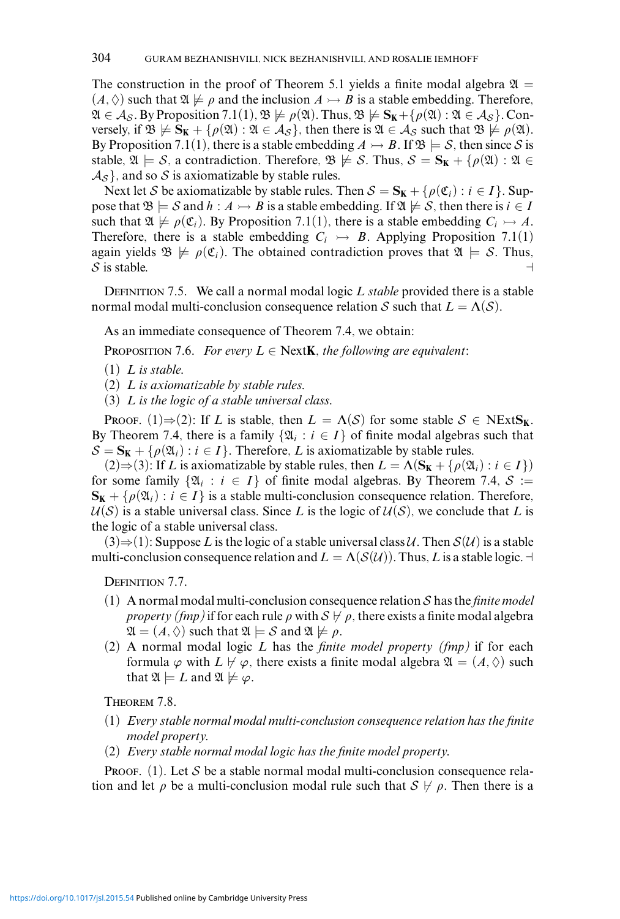The construction in the proof of Theorem 5.1 yields a finite modal algebra $\mathfrak{A} = (A, \Diamond)$ such that $\mathfrak{A} \not\models \rho$ and the inclusion $A \rightarrowtail B$ is a stable embedding. Therefore, $\mathfrak{A} \in \mathcal{A}_\mathcal{S}$. By Proposition 7.1(1), $\mathfrak{B} \not\models \rho(\mathfrak{A})$. Thus, $\mathfrak{B} \not\models \mathbf{S_K} + \{\rho(\mathfrak{A}) : \mathfrak{A} \in \mathcal{A}_\mathcal{S}\}$. Conversely, if $\mathfrak{B} \not\models \mathbf{S_K} + \{\rho(\mathfrak{A}) : \mathfrak{A} \in \mathcal{A}_\mathcal{S}\}$, then there is $\mathfrak{A} \in \mathcal{A}_\mathcal{S}$ such that $\mathfrak{B} \not\models \rho(\mathfrak{A})$. By Proposition 7.1(1), there is a stable embedding $A \rightarrowtail B$. If $\mathfrak{B} \models \mathcal{S}$, then since $\mathcal{S}$ is stable, $\mathfrak{A} \models \mathcal{S}$, a contradiction. Therefore, $\mathfrak{B} \not\models \mathcal{S}$. Thus, $\mathcal{S} = \mathbf{S_K} + \{\rho(\mathfrak{A}) : \mathfrak{A} \in \mathcal{A}_\mathcal{S}\}$, and so $\mathcal{S}$ is axiomatizable by stable rules.

Next let $\mathcal{S}$ be axiomatizable by stable rules. Then $\mathcal{S} = \mathbf{S_K} + \{\rho(\mathfrak{C}_i) : i \in I\}$. Suppose that $\mathfrak{B} \models \mathcal{S}$ and $h : A \rightarrowtail B$ is a stable embedding. If $\mathfrak{A} \not\models \mathcal{S}$, then there is $i \in I$ such that $\mathfrak{A} \not\models \rho(\mathfrak{C}_i)$. By Proposition 7.1(1), there is a stable embedding $C_i \rightarrowtail A$. Therefore, there is a stable embedding $C_i \rightarrowtail B$. Applying Proposition 7.1(1) again yields $\mathfrak{B} \not\models \rho(\mathfrak{C}_i)$. The obtained contradiction proves that $\mathfrak{A} \models \mathcal{S}$. Thus, $\mathcal{S}$ is stable. ⊣

Definition 7.5. We call a normal modal logic $L$ *stable* provided there is a stable normal modal multi-conclusion consequence relation $\mathcal{S}$ such that $L = \Lambda(\mathcal{S})$.

As an immediate consequence of Theorem 7.4, we obtain:

Proposition 7.6. *For every $L \in \mathrm{Next}\mathbf{K}$, the following are equivalent*:

(1) *$L$ is stable.*
(2) *$L$ is axiomatizable by stable rules.*
(3) *$L$ is the logic of a stable universal class.*

Proof. (1)⇒(2): If $L$ is stable, then $L = \Lambda(\mathcal{S})$ for some stable $\mathcal{S} \in \mathrm{NExt}\mathbf{S_K}$. By Theorem 7.4, there is a family $\{\mathfrak{A}_i : i \in I\}$ of finite modal algebras such that $\mathcal{S} = \mathbf{S_K} + \{\rho(\mathfrak{A}_i) : i \in I\}$. Therefore, $L$ is axiomatizable by stable rules.

(2)⇒(3): If $L$ is axiomatizable by stable rules, then $L = \Lambda(\mathbf{S_K} + \{\rho(\mathfrak{A}_i) : i \in I\})$ for some family $\{\mathfrak{A}_i : i \in I\}$ of finite modal algebras. By Theorem 7.4, $\mathcal{S} := \mathbf{S_K} + \{\rho(\mathfrak{A}_i) : i \in I\}$ is a stable multi-conclusion consequence relation. Therefore, $\mathcal{U}(\mathcal{S})$ is a stable universal class. Since $L$ is the logic of $\mathcal{U}(\mathcal{S})$, we conclude that $L$ is the logic of a stable universal class.

(3)⇒(1): Suppose $L$ is the logic of a stable universal class $\mathcal{U}$. Then $\mathcal{S}(\mathcal{U})$ is a stable multi-conclusion consequence relation and $L = \Lambda(\mathcal{S}(\mathcal{U}))$. Thus, $L$ is a stable logic. ⊣

Definition 7.7.

(1) A normal modal multi-conclusion consequence relation $\mathcal{S}$ has the *finite model property (fmp)* if for each rule $\rho$ with $\mathcal{S} \not\vdash \rho$, there exists a finite modal algebra $\mathfrak{A} = (A, \Diamond)$ such that $\mathfrak{A} \models \mathcal{S}$ and $\mathfrak{A} \not\models \rho$.
(2) A normal modal logic $L$ has the *finite model property (fmp)* if for each formula $\varphi$ with $L \not\vdash \varphi$, there exists a finite modal algebra $\mathfrak{A} = (A, \Diamond)$ such that $\mathfrak{A} \models L$ and $\mathfrak{A} \not\models \varphi$.

Theorem 7.8.

(1) *Every stable normal modal multi-conclusion consequence relation has the finite model property.*
(2) *Every stable normal modal logic has the finite model property.*

Proof. (1). Let $\mathcal{S}$ be a stable normal modal multi-conclusion consequence relation and let $\rho$ be a multi-conclusion modal rule such that $\mathcal{S} \not\vdash \rho$. Then there is a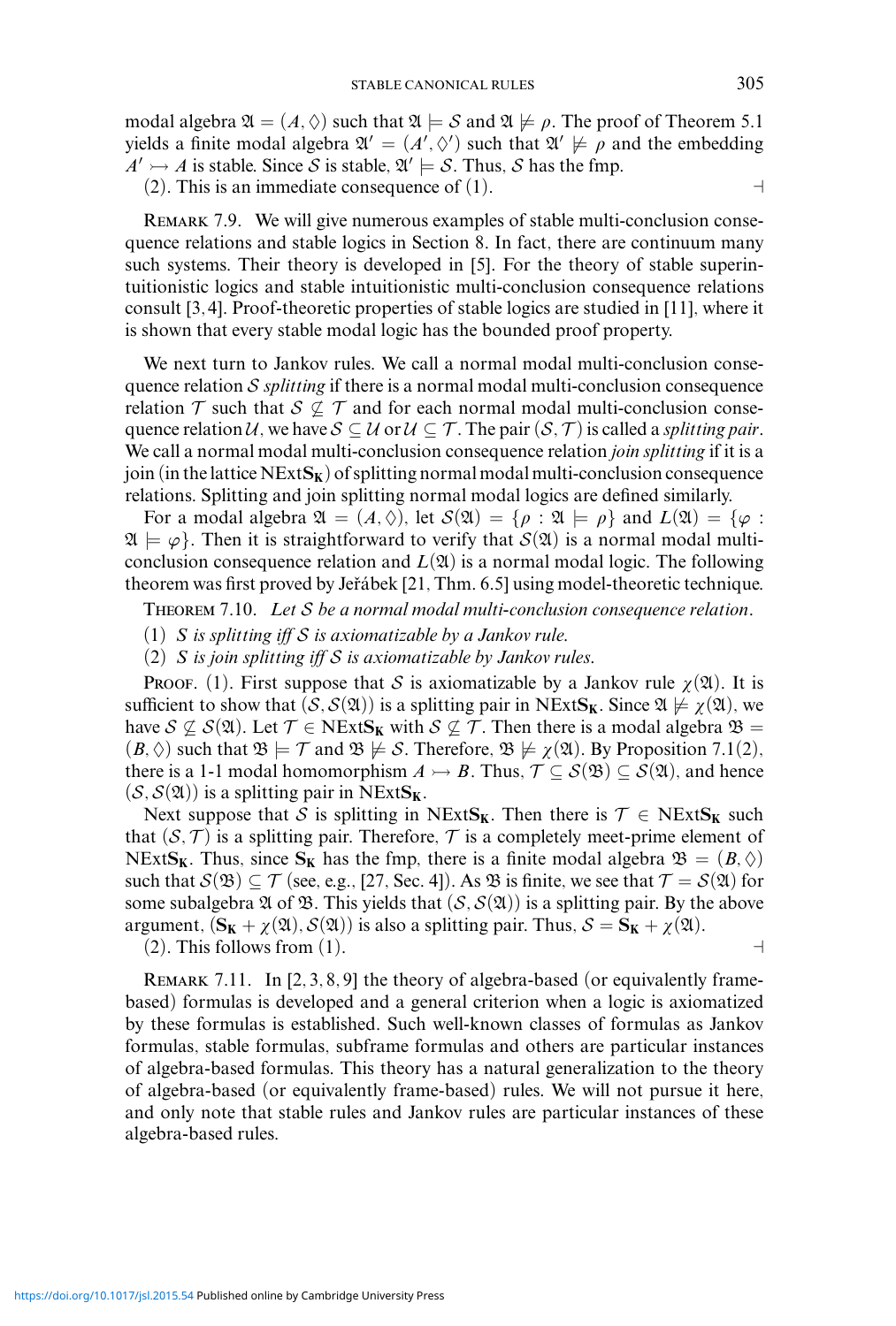modal algebra $\mathfrak{A} = (A, \Diamond)$ such that $\mathfrak{A} \models \mathcal{S}$ and $\mathfrak{A} \not\models \rho$. The proof of Theorem 5.1 yields a finite modal algebra $\mathfrak{A}' = (A', \Diamond')$ such that $\mathfrak{A}' \not\models \rho$ and the embedding $A' \rightarrowtail A$ is stable. Since $\mathcal{S}$ is stable, $\mathfrak{A}' \models \mathcal{S}$. Thus, $\mathcal{S}$ has the fmp.

(2). This is an immediate consequence of (1). ⊣

Remark 7.9. We will give numerous examples of stable multi-conclusion consequence relations and stable logics in Section 8. In fact, there are continuum many such systems. Their theory is developed in [5]. For the theory of stable superintuitionistic logics and stable intuitionistic multi-conclusion consequence relations consult [3, 4]. Proof-theoretic properties of stable logics are studied in [11], where it is shown that every stable modal logic has the bounded proof property.

We next turn to Jankov rules. We call a normal modal multi-conclusion consequence relation $\mathcal{S}$ *splitting* if there is a normal modal multi-conclusion consequence relation $\mathcal{T}$ such that $\mathcal{S} \not\subseteq \mathcal{T}$ and for each normal modal multi-conclusion consequence relation $\mathcal{U}$, we have $\mathcal{S} \subseteq \mathcal{U}$ or $\mathcal{U} \subseteq \mathcal{T}$. The pair $(\mathcal{S}, \mathcal{T})$ is called a *splitting pair*. We call a normal modal multi-conclusion consequence relation *join splitting* if it is a join (in the lattice $\mathrm{NExt}\mathbf{S_K}$) of splitting normal modal multi-conclusion consequence relations. Splitting and join splitting normal modal logics are defined similarly.

For a modal algebra $\mathfrak{A} = (A, \Diamond)$, let $\mathcal{S}(\mathfrak{A}) = \{\rho : \mathfrak{A} \models \rho\}$ and $L(\mathfrak{A}) = \{\varphi : \mathfrak{A} \models \varphi\}$. Then it is straightforward to verify that $\mathcal{S}(\mathfrak{A})$ is a normal modal multi-conclusion consequence relation and $L(\mathfrak{A})$ is a normal modal logic. The following theorem was first proved by Jeřábek [21, Thm. 6.5] using model-theoretic technique.

Theorem 7.10. *Let $\mathcal{S}$ be a normal modal multi-conclusion consequence relation.*

(1) *$\mathcal{S}$ is splitting iff $\mathcal{S}$ is axiomatizable by a Jankov rule.*

(2) *$\mathcal{S}$ is join splitting iff $\mathcal{S}$ is axiomatizable by Jankov rules.*

Proof. (1). First suppose that $\mathcal{S}$ is axiomatizable by a Jankov rule $\chi(\mathfrak{A})$. It is sufficient to show that $(\mathcal{S}, \mathcal{S}(\mathfrak{A}))$ is a splitting pair in $\mathrm{NExt}\mathbf{S_K}$. Since $\mathfrak{A} \not\models \chi(\mathfrak{A})$, we have $\mathcal{S} \not\subseteq \mathcal{S}(\mathfrak{A})$. Let $\mathcal{T} \in \mathrm{NExt}\mathbf{S_K}$ with $\mathcal{S} \not\subseteq \mathcal{T}$. Then there is a modal algebra $\mathfrak{B} = (B, \Diamond)$ such that $\mathfrak{B} \models \mathcal{T}$ and $\mathfrak{B} \not\models \mathcal{S}$. Therefore, $\mathfrak{B} \not\models \chi(\mathfrak{A})$. By Proposition 7.1(2), there is a 1-1 modal homomorphism $A \rightarrowtail B$. Thus, $\mathcal{T} \subseteq \mathcal{S}(\mathfrak{B}) \subseteq \mathcal{S}(\mathfrak{A})$, and hence $(\mathcal{S}, \mathcal{S}(\mathfrak{A}))$ is a splitting pair in $\mathrm{NExt}\mathbf{S_K}$.

Next suppose that $\mathcal{S}$ is splitting in $\mathrm{NExt}\mathbf{S_K}$. Then there is $\mathcal{T} \in \mathrm{NExt}\mathbf{S_K}$ such that $(\mathcal{S}, \mathcal{T})$ is a splitting pair. Therefore, $\mathcal{T}$ is a completely meet-prime element of $\mathrm{NExt}\mathbf{S_K}$. Thus, since $\mathbf{S_K}$ has the fmp, there is a finite modal algebra $\mathfrak{B} = (B, \Diamond)$ such that $\mathcal{S}(\mathfrak{B}) \subseteq \mathcal{T}$ (see, e.g., [27, Sec. 4]). As $\mathfrak{B}$ is finite, we see that $\mathcal{T} = \mathcal{S}(\mathfrak{A})$ for some subalgebra $\mathfrak{A}$ of $\mathfrak{B}$. This yields that $(\mathcal{S}, \mathcal{S}(\mathfrak{A}))$ is a splitting pair. By the above argument, $(\mathbf{S_K} + \chi(\mathfrak{A}), \mathcal{S}(\mathfrak{A}))$ is also a splitting pair. Thus, $\mathcal{S} = \mathbf{S_K} + \chi(\mathfrak{A})$.

(2). This follows from (1). ⊣

Remark 7.11. In [2, 3, 8, 9] the theory of algebra-based (or equivalently frame-based) formulas is developed and a general criterion when a logic is axiomatized by these formulas is established. Such well-known classes of formulas as Jankov formulas, stable formulas, subframe formulas and others are particular instances of algebra-based formulas. This theory has a natural generalization to the theory of algebra-based (or equivalently frame-based) rules. We will not pursue it here, and only note that stable rules and Jankov rules are particular instances of these algebra-based rules.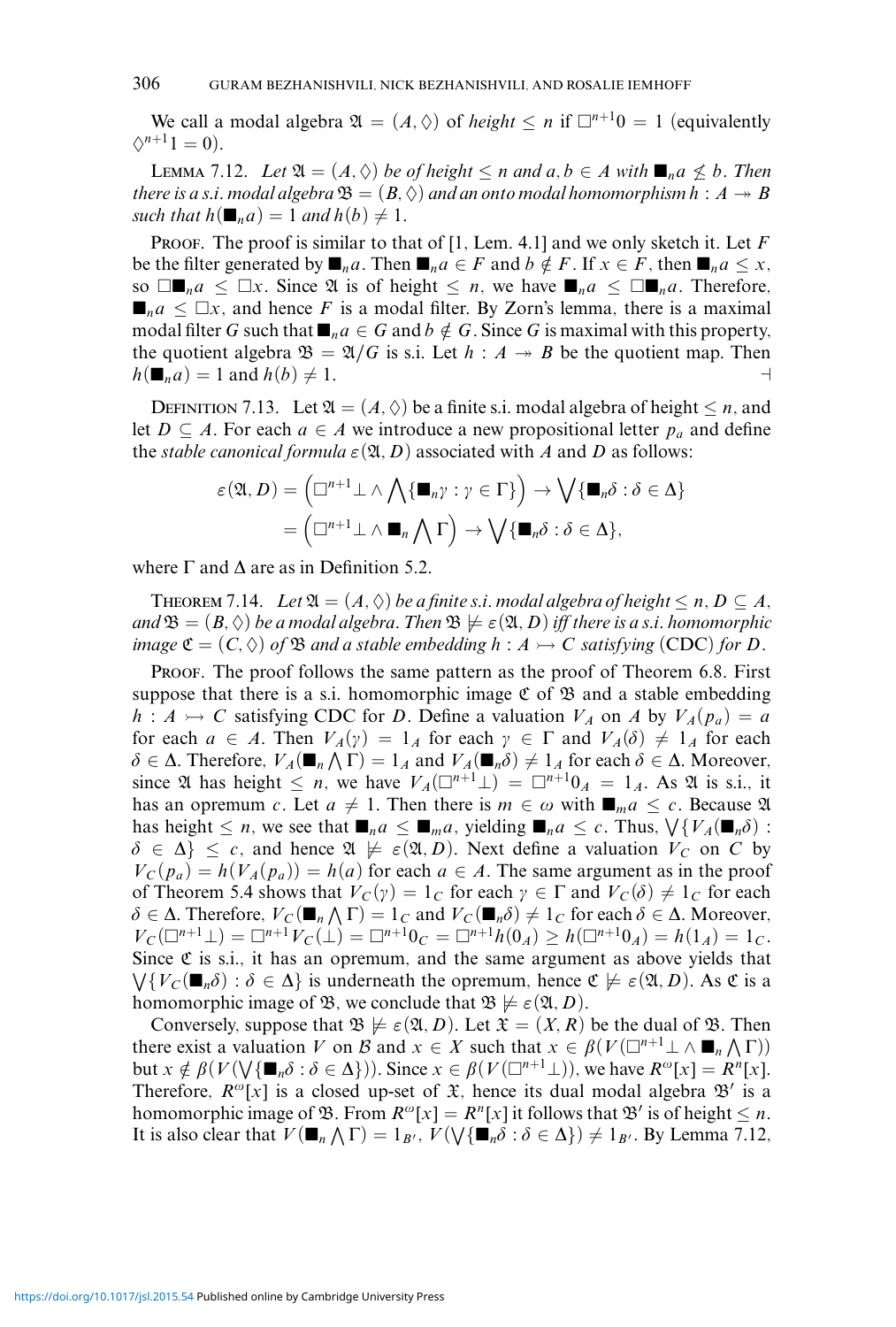We call a modal algebra $\mathfrak{A} = (A, \Diamond)$ of *height* $\leq n$ if $\Box^{n+1}0 = 1$ (equivalently $\Diamond^{n+1}1 = 0$).

LEMMA 7.12. *Let $\mathfrak{A} = (A, \Diamond)$ be of height $\leq n$ and $a, b \in A$ with $\blacksquare_n a \not\leq b$. Then there is a s.i. modal algebra $\mathfrak{B} = (B, \Diamond)$ and an onto modal homomorphism $h : A \twoheadrightarrow B$ such that $h(\blacksquare_n a) = 1$ and $h(b) \neq 1$.*

PROOF. The proof is similar to that of [1, Lem. 4.1] and we only sketch it. Let $F$ be the filter generated by $\blacksquare_n a$. Then $\blacksquare_n a \in F$ and $b \notin F$. If $x \in F$, then $\blacksquare_n a \leq x$, so $\Box\blacksquare_n a \leq \Box x$. Since $\mathfrak{A}$ is of height $\leq n$, we have $\blacksquare_n a \leq \Box\blacksquare_n a$. Therefore, $\blacksquare_n a \leq \Box x$, and hence $F$ is a modal filter. By Zorn's lemma, there is a maximal modal filter $G$ such that $\blacksquare_n a \in G$ and $b \notin G$. Since $G$ is maximal with this property, the quotient algebra $\mathfrak{B} = \mathfrak{A}/G$ is s.i. Let $h : A \twoheadrightarrow B$ be the quotient map. Then $h(\blacksquare_n a) = 1$ and $h(b) \neq 1$. ⊣

DEFINITION 7.13. Let $\mathfrak{A} = (A, \Diamond)$ be a finite s.i. modal algebra of height $\leq n$, and let $D \subseteq A$. For each $a \in A$ we introduce a new propositional letter $p_a$ and define the *stable canonical formula* $\varepsilon(\mathfrak{A}, D)$ associated with $A$ and $D$ as follows:

$$\varepsilon(\mathfrak{A}, D) = \left(\Box^{n+1}\bot \wedge \bigwedge\{\blacksquare_n\gamma : \gamma \in \Gamma\}\right) \to \bigvee\{\blacksquare_n\delta : \delta \in \Delta\}$$
$$= \left(\Box^{n+1}\bot \wedge \blacksquare_n \bigwedge \Gamma\right) \to \bigvee\{\blacksquare_n\delta : \delta \in \Delta\},$$

where $\Gamma$ and $\Delta$ are as in Definition 5.2.

THEOREM 7.14. *Let $\mathfrak{A} = (A, \Diamond)$ be a finite s.i. modal algebra of height $\leq n$, $D \subseteq A$, and $\mathfrak{B} = (B, \Diamond)$ be a modal algebra. Then $\mathfrak{B} \not\models \varepsilon(\mathfrak{A}, D)$ iff there is a s.i. homomorphic image $\mathfrak{C} = (C, \Diamond)$ of $\mathfrak{B}$ and a stable embedding $h : A \rightarrowtail C$ satisfying* (CDC) *for $D$.*

PROOF. The proof follows the same pattern as the proof of Theorem 6.8. First suppose that there is a s.i. homomorphic image $\mathfrak{C}$ of $\mathfrak{B}$ and a stable embedding $h : A \rightarrowtail C$ satisfying CDC for $D$. Define a valuation $V_A$ on $A$ by $V_A(p_a) = a$ for each $a \in A$. Then $V_A(\gamma) = 1_A$ for each $\gamma \in \Gamma$ and $V_A(\delta) \neq 1_A$ for each $\delta \in \Delta$. Therefore, $V_A(\blacksquare_n \bigwedge \Gamma) = 1_A$ and $V_A(\blacksquare_n\delta) \neq 1_A$ for each $\delta \in \Delta$. Moreover, since $\mathfrak{A}$ has height $\leq n$, we have $V_A(\Box^{n+1}\bot) = \Box^{n+1}0_A = 1_A$. As $\mathfrak{A}$ is s.i., it has an opremum $c$. Let $a \neq 1$. Then there is $m \in \omega$ with $\blacksquare_m a \leq c$. Because $\mathfrak{A}$ has height $\leq n$, we see that $\blacksquare_n a \leq \blacksquare_m a$, yielding $\blacksquare_n a \leq c$. Thus, $\bigvee\{V_A(\blacksquare_n\delta) : \delta \in \Delta\} \leq c$, and hence $\mathfrak{A} \not\models \varepsilon(\mathfrak{A}, D)$. Next define a valuation $V_C$ on $C$ by $V_C(p_a) = h(V_A(p_a)) = h(a)$ for each $a \in A$. The same argument as in the proof of Theorem 5.4 shows that $V_C(\gamma) = 1_C$ for each $\gamma \in \Gamma$ and $V_C(\delta) \neq 1_C$ for each $\delta \in \Delta$. Therefore, $V_C(\blacksquare_n \bigwedge \Gamma) = 1_C$ and $V_C(\blacksquare_n\delta) \neq 1_C$ for each $\delta \in \Delta$. Moreover, $V_C(\Box^{n+1}\bot) = \Box^{n+1}V_C(\bot) = \Box^{n+1}0_C = \Box^{n+1}h(0_A) \geq h(\Box^{n+1}0_A) = h(1_A) = 1_C$. Since $\mathfrak{C}$ is s.i., it has an opremum, and the same argument as above yields that $\bigvee\{V_C(\blacksquare_n\delta) : \delta \in \Delta\}$ is underneath the opremum, hence $\mathfrak{C} \not\models \varepsilon(\mathfrak{A}, D)$. As $\mathfrak{C}$ is a homomorphic image of $\mathfrak{B}$, we conclude that $\mathfrak{B} \not\models \varepsilon(\mathfrak{A}, D)$.

Conversely, suppose that $\mathfrak{B} \not\models \varepsilon(\mathfrak{A}, D)$. Let $\mathfrak{X} = (X, R)$ be the dual of $\mathfrak{B}$. Then there exist a valuation $V$ on $\mathcal{B}$ and $x \in X$ such that $x \in \beta(V(\Box^{n+1}\bot \wedge \blacksquare_n \bigwedge \Gamma))$ but $x \notin \beta(V(\bigvee\{\blacksquare_n\delta : \delta \in \Delta\}))$. Since $x \in \beta(V(\Box^{n+1}\bot))$, we have $R^\omega[x] = R^n[x]$. Therefore, $R^\omega[x]$ is a closed up-set of $\mathfrak{X}$, hence its dual modal algebra $\mathfrak{B}'$ is a homomorphic image of $\mathfrak{B}$. From $R^\omega[x] = R^n[x]$ it follows that $\mathfrak{B}'$ is of height $\leq n$. It is also clear that $V(\blacksquare_n \bigwedge \Gamma) = 1_{B'}$, $V(\bigvee\{\blacksquare_n\delta : \delta \in \Delta\}) \neq 1_{B'}$. By Lemma 7.12,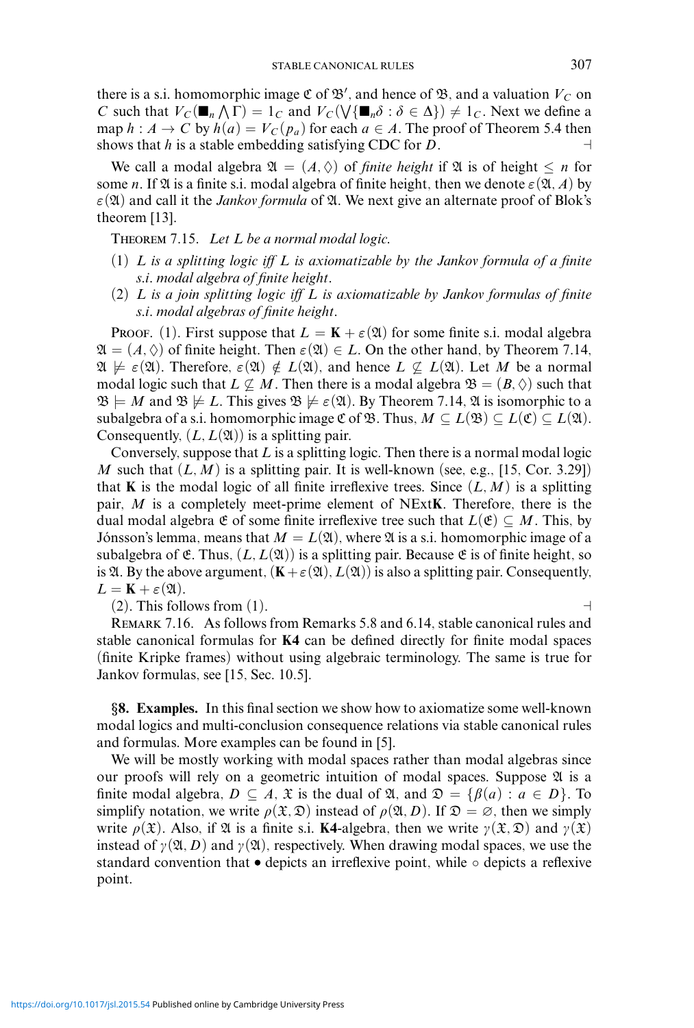there is a s.i. homomorphic image $\mathfrak{C}$ of $\mathfrak{B}'$, and hence of $\mathfrak{B}$, and a valuation $V_C$ on $C$ such that $V_C(\blacksquare_n \bigwedge \Gamma) = 1_C$ and $V_C(\bigvee\{\blacksquare_n \delta : \delta \in \Delta\}) \neq 1_C$. Next we define a map $h : A \to C$ by $h(a) = V_C(p_a)$ for each $a \in A$. The proof of Theorem 5.4 then shows that $h$ is a stable embedding satisfying CDC for $D$. ⊣

We call a modal algebra $\mathfrak{A} = (A, \Diamond)$ of *finite height* if $\mathfrak{A}$ is of height $\leq n$ for some $n$. If $\mathfrak{A}$ is a finite s.i. modal algebra of finite height, then we denote $\varepsilon(\mathfrak{A}, A)$ by $\varepsilon(\mathfrak{A})$ and call it the *Jankov formula* of $\mathfrak{A}$. We next give an alternate proof of Blok's theorem [13].

THEOREM 7.15. *Let $L$ be a normal modal logic.*

(1) *$L$ is a splitting logic iff $L$ is axiomatizable by the Jankov formula of a finite s.i. modal algebra of finite height.*
(2) *$L$ is a join splitting logic iff $L$ is axiomatizable by Jankov formulas of finite s.i. modal algebras of finite height.*

PROOF. (1). First suppose that $L = \mathbf{K} + \varepsilon(\mathfrak{A})$ for some finite s.i. modal algebra $\mathfrak{A} = (A, \Diamond)$ of finite height. Then $\varepsilon(\mathfrak{A}) \in L$. On the other hand, by Theorem 7.14, $\mathfrak{A} \not\models \varepsilon(\mathfrak{A})$. Therefore, $\varepsilon(\mathfrak{A}) \notin L(\mathfrak{A})$, and hence $L \not\subseteq L(\mathfrak{A})$. Let $M$ be a normal modal logic such that $L \not\subseteq M$. Then there is a modal algebra $\mathfrak{B} = (B, \Diamond)$ such that $\mathfrak{B} \models M$ and $\mathfrak{B} \not\models L$. This gives $\mathfrak{B} \not\models \varepsilon(\mathfrak{A})$. By Theorem 7.14, $\mathfrak{A}$ is isomorphic to a subalgebra of a s.i. homomorphic image $\mathfrak{C}$ of $\mathfrak{B}$. Thus, $M \subseteq L(\mathfrak{B}) \subseteq L(\mathfrak{C}) \subseteq L(\mathfrak{A})$. Consequently, $(L, L(\mathfrak{A}))$ is a splitting pair.

Conversely, suppose that $L$ is a splitting logic. Then there is a normal modal logic $M$ such that $(L, M)$ is a splitting pair. It is well-known (see, e.g., [15, Cor. 3.29]) that $\mathbf{K}$ is the modal logic of all finite irreflexive trees. Since $(L, M)$ is a splitting pair, $M$ is a completely meet-prime element of NExt$\mathbf{K}$. Therefore, there is the dual modal algebra $\mathfrak{E}$ of some finite irreflexive tree such that $L(\mathfrak{E}) \subseteq M$. This, by Jónsson's lemma, means that $M = L(\mathfrak{A})$, where $\mathfrak{A}$ is a s.i. homomorphic image of a subalgebra of $\mathfrak{E}$. Thus, $(L, L(\mathfrak{A}))$ is a splitting pair. Because $\mathfrak{E}$ is of finite height, so is $\mathfrak{A}$. By the above argument, $(\mathbf{K} + \varepsilon(\mathfrak{A}), L(\mathfrak{A}))$ is also a splitting pair. Consequently, $L = \mathbf{K} + \varepsilon(\mathfrak{A})$.

(2). This follows from (1). ⊣

REMARK 7.16. As follows from Remarks 5.8 and 6.14, stable canonical rules and stable canonical formulas for $\mathbf{K4}$ can be defined directly for finite modal spaces (finite Kripke frames) without using algebraic terminology. The same is true for Jankov formulas, see [15, Sec. 10.5].

## §8. Examples.

In this final section we show how to axiomatize some well-known modal logics and multi-conclusion consequence relations via stable canonical rules and formulas. More examples can be found in [5].

We will be mostly working with modal spaces rather than modal algebras since our proofs will rely on a geometric intuition of modal spaces. Suppose $\mathfrak{A}$ is a finite modal algebra, $D \subseteq A$, $\mathfrak{X}$ is the dual of $\mathfrak{A}$, and $\mathfrak{D} = \{\beta(a) : a \in D\}$. To simplify notation, we write $\rho(\mathfrak{X}, \mathfrak{D})$ instead of $\rho(\mathfrak{A}, D)$. If $\mathfrak{D} = \varnothing$, then we simply write $\rho(\mathfrak{X})$. Also, if $\mathfrak{A}$ is a finite s.i. $\mathbf{K4}$-algebra, then we write $\gamma(\mathfrak{X}, \mathfrak{D})$ and $\gamma(\mathfrak{X})$ instead of $\gamma(\mathfrak{A}, D)$ and $\gamma(\mathfrak{A})$, respectively. When drawing modal spaces, we use the standard convention that $\bullet$ depicts an irreflexive point, while $\circ$ depicts a reflexive point.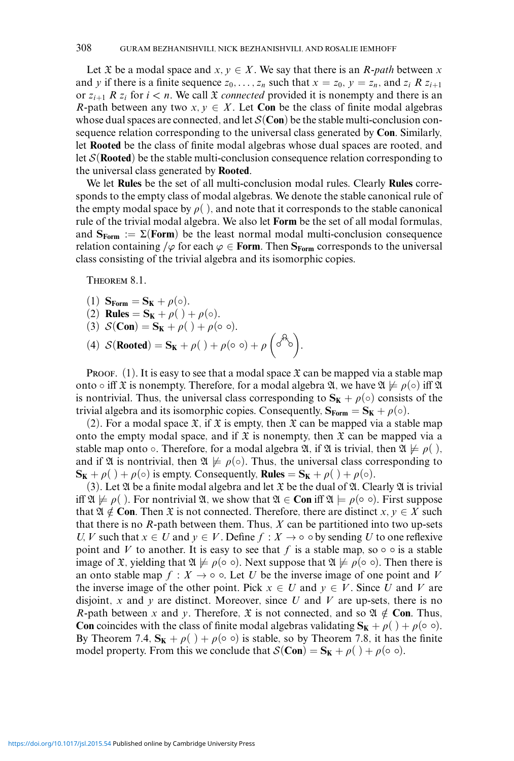Let $\mathfrak{X}$ be a modal space and $x, y \in X$. We say that there is an *$R$-path* between $x$ and $y$ if there is a finite sequence $z_0, \ldots, z_n$ such that $x = z_0$, $y = z_n$, and $z_i \; R \; z_{i+1}$ or $z_{i+1} \; R \; z_i$ for $i < n$. We call $\mathfrak{X}$ *connected* provided it is nonempty and there is an $R$-path between any two $x, y \in X$. Let **Con** be the class of finite modal algebras whose dual spaces are connected, and let $\mathcal{S}(\mathbf{Con})$ be the stable multi-conclusion consequence relation corresponding to the universal class generated by **Con**. Similarly, let **Rooted** be the class of finite modal algebras whose dual spaces are rooted, and let $\mathcal{S}(\mathbf{Rooted})$ be the stable multi-conclusion consequence relation corresponding to the universal class generated by **Rooted**.

We let **Rules** be the set of all multi-conclusion modal rules. Clearly **Rules** corresponds to the empty class of modal algebras. We denote the stable canonical rule of the empty modal space by $\rho(\;)$, and note that it corresponds to the stable canonical rule of the trivial modal algebra. We also let **Form** be the set of all modal formulas, and $\mathbf{S_{Form}} := \Sigma(\mathbf{Form})$ be the least normal modal multi-conclusion consequence relation containing $/\varphi$ for each $\varphi \in \mathbf{Form}$. Then $\mathbf{S_{Form}}$ corresponds to the universal class consisting of the trivial algebra and its isomorphic copies.

THEOREM 8.1.

(1) $\mathbf{S_{Form}} = \mathbf{S_K} + \rho(\circ)$.
(2) $\mathbf{Rules} = \mathbf{S_K} + \rho(\;) + \rho(\circ)$.
(3) $\mathcal{S}(\mathbf{Con}) = \mathbf{S_K} + \rho(\;) + \rho(\circ \; \circ)$.
(4) $\mathcal{S}(\mathbf{Rooted}) = \mathbf{S_K} + \rho(\;) + \rho(\circ \; \circ) + \rho\left(\text{(rooted frame: one root point with two successors)}\right)$.

PROOF. (1). It is easy to see that a modal space $\mathfrak{X}$ can be mapped via a stable map onto $\circ$ iff $\mathfrak{X}$ is nonempty. Therefore, for a modal algebra $\mathfrak{A}$, we have $\mathfrak{A} \not\models \rho(\circ)$ iff $\mathfrak{A}$ is nontrivial. Thus, the universal class corresponding to $\mathbf{S_K} + \rho(\circ)$ consists of the trivial algebra and its isomorphic copies. Consequently, $\mathbf{S_{Form}} = \mathbf{S_K} + \rho(\circ)$.

(2). For a modal space $\mathfrak{X}$, if $\mathfrak{X}$ is empty, then $\mathfrak{X}$ can be mapped via a stable map onto the empty modal space, and if $\mathfrak{X}$ is nonempty, then $\mathfrak{X}$ can be mapped via a stable map onto $\circ$. Therefore, for a modal algebra $\mathfrak{A}$, if $\mathfrak{A}$ is trivial, then $\mathfrak{A} \not\models \rho(\;)$, and if $\mathfrak{A}$ is nontrivial, then $\mathfrak{A} \not\models \rho(\circ)$. Thus, the universal class corresponding to $\mathbf{S_K} + \rho(\;) + \rho(\circ)$ is empty. Consequently, $\mathbf{Rules} = \mathbf{S_K} + \rho(\;) + \rho(\circ)$.

(3). Let $\mathfrak{A}$ be a finite modal algebra and let $\mathfrak{X}$ be the dual of $\mathfrak{A}$. Clearly $\mathfrak{A}$ is trivial iff $\mathfrak{A} \not\models \rho(\;)$. For nontrivial $\mathfrak{A}$, we show that $\mathfrak{A} \in \mathbf{Con}$ iff $\mathfrak{A} \models \rho(\circ \; \circ)$. First suppose that $\mathfrak{A} \notin \mathbf{Con}$. Then $\mathfrak{X}$ is not connected. Therefore, there are distinct $x, y \in X$ such that there is no $R$-path between them. Thus, $X$ can be partitioned into two up-sets $U, V$ such that $x \in U$ and $y \in V$. Define $f : X \to \circ \; \circ$ by sending $U$ to one reflexive point and $V$ to another. It is easy to see that $f$ is a stable map, so $\circ \; \circ$ is a stable image of $\mathfrak{X}$, yielding that $\mathfrak{A} \not\models \rho(\circ \; \circ)$. Next suppose that $\mathfrak{A} \not\models \rho(\circ \; \circ)$. Then there is an onto stable map $f : X \to \circ \; \circ$. Let $U$ be the inverse image of one point and $V$ the inverse image of the other point. Pick $x \in U$ and $y \in V$. Since $U$ and $V$ are disjoint, $x$ and $y$ are distinct. Moreover, since $U$ and $V$ are up-sets, there is no $R$-path between $x$ and $y$. Therefore, $\mathfrak{X}$ is not connected, and so $\mathfrak{A} \notin \mathbf{Con}$. Thus, **Con** coincides with the class of finite modal algebras validating $\mathbf{S_K} + \rho(\;) + \rho(\circ \; \circ)$. By Theorem 7.4, $\mathbf{S_K} + \rho(\;) + \rho(\circ \; \circ)$ is stable, so by Theorem 7.8, it has the finite model property. From this we conclude that $\mathcal{S}(\mathbf{Con}) = \mathbf{S_K} + \rho(\;) + \rho(\circ \; \circ)$.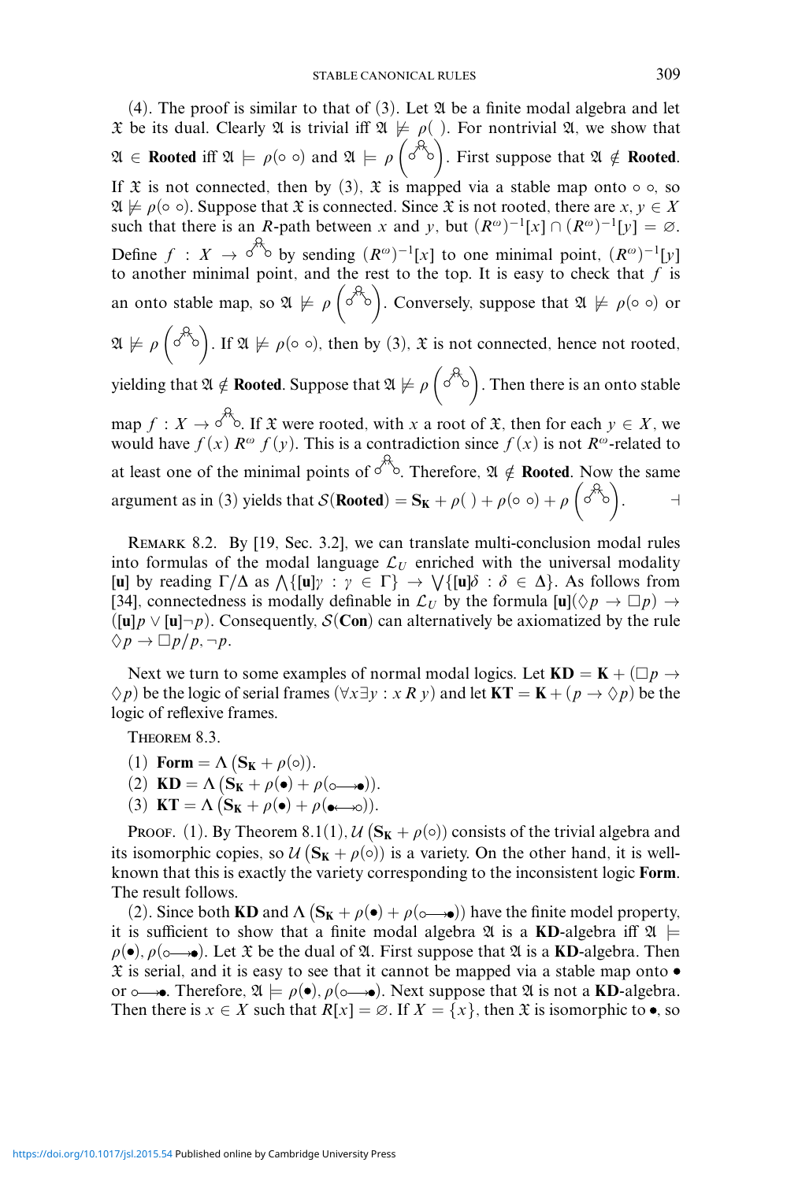(4). The proof is similar to that of (3). Let $\mathfrak{A}$ be a finite modal algebra and let $\mathfrak{X}$ be its dual. Clearly $\mathfrak{A}$ is trivial iff $\mathfrak{A} \not\models \rho(\ )$. For nontrivial $\mathfrak{A}$, we show that $\mathfrak{A} \in$ **Rooted** iff $\mathfrak{A} \models \rho(\circ\ \circ)$ and $\mathfrak{A} \models \rho\left(\begin{smallmatrix} & \circ & \\ \circ & & \circ\end{smallmatrix}\right)$. First suppose that $\mathfrak{A} \notin$ **Rooted**. If $\mathfrak{X}$ is not connected, then by (3), $\mathfrak{X}$ is mapped via a stable map onto $\circ\ \circ$, so $\mathfrak{A} \not\models \rho(\circ\ \circ)$. Suppose that $\mathfrak{X}$ is connected. Since $\mathfrak{X}$ is not rooted, there are $x, y \in X$ such that there is an $R$-path between $x$ and $y$, but $(R^{\omega})^{-1}[x] \cap (R^{\omega})^{-1}[y] = \varnothing$. Define $f : X \to \begin{smallmatrix} & \circ & \\ \circ & & \circ\end{smallmatrix}$ by sending $(R^{\omega})^{-1}[x]$ to one minimal point, $(R^{\omega})^{-1}[y]$ to another minimal point, and the rest to the top. It is easy to check that $f$ is an onto stable map, so $\mathfrak{A} \not\models \rho\left(\begin{smallmatrix} & \circ & \\ \circ & & \circ\end{smallmatrix}\right)$. Conversely, suppose that $\mathfrak{A} \not\models \rho(\circ\ \circ)$ or $\mathfrak{A} \not\models \rho\left(\begin{smallmatrix} & \circ & \\ \circ & & \circ\end{smallmatrix}\right)$. If $\mathfrak{A} \not\models \rho(\circ\ \circ)$, then by (3), $\mathfrak{X}$ is not connected, hence not rooted, yielding that $\mathfrak{A} \notin$ **Rooted**. Suppose that $\mathfrak{A} \not\models \rho\left(\begin{smallmatrix} & \circ & \\ \circ & & \circ\end{smallmatrix}\right)$. Then there is an onto stable map $f : X \to \begin{smallmatrix} & \circ & \\ \circ & & \circ\end{smallmatrix}$. If $\mathfrak{X}$ were rooted, with $x$ a root of $\mathfrak{X}$, then for each $y \in X$, we would have $f(x)\ R^{\omega}\ f(y)$. This is a contradiction since $f(x)$ is not $R^{\omega}$-related to at least one of the minimal points of $\begin{smallmatrix} & \circ & \\ \circ & & \circ\end{smallmatrix}$. Therefore, $\mathfrak{A} \notin$ **Rooted**. Now the same argument as in (3) yields that $\mathcal{S}(\mathbf{Rooted}) = \mathbf{S_K} + \rho(\ ) + \rho(\circ\ \circ) + \rho\left(\begin{smallmatrix} & \circ & \\ \circ & & \circ\end{smallmatrix}\right)$. $\dashv$

REMARK 8.2. By [19, Sec. 3.2], we can translate multi-conclusion modal rules into formulas of the modal language $\mathcal{L}_U$ enriched with the universal modality $[\mathbf{u}]$ by reading $\Gamma/\Delta$ as $\bigwedge\{[\mathbf{u}]\gamma : \gamma \in \Gamma\} \to \bigvee\{[\mathbf{u}]\delta : \delta \in \Delta\}$. As follows from [34], connectedness is modally definable in $\mathcal{L}_U$ by the formula $[\mathbf{u}](\Diamond p \to \Box p) \to ([\mathbf{u}]p \vee [\mathbf{u}]\neg p)$. Consequently, $\mathcal{S}(\mathbf{Con})$ can alternatively be axiomatized by the rule $\Diamond p \to \Box p / p, \neg p$.

Next we turn to some examples of normal modal logics. Let $\mathbf{KD} = \mathbf{K} + (\Box p \to \Diamond p)$ be the logic of serial frames $(\forall x \exists y : x\,R\,y)$ and let $\mathbf{KT} = \mathbf{K} + (p \to \Diamond p)$ be the logic of reflexive frames.

THEOREM 8.3.

(1) $\mathbf{Form} = \Lambda\left(\mathbf{S_K} + \rho(\circ)\right)$.
(2) $\mathbf{KD} = \Lambda\left(\mathbf{S_K} + \rho(\bullet) + \rho(\circ\!\longrightarrow\!\bullet)\right)$.
(3) $\mathbf{KT} = \Lambda\left(\mathbf{S_K} + \rho(\bullet) + \rho(\bullet\!\longleftrightarrow\!\circ)\right)$.

PROOF. (1). By Theorem 8.1(1), $\mathcal{U}\left(\mathbf{S_K} + \rho(\circ)\right)$ consists of the trivial algebra and its isomorphic copies, so $\mathcal{U}\left(\mathbf{S_K} + \rho(\circ)\right)$ is a variety. On the other hand, it is well-known that this is exactly the variety corresponding to the inconsistent logic **Form**. The result follows.

(2). Since both **KD** and $\Lambda\left(\mathbf{S_K} + \rho(\bullet) + \rho(\circ\!\longrightarrow\!\bullet)\right)$ have the finite model property, it is sufficient to show that a finite modal algebra $\mathfrak{A}$ is a **KD**-algebra iff $\mathfrak{A} \models \rho(\bullet), \rho(\circ\!\longrightarrow\!\bullet)$. Let $\mathfrak{X}$ be the dual of $\mathfrak{A}$. First suppose that $\mathfrak{A}$ is a **KD**-algebra. Then $\mathfrak{X}$ is serial, and it is easy to see that it cannot be mapped via a stable map onto $\bullet$ or $\circ\!\longrightarrow\!\bullet$. Therefore, $\mathfrak{A} \models \rho(\bullet), \rho(\circ\!\longrightarrow\!\bullet)$. Next suppose that $\mathfrak{A}$ is not a **KD**-algebra. Then there is $x \in X$ such that $R[x] = \varnothing$. If $X = \{x\}$, then $\mathfrak{X}$ is isomorphic to $\bullet$, so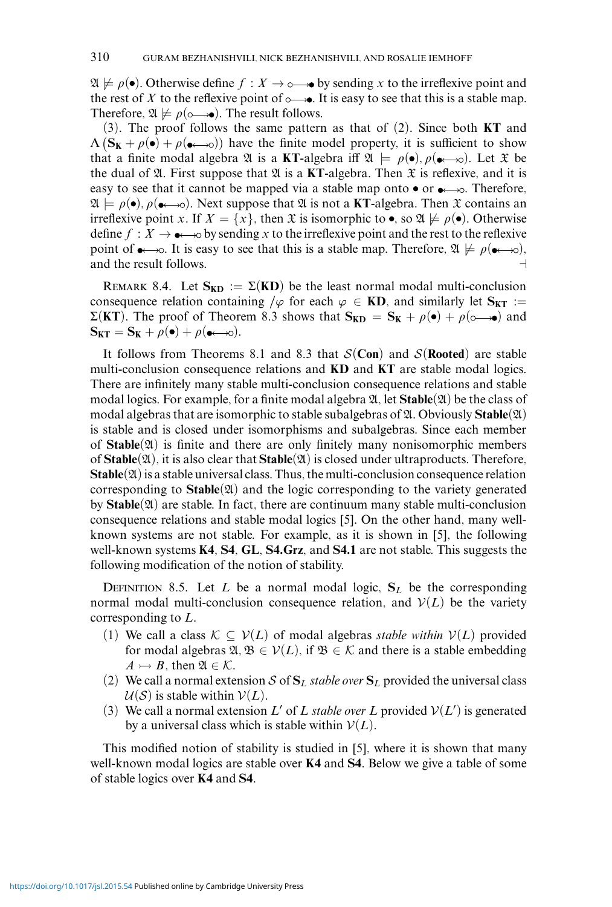$\mathfrak{A} \not\models \rho(\bullet)$. Otherwise define $f : X \to \circ\!\!\longrightarrow\!\!\bullet$ by sending $x$ to the irreflexive point and the rest of $X$ to the reflexive point of $\circ\!\!\longrightarrow\!\!\bullet$. It is easy to see that this is a stable map. Therefore, $\mathfrak{A} \not\models \rho(\circ\!\!\longrightarrow\!\!\bullet)$. The result follows.

(3). The proof follows the same pattern as that of (2). Since both **KT** and $\Lambda\left(\mathbf{S_K} + \rho(\bullet) + \rho(\bullet\!\!\longleftrightarrow\!\!\circ)\right)$ have the finite model property, it is sufficient to show that a finite modal algebra $\mathfrak{A}$ is a **KT**-algebra iff $\mathfrak{A} \models \rho(\bullet), \rho(\bullet\!\!\longleftrightarrow\!\!\circ)$. Let $\mathfrak{X}$ be the dual of $\mathfrak{A}$. First suppose that $\mathfrak{A}$ is a **KT**-algebra. Then $\mathfrak{X}$ is reflexive, and it is easy to see that it cannot be mapped via a stable map onto $\bullet$ or $\bullet\!\!\longleftrightarrow\!\!\circ$. Therefore, $\mathfrak{A} \models \rho(\bullet), \rho(\bullet\!\!\longleftrightarrow\!\!\circ)$. Next suppose that $\mathfrak{A}$ is not a **KT**-algebra. Then $\mathfrak{X}$ contains an irreflexive point $x$. If $X = \{x\}$, then $\mathfrak{X}$ is isomorphic to $\bullet$, so $\mathfrak{A} \not\models \rho(\bullet)$. Otherwise define $f : X \to \bullet\!\!\longleftrightarrow\!\!\circ$ by sending $x$ to the irreflexive point and the rest to the reflexive point of $\bullet\!\!\longleftrightarrow\!\!\circ$. It is easy to see that this is a stable map. Therefore, $\mathfrak{A} \not\models \rho(\bullet\!\!\longleftrightarrow\!\!\circ)$, and the result follows. ⊣

Remark 8.4. Let $\mathbf{S_{KD}} := \Sigma(\mathbf{KD})$ be the least normal modal multi-conclusion consequence relation containing $/\varphi$ for each $\varphi \in \mathbf{KD}$, and similarly let $\mathbf{S_{KT}} := \Sigma(\mathbf{KT})$. The proof of Theorem 8.3 shows that $\mathbf{S_{KD}} = \mathbf{S_K} + \rho(\bullet) + \rho(\circ\!\!\longrightarrow\!\!\bullet)$ and $\mathbf{S_{KT}} = \mathbf{S_K} + \rho(\bullet) + \rho(\bullet\!\!\longleftrightarrow\!\!\circ)$.

It follows from Theorems 8.1 and 8.3 that $\mathcal{S}(\mathbf{Con})$ and $\mathcal{S}(\mathbf{Rooted})$ are stable multi-conclusion consequence relations and **KD** and **KT** are stable modal logics. There are infinitely many stable multi-conclusion consequence relations and stable modal logics. For example, for a finite modal algebra $\mathfrak{A}$, let $\mathbf{Stable}(\mathfrak{A})$ be the class of modal algebras that are isomorphic to stable subalgebras of $\mathfrak{A}$. Obviously $\mathbf{Stable}(\mathfrak{A})$ is stable and is closed under isomorphisms and subalgebras. Since each member of $\mathbf{Stable}(\mathfrak{A})$ is finite and there are only finitely many nonisomorphic members of $\mathbf{Stable}(\mathfrak{A})$, it is also clear that $\mathbf{Stable}(\mathfrak{A})$ is closed under ultraproducts. Therefore, $\mathbf{Stable}(\mathfrak{A})$ is a stable universal class. Thus, the multi-conclusion consequence relation corresponding to $\mathbf{Stable}(\mathfrak{A})$ and the logic corresponding to the variety generated by $\mathbf{Stable}(\mathfrak{A})$ are stable. In fact, there are continuum many stable multi-conclusion consequence relations and stable modal logics [5]. On the other hand, many well-known systems are not stable. For example, as it is shown in [5], the following well-known systems **K4**, **S4**, **GL**, **S4.Grz**, and **S4.1** are not stable. This suggests the following modification of the notion of stability.

Definition 8.5. Let $L$ be a normal modal logic, $\mathbf{S}_L$ be the corresponding normal modal multi-conclusion consequence relation, and $\mathcal{V}(L)$ be the variety corresponding to $L$.

1. We call a class $\mathcal{K} \subseteq \mathcal{V}(L)$ of modal algebras *stable within* $\mathcal{V}(L)$ provided for modal algebras $\mathfrak{A}, \mathfrak{B} \in \mathcal{V}(L)$, if $\mathfrak{B} \in \mathcal{K}$ and there is a stable embedding $A \rightarrowtail B$, then $\mathfrak{A} \in \mathcal{K}$.
2. We call a normal extension $\mathcal{S}$ of $\mathbf{S}_L$ *stable over* $\mathbf{S}_L$ provided the universal class $\mathcal{U}(\mathcal{S})$ is stable within $\mathcal{V}(L)$.
3. We call a normal extension $L'$ of $L$ *stable over* $L$ provided $\mathcal{V}(L')$ is generated by a universal class which is stable within $\mathcal{V}(L)$.

This modified notion of stability is studied in [5], where it is shown that many well-known modal logics are stable over **K4** and **S4**. Below we give a table of some of stable logics over **K4** and **S4**.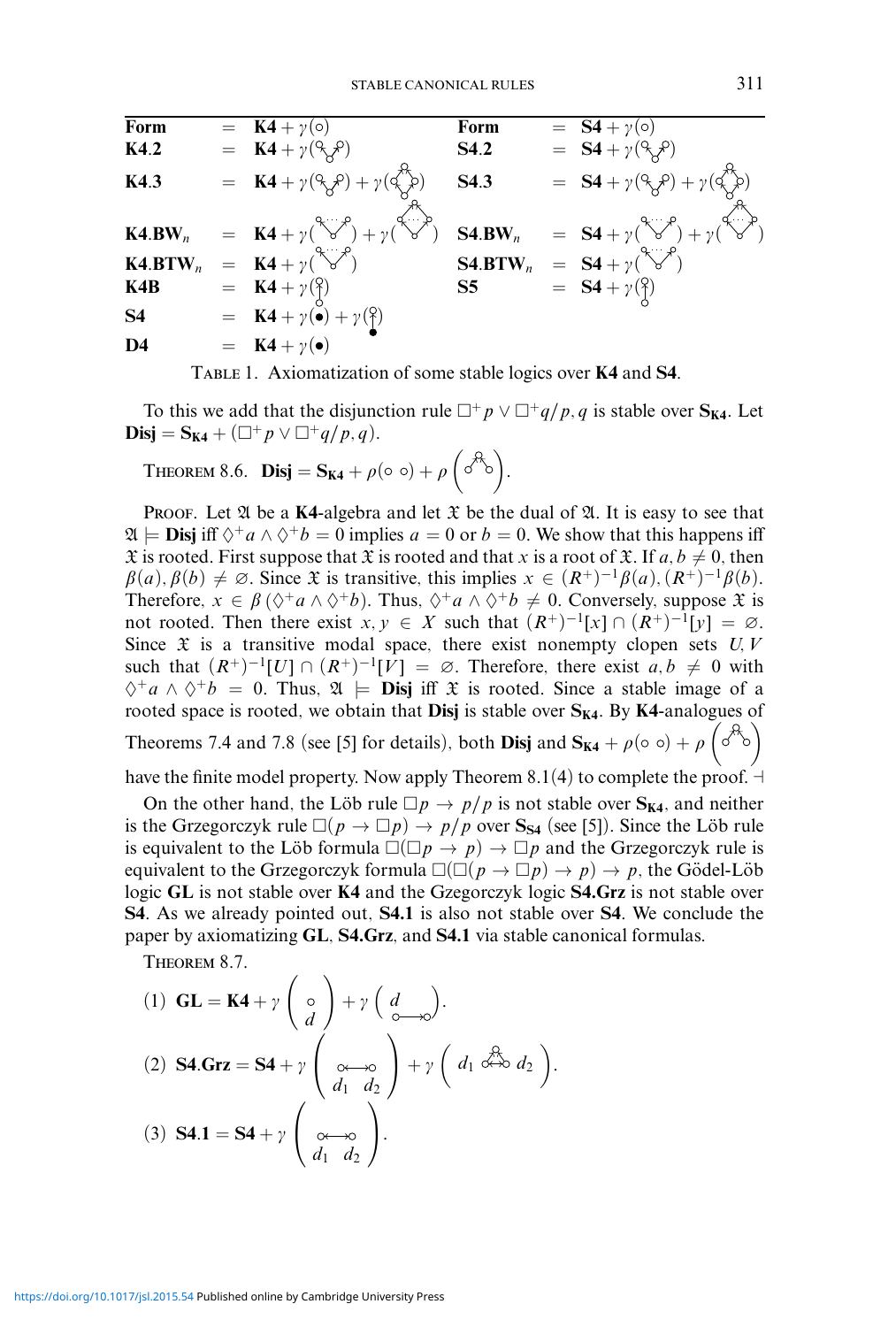| Form | = | $\mathbf{K4} + \gamma(\circ)$ | Form | = | $\mathbf{S4} + \gamma(\circ)$ |
|---|---|---|---|---|---|
| **K4.2** | = | $\mathbf{K4} + \gamma(\cdot)$ | **S4.2** | = | $\mathbf{S4} + \gamma(\cdot)$ |
| **K4.3** | = | $\mathbf{K4} + \gamma(\cdot) + \gamma(\cdot)$ | **S4.3** | = | $\mathbf{S4} + \gamma(\cdot) + \gamma(\cdot)$ |
| $\mathbf{K4.BW}_n$ | = | $\mathbf{K4} + \gamma(\cdot) + \gamma(\cdot)$ | $\mathbf{S4.BW}_n$ | = | $\mathbf{S4} + \gamma(\cdot) + \gamma(\cdot)$ |
| $\mathbf{K4.BTW}_n$ | = | $\mathbf{K4} + \gamma(\cdot)$ | $\mathbf{S4.BTW}_n$ | = | $\mathbf{S4} + \gamma(\cdot)$ |
| **K4B** | = | $\mathbf{K4} + \gamma(\cdot)$ | **S5** | = | $\mathbf{S4} + \gamma(\cdot)$ |
| **S4** | = | $\mathbf{K4} + \gamma(\bullet) + \gamma(\cdot)$ | | | |
| **D4** | = | $\mathbf{K4} + \gamma(\bullet)$ | | | |

TABLE 1. Axiomatization of some stable logics over **K4** and **S4**.

To this we add that the disjunction rule $\Box^+ p \vee \Box^+ q / p, q$ is stable over $\mathbf{S_{K4}}$. Let $\mathbf{Disj} = \mathbf{S_{K4}} + (\Box^+ p \vee \Box^+ q / p, q)$.

THEOREM 8.6. $\mathbf{Disj} = \mathbf{S_{K4}} + \rho(\circ\ \circ) + \rho(\cdot)$.

PROOF. Let $\mathfrak{A}$ be a **K4**-algebra and let $\mathfrak{X}$ be the dual of $\mathfrak{A}$. It is easy to see that $\mathfrak{A} \models \mathbf{Disj}$ iff $\Diamond^+ a \wedge \Diamond^+ b = 0$ implies $a = 0$ or $b = 0$. We show that this happens iff $\mathfrak{X}$ is rooted. First suppose that $\mathfrak{X}$ is rooted and that $x$ is a root of $\mathfrak{X}$. If $a, b \neq 0$, then $\beta(a), \beta(b) \neq \varnothing$. Since $\mathfrak{X}$ is transitive, this implies $x \in (R^+)^{-1}\beta(a), (R^+)^{-1}\beta(b)$. Therefore, $x \in \beta(\Diamond^+ a \wedge \Diamond^+ b)$. Thus, $\Diamond^+ a \wedge \Diamond^+ b \neq 0$. Conversely, suppose $\mathfrak{X}$ is not rooted. Then there exist $x, y \in X$ such that $(R^+)^{-1}[x] \cap (R^+)^{-1}[y] = \varnothing$. Since $\mathfrak{X}$ is a transitive modal space, there exist nonempty clopen sets $U, V$ such that $(R^+)^{-1}[U] \cap (R^+)^{-1}[V] = \varnothing$. Therefore, there exist $a, b \neq 0$ with $\Diamond^+ a \wedge \Diamond^+ b = 0$. Thus, $\mathfrak{A} \models \mathbf{Disj}$ iff $\mathfrak{X}$ is rooted. Since a stable image of a rooted space is rooted, we obtain that **Disj** is stable over $\mathbf{S_{K4}}$. By **K4**-analogues of Theorems 7.4 and 7.8 (see [5] for details), both **Disj** and $\mathbf{S_{K4}} + \rho(\circ\ \circ) + \rho(\cdot)$ have the finite model property. Now apply Theorem 8.1(4) to complete the proof. ⊣

On the other hand, the Löb rule $\Box p \to p / p$ is not stable over $\mathbf{S_{K4}}$, and neither is the Grzegorczyk rule $\Box(p \to \Box p) \to p / p$ over $\mathbf{S_{S4}}$ (see [5]). Since the Löb rule is equivalent to the Löb formula $\Box(\Box p \to p) \to \Box p$ and the Grzegorczyk rule is equivalent to the Grzegorczyk formula $\Box(\Box(p \to \Box p) \to p) \to p$, the Gödel-Löb logic **GL** is not stable over **K4** and the Gzegorczyk logic **S4.Grz** is not stable over **S4**. As we already pointed out, **S4.1** is also not stable over **S4**. We conclude the paper by axiomatizing **GL**, **S4.Grz**, and **S4.1** via stable canonical formulas.

THEOREM 8.7.

(1) $\mathbf{GL} = \mathbf{K4} + \gamma\left(\begin{matrix}\circ \\ d\end{matrix}\right) + \gamma\left(d\ \circ\!\!\longrightarrow\!\!\circ\right)$.

(2) $\mathbf{S4.Grz} = \mathbf{S4} + \gamma\left(\begin{matrix}\circ\!\!\longleftrightarrow\!\!\circ \\ d_1 \quad d_2\end{matrix}\right) + \gamma\left(d_1 \cdot d_2\right)$.

(3) $\mathbf{S4.1} = \mathbf{S4} + \gamma\left(\begin{matrix}\circ\!\!\longleftrightarrow\!\!\circ \\ d_1 \quad d_2\end{matrix}\right)$.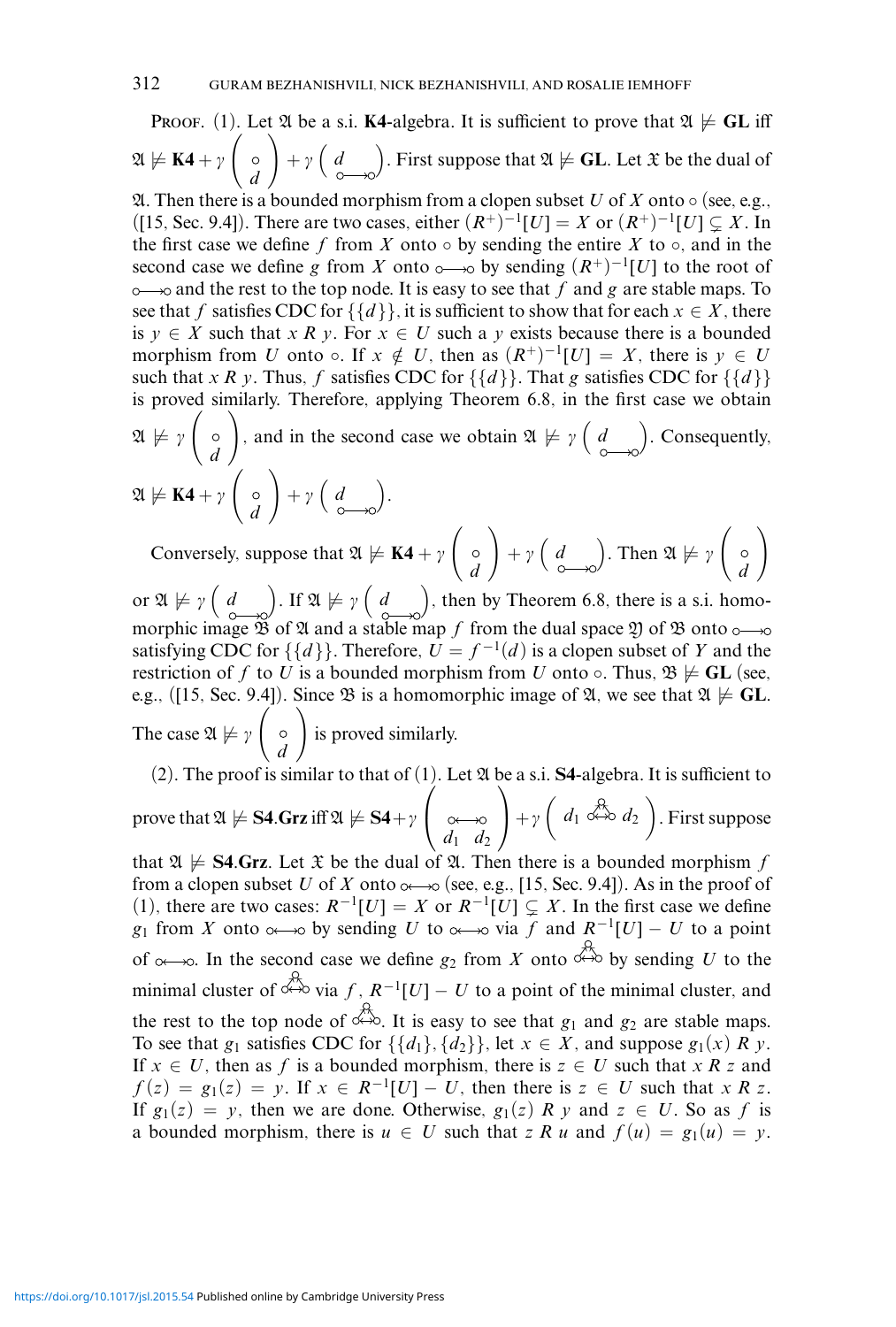PROOF. (1). Let $\mathfrak{A}$ be a s.i. **K4**-algebra. It is sufficient to prove that $\mathfrak{A} \not\models \mathbf{GL}$ iff $\mathfrak{A} \not\models \mathbf{K4} + \gamma\left(\begin{smallmatrix} \circ \\ d \end{smallmatrix}\right) + \gamma\left(\begin{smallmatrix} d \\ \circ\!\longrightarrow\!\circ \end{smallmatrix}\right)$. First suppose that $\mathfrak{A} \not\models \mathbf{GL}$. Let $\mathfrak{X}$ be the dual of $\mathfrak{A}$. Then there is a bounded morphism from a clopen subset $U$ of $X$ onto $\circ$ (see, e.g., ([15, Sec. 9.4]). There are two cases, either $(R^+)^{-1}[U] = X$ or $(R^+)^{-1}[U] \subsetneq X$. In the first case we define $f$ from $X$ onto $\circ$ by sending the entire $X$ to $\circ$, and in the second case we define $g$ from $X$ onto $\circ\!\longrightarrow\!\circ$ by sending $(R^+)^{-1}[U]$ to the root of $\circ\!\longrightarrow\!\circ$ and the rest to the top node. It is easy to see that $f$ and $g$ are stable maps. To see that $f$ satisfies CDC for $\{\{d\}\}$, it is sufficient to show that for each $x \in X$, there is $y \in X$ such that $x \, R \, y$. For $x \in U$ such a $y$ exists because there is a bounded morphism from $U$ onto $\circ$. If $x \notin U$, then as $(R^+)^{-1}[U] = X$, there is $y \in U$ such that $x \, R \, y$. Thus, $f$ satisfies CDC for $\{\{d\}\}$. That $g$ satisfies CDC for $\{\{d\}\}$ is proved similarly. Therefore, applying Theorem 6.8, in the first case we obtain $\mathfrak{A} \not\models \gamma\left(\begin{smallmatrix} \circ \\ d \end{smallmatrix}\right)$, and in the second case we obtain $\mathfrak{A} \not\models \gamma\left(\begin{smallmatrix} d \\ \circ\!\longrightarrow\!\circ \end{smallmatrix}\right)$. Consequently, $\mathfrak{A} \not\models \mathbf{K4} + \gamma\left(\begin{smallmatrix} \circ \\ d \end{smallmatrix}\right) + \gamma\left(\begin{smallmatrix} d \\ \circ\!\longrightarrow\!\circ \end{smallmatrix}\right)$.

Conversely, suppose that $\mathfrak{A} \not\models \mathbf{K4} + \gamma\left(\begin{smallmatrix} \circ \\ d \end{smallmatrix}\right) + \gamma\left(\begin{smallmatrix} d \\ \circ\!\longrightarrow\!\circ \end{smallmatrix}\right)$. Then $\mathfrak{A} \not\models \gamma\left(\begin{smallmatrix} \circ \\ d \end{smallmatrix}\right)$ or $\mathfrak{A} \not\models \gamma\left(\begin{smallmatrix} d \\ \circ\!\longrightarrow\!\circ \end{smallmatrix}\right)$. If $\mathfrak{A} \not\models \gamma\left(\begin{smallmatrix} d \\ \circ\!\longrightarrow\!\circ \end{smallmatrix}\right)$, then by Theorem 6.8, there is a s.i. homomorphic image $\mathfrak{B}$ of $\mathfrak{A}$ and a stable map $f$ from the dual space $\mathfrak{Y}$ of $\mathfrak{B}$ onto $\circ\!\longrightarrow\!\circ$ satisfying CDC for $\{\{d\}\}$. Therefore, $U = f^{-1}(d)$ is a clopen subset of $Y$ and the restriction of $f$ to $U$ is a bounded morphism from $U$ onto $\circ$. Thus, $\mathfrak{B} \not\models \mathbf{GL}$ (see, e.g., ([15, Sec. 9.4]). Since $\mathfrak{B}$ is a homomorphic image of $\mathfrak{A}$, we see that $\mathfrak{A} \not\models \mathbf{GL}$. The case $\mathfrak{A} \not\models \gamma\left(\begin{smallmatrix} \circ \\ d \end{smallmatrix}\right)$ is proved similarly.

(2). The proof is similar to that of (1). Let $\mathfrak{A}$ be a s.i. **S4**-algebra. It is sufficient to prove that $\mathfrak{A} \not\models \mathbf{S4.Grz}$ iff $\mathfrak{A} \not\models \mathbf{S4} + \gamma\left(\begin{smallmatrix} \circ\!\longleftrightarrow\!\circ \\ d_1 \;\; d_2 \end{smallmatrix}\right) + \gamma\left(d_1 \, \triangle \, d_2\right)$. First suppose that $\mathfrak{A} \not\models \mathbf{S4.Grz}$. Let $\mathfrak{X}$ be the dual of $\mathfrak{A}$. Then there is a bounded morphism $f$ from a clopen subset $U$ of $X$ onto $\circ\!\longleftrightarrow\!\circ$ (see, e.g., [15, Sec. 9.4]). As in the proof of (1), there are two cases: $R^{-1}[U] = X$ or $R^{-1}[U] \subsetneq X$. In the first case we define $g_1$ from $X$ onto $\circ\!\longleftrightarrow\!\circ$ by sending $U$ to $\circ\!\longleftrightarrow\!\circ$ via $f$ and $R^{-1}[U] - U$ to a point of $\circ\!\longleftrightarrow\!\circ$. In the second case we define $g_2$ from $X$ onto $\triangle$ by sending $U$ to the minimal cluster of $\triangle$ via $f$, $R^{-1}[U] - U$ to a point of the minimal cluster, and the rest to the top node of $\triangle$. It is easy to see that $g_1$ and $g_2$ are stable maps. To see that $g_1$ satisfies CDC for $\{\{d_1\}, \{d_2\}\}$, let $x \in X$, and suppose $g_1(x) \, R \, y$. If $x \in U$, then as $f$ is a bounded morphism, there is $z \in U$ such that $x \, R \, z$ and $f(z) = g_1(z) = y$. If $x \in R^{-1}[U] - U$, then there is $z \in U$ such that $x \, R \, z$. If $g_1(z) = y$, then we are done. Otherwise, $g_1(z) \, R \, y$ and $z \in U$. So as $f$ is a bounded morphism, there is $u \in U$ such that $z \, R \, u$ and $f(u) = g_1(u) = y$.

https://doi.org/10.1017/jsl.2015.54 Published online by Cambridge University Press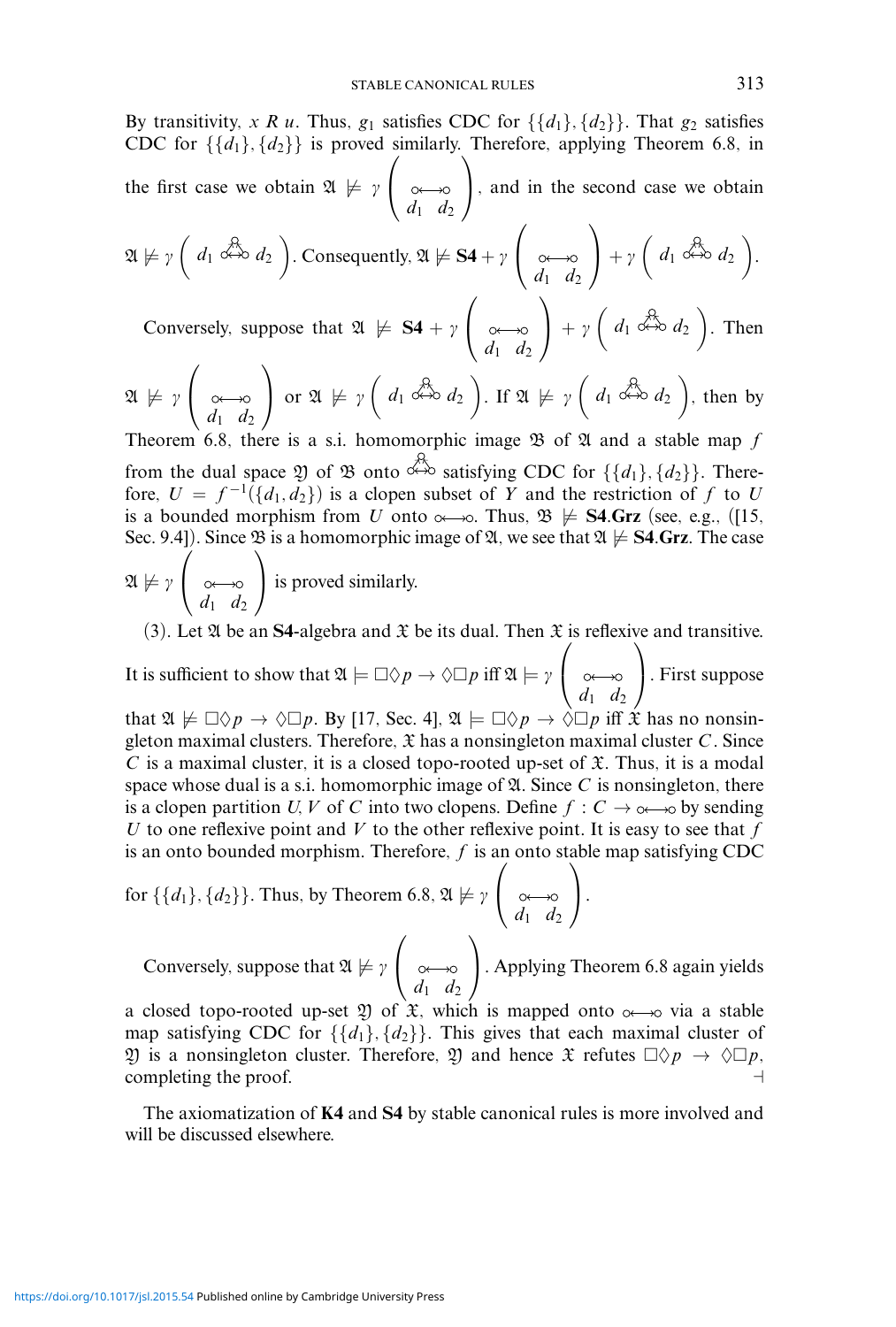By transitivity, $x\ R\ u$. Thus, $g_1$ satisfies CDC for $\{\{d_1\},\{d_2\}\}$. That $g_2$ satisfies CDC for $\{\{d_1\},\{d_2\}\}$ is proved similarly. Therefore, applying Theorem 6.8, in the first case we obtain $\mathfrak{A} \not\models \gamma\left(\underset{d_1\ \ d_2}{\circ\!\!\longleftrightarrow\!\!\circ}\right)$, and in the second case we obtain $\mathfrak{A} \not\models \gamma\left(d_1\ \overset{\circ}{\circ\!\!\leftrightarrow\!\!\circ}\ d_2\right)$. Consequently, $\mathfrak{A} \not\models \mathbf{S4} + \gamma\left(\underset{d_1\ \ d_2}{\circ\!\!\longleftrightarrow\!\!\circ}\right) + \gamma\left(d_1\ \overset{\circ}{\circ\!\!\leftrightarrow\!\!\circ}\ d_2\right)$.

Conversely, suppose that $\mathfrak{A} \not\models \mathbf{S4} + \gamma\left(\underset{d_1\ \ d_2}{\circ\!\!\longleftrightarrow\!\!\circ}\right) + \gamma\left(d_1\ \overset{\circ}{\circ\!\!\leftrightarrow\!\!\circ}\ d_2\right)$. Then $\mathfrak{A} \not\models \gamma\left(\underset{d_1\ \ d_2}{\circ\!\!\longleftrightarrow\!\!\circ}\right)$ or $\mathfrak{A} \not\models \gamma\left(d_1\ \overset{\circ}{\circ\!\!\leftrightarrow\!\!\circ}\ d_2\right)$. If $\mathfrak{A} \not\models \gamma\left(d_1\ \overset{\circ}{\circ\!\!\leftrightarrow\!\!\circ}\ d_2\right)$, then by Theorem 6.8, there is a s.i. homomorphic image $\mathfrak{B}$ of $\mathfrak{A}$ and a stable map $f$ from the dual space $\mathfrak{Y}$ of $\mathfrak{B}$ onto $\overset{\circ}{\circ\!\!\leftrightarrow\!\!\circ}$ satisfying CDC for $\{\{d_1\},\{d_2\}\}$. Therefore, $U = f^{-1}(\{d_1, d_2\})$ is a clopen subset of $Y$ and the restriction of $f$ to $U$ is a bounded morphism from $U$ onto $\circ\!\!\longleftrightarrow\!\!\circ$. Thus, $\mathfrak{B} \not\models \mathbf{S4.Grz}$ (see, e.g., ([15, Sec. 9.4]). Since $\mathfrak{B}$ is a homomorphic image of $\mathfrak{A}$, we see that $\mathfrak{A} \not\models \mathbf{S4.Grz}$. The case $\mathfrak{A} \not\models \gamma\left(\underset{d_1\ \ d_2}{\circ\!\!\longleftrightarrow\!\!\circ}\right)$ is proved similarly.

(3). Let $\mathfrak{A}$ be an **S4**-algebra and $\mathfrak{X}$ be its dual. Then $\mathfrak{X}$ is reflexive and transitive. It is sufficient to show that $\mathfrak{A} \models \Box\Diamond p \to \Diamond\Box p$ iff $\mathfrak{A} \models \gamma\left(\underset{d_1\ \ d_2}{\circ\!\!\longleftrightarrow\!\!\circ}\right)$. First suppose that $\mathfrak{A} \not\models \Box\Diamond p \to \Diamond\Box p$. By [17, Sec. 4], $\mathfrak{A} \models \Box\Diamond p \to \Diamond\Box p$ iff $\mathfrak{X}$ has no nonsingleton maximal clusters. Therefore, $\mathfrak{X}$ has a nonsingleton maximal cluster $C$. Since $C$ is a maximal cluster, it is a closed topo-rooted up-set of $\mathfrak{X}$. Thus, it is a modal space whose dual is a s.i. homomorphic image of $\mathfrak{A}$. Since $C$ is nonsingleton, there is a clopen partition $U, V$ of $C$ into two clopens. Define $f : C \to \circ\!\!\longleftrightarrow\!\!\circ$ by sending $U$ to one reflexive point and $V$ to the other reflexive point. It is easy to see that $f$ is an onto bounded morphism. Therefore, $f$ is an onto stable map satisfying CDC for $\{\{d_1\},\{d_2\}\}$. Thus, by Theorem 6.8, $\mathfrak{A} \not\models \gamma\left(\underset{d_1\ \ d_2}{\circ\!\!\longleftrightarrow\!\!\circ}\right)$.

Conversely, suppose that $\mathfrak{A} \not\models \gamma\left(\underset{d_1\ \ d_2}{\circ\!\!\longleftrightarrow\!\!\circ}\right)$. Applying Theorem 6.8 again yields a closed topo-rooted up-set $\mathfrak{Y}$ of $\mathfrak{X}$, which is mapped onto $\circ\!\!\longleftrightarrow\!\!\circ$ via a stable map satisfying CDC for $\{\{d_1\},\{d_2\}\}$. This gives that each maximal cluster of $\mathfrak{Y}$ is a nonsingleton cluster. Therefore, $\mathfrak{Y}$ and hence $\mathfrak{X}$ refutes $\Box\Diamond p \to \Diamond\Box p$, completing the proof. $\dashv$

The axiomatization of **K4** and **S4** by stable canonical rules is more involved and will be discussed elsewhere.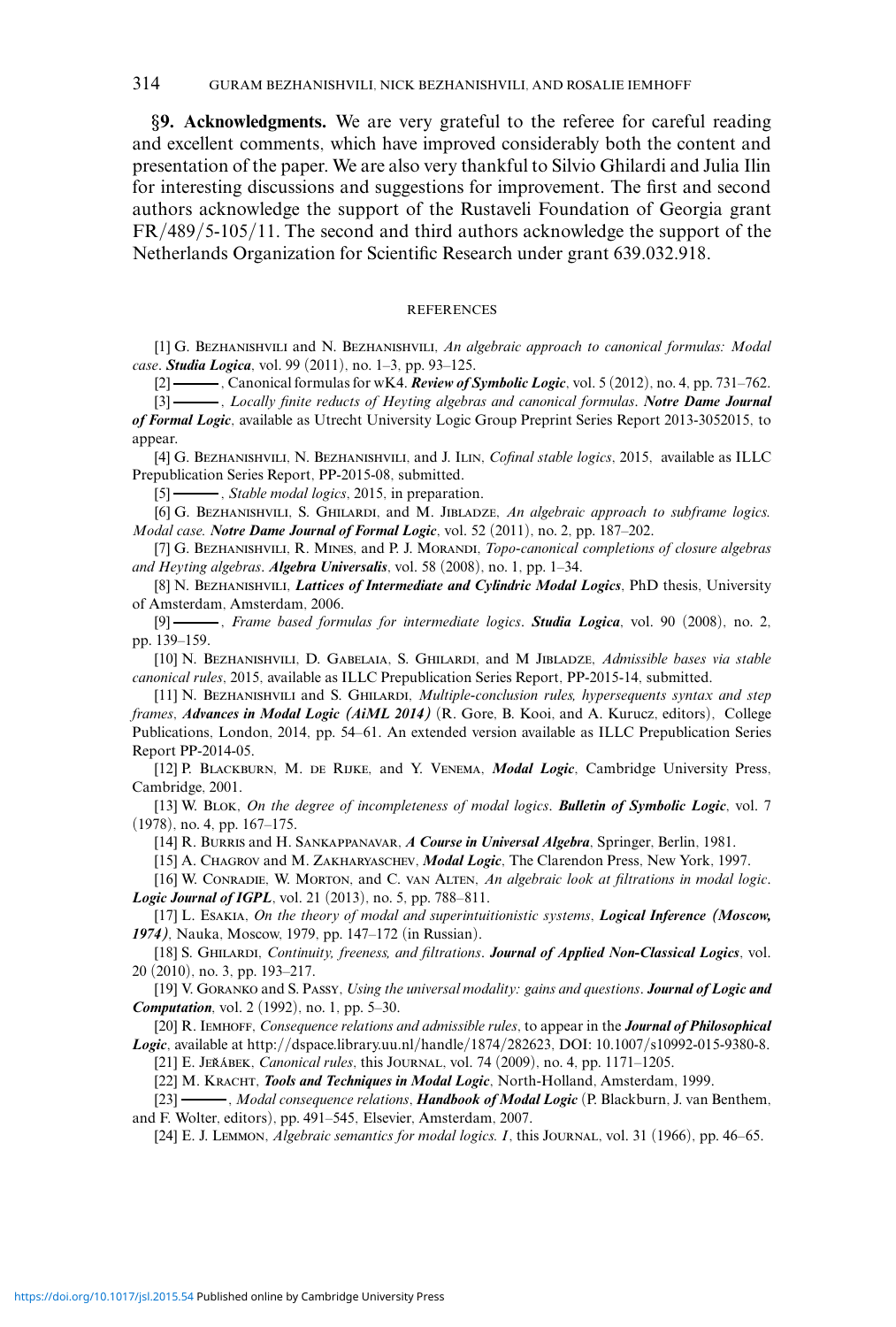**§9. Acknowledgments.** We are very grateful to the referee for careful reading and excellent comments, which have improved considerably both the content and presentation of the paper. We are also very thankful to Silvio Ghilardi and Julia Ilin for interesting discussions and suggestions for improvement. The first and second authors acknowledge the support of the Rustaveli Foundation of Georgia grant FR/489/5-105/11. The second and third authors acknowledge the support of the Netherlands Organization for Scientific Research under grant 639.032.918.

## REFERENCES

[1] G. Bezhanishvili and N. Bezhanishvili, *An algebraic approach to canonical formulas: Modal case*. ***Studia Logica***, vol. 99 (2011), no. 1–3, pp. 93–125.

[2] ———, Canonical formulas for wK4. ***Review of Symbolic Logic***, vol. 5 (2012), no. 4, pp. 731–762.

[3] ———, *Locally finite reducts of Heyting algebras and canonical formulas*. ***Notre Dame Journal of Formal Logic***, available as Utrecht University Logic Group Preprint Series Report 2013-3052015, to appear.

[4] G. Bezhanishvili, N. Bezhanishvili, and J. Ilin, *Cofinal stable logics*, 2015, available as ILLC Prepublication Series Report, PP-2015-08, submitted.

[5] ———, *Stable modal logics*, 2015, in preparation.

[6] G. Bezhanishvili, S. Ghilardi, and M. Jibladze, *An algebraic approach to subframe logics. Modal case.* ***Notre Dame Journal of Formal Logic***, vol. 52 (2011), no. 2, pp. 187–202.

[7] G. Bezhanishvili, R. Mines, and P. J. Morandi, *Topo-canonical completions of closure algebras and Heyting algebras*. ***Algebra Universalis***, vol. 58 (2008), no. 1, pp. 1–34.

[8] N. Bezhanishvili, ***Lattices of Intermediate and Cylindric Modal Logics***, PhD thesis, University of Amsterdam, Amsterdam, 2006.

[9] ———, *Frame based formulas for intermediate logics*. ***Studia Logica***, vol. 90 (2008), no. 2, pp. 139–159.

[10] N. Bezhanishvili, D. Gabelaia, S. Ghilardi, and M Jibladze, *Admissible bases via stable canonical rules*, 2015, available as ILLC Prepublication Series Report, PP-2015-14, submitted.

[11] N. Bezhanishvili and S. Ghilardi, *Multiple-conclusion rules, hypersequents syntax and step frames*, ***Advances in Modal Logic (AiML 2014)*** (R. Gore, B. Kooi, and A. Kurucz, editors), College Publications, London, 2014, pp. 54–61. An extended version available as ILLC Prepublication Series Report PP-2014-05.

[12] P. Blackburn, M. de Rijke, and Y. Venema, ***Modal Logic***, Cambridge University Press, Cambridge, 2001.

[13] W. Blok, *On the degree of incompleteness of modal logics*. ***Bulletin of Symbolic Logic***, vol. 7 (1978), no. 4, pp. 167–175.

[14] R. Burris and H. Sankappanavar, ***A Course in Universal Algebra***, Springer, Berlin, 1981.

[15] A. Chagrov and M. Zakharyaschev, ***Modal Logic***, The Clarendon Press, New York, 1997.

[16] W. Conradie, W. Morton, and C. van Alten, *An algebraic look at filtrations in modal logic*. ***Logic Journal of IGPL***, vol. 21 (2013), no. 5, pp. 788–811.

[17] L. Esakia, *On the theory of modal and superintuitionistic systems*, ***Logical Inference (Moscow, 1974)***, Nauka, Moscow, 1979, pp. 147–172 (in Russian).

[18] S. Ghilardi, *Continuity, freeness, and filtrations*. ***Journal of Applied Non-Classical Logics***, vol. 20 (2010), no. 3, pp. 193–217.

[19] V. Goranko and S. Passy, *Using the universal modality: gains and questions*. ***Journal of Logic and Computation***, vol. 2 (1992), no. 1, pp. 5–30.

[20] R. Iemhoff, *Consequence relations and admissible rules*, to appear in the ***Journal of Philosophical Logic***, available at http://dspace.library.uu.nl/handle/1874/282623, DOI: 10.1007/s10992-015-9380-8.

[21] E. Jeřábek, *Canonical rules*, this Journal, vol. 74 (2009), no. 4, pp. 1171–1205.

[22] M. Kracht, ***Tools and Techniques in Modal Logic***, North-Holland, Amsterdam, 1999.

[23] ———, *Modal consequence relations*, ***Handbook of Modal Logic*** (P. Blackburn, J. van Benthem, and F. Wolter, editors), pp. 491–545, Elsevier, Amsterdam, 2007.

[24] E. J. Lemmon, *Algebraic semantics for modal logics. I*, this Journal, vol. 31 (1966), pp. 46–65.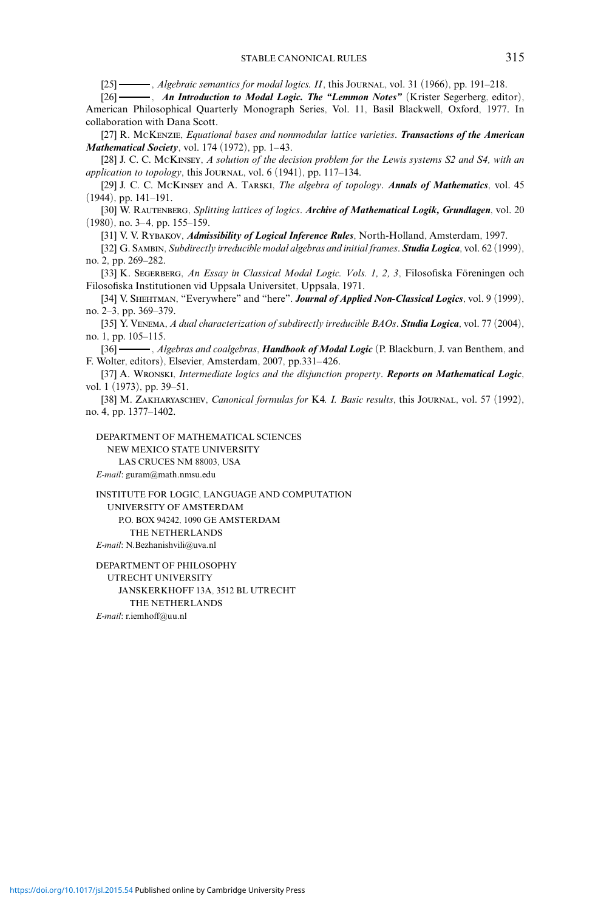[25] ———, *Algebraic semantics for modal logics. II*, this Journal, vol. 31 (1966), pp. 191–218.

[26] ———, ***An Introduction to Modal Logic. The "Lemmon Notes"*** (Krister Segerberg, editor), American Philosophical Quarterly Monograph Series, Vol. 11, Basil Blackwell, Oxford, 1977. In collaboration with Dana Scott.

[27] R. McKenzie, *Equational bases and nonmodular lattice varieties*. ***Transactions of the American Mathematical Society***, vol. 174 (1972), pp. 1–43.

[28] J. C. C. McKinsey, *A solution of the decision problem for the Lewis systems S2 and S4, with an application to topology*, this Journal, vol. 6 (1941), pp. 117–134.

[29] J. C. C. McKinsey and A. Tarski, *The algebra of topology*. ***Annals of Mathematics***, vol. 45 (1944), pp. 141–191.

[30] W. Rautenberg, *Splitting lattices of logics*. ***Archive of Mathematical Logik, Grundlagen***, vol. 20 (1980), no. 3–4, pp. 155–159.

[31] V. V. Rybakov, ***Admissibility of Logical Inference Rules***, North-Holland, Amsterdam, 1997.

[32] G. Sambin, *Subdirectly irreducible modal algebras and initial frames*. ***Studia Logica***, vol. 62 (1999), no. 2, pp. 269–282.

[33] K. Segerberg, *An Essay in Classical Modal Logic. Vols. 1, 2, 3*, Filosofiska Föreningen och Filosofiska Institutionen vid Uppsala Universitet, Uppsala, 1971.

[34] V. Shehtman, "Everywhere" and "here". ***Journal of Applied Non-Classical Logics***, vol. 9 (1999), no. 2–3, pp. 369–379.

[35] Y. Venema, *A dual characterization of subdirectly irreducible BAOs*. ***Studia Logica***, vol. 77 (2004), no. 1, pp. 105–115.

[36] ———, *Algebras and coalgebras*, ***Handbook of Modal Logic*** (P. Blackburn, J. van Benthem, and F. Wolter, editors), Elsevier, Amsterdam, 2007, pp.331–426.

[37] A. Wronski, *Intermediate logics and the disjunction property*. ***Reports on Mathematical Logic***, vol. 1 (1973), pp. 39–51.

[38] M. Zakharyaschev, *Canonical formulas for* K4*. I. Basic results*, this Journal, vol. 57 (1992), no. 4, pp. 1377–1402.

DEPARTMENT OF MATHEMATICAL SCIENCES
NEW MEXICO STATE UNIVERSITY
LAS CRUCES NM 88003, USA
*E-mail*: guram@math.nmsu.edu

INSTITUTE FOR LOGIC, LANGUAGE AND COMPUTATION
UNIVERSITY OF AMSTERDAM
P.O. BOX 94242, 1090 GE AMSTERDAM
THE NETHERLANDS
*E-mail*: N.Bezhanishvili@uva.nl

DEPARTMENT OF PHILOSOPHY
UTRECHT UNIVERSITY
JANSKERKHOFF 13A, 3512 BL UTRECHT
THE NETHERLANDS
*E-mail*: r.iemhoff@uu.nl